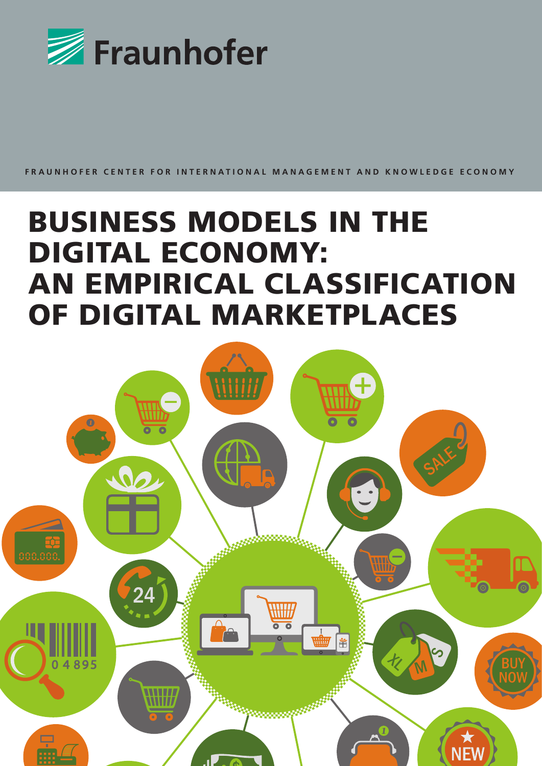Fraunhofer

FRAUNHOFER CENTER FOR INTERNATIONAL MANAGEMENT AND KNOWLEDGE ECONOMY

# BUSINESS MODELS IN THE DIGITAL ECONOMY: AN EMPIRICAL CLASSIFICATION OF DIGITAL MARKETPLACES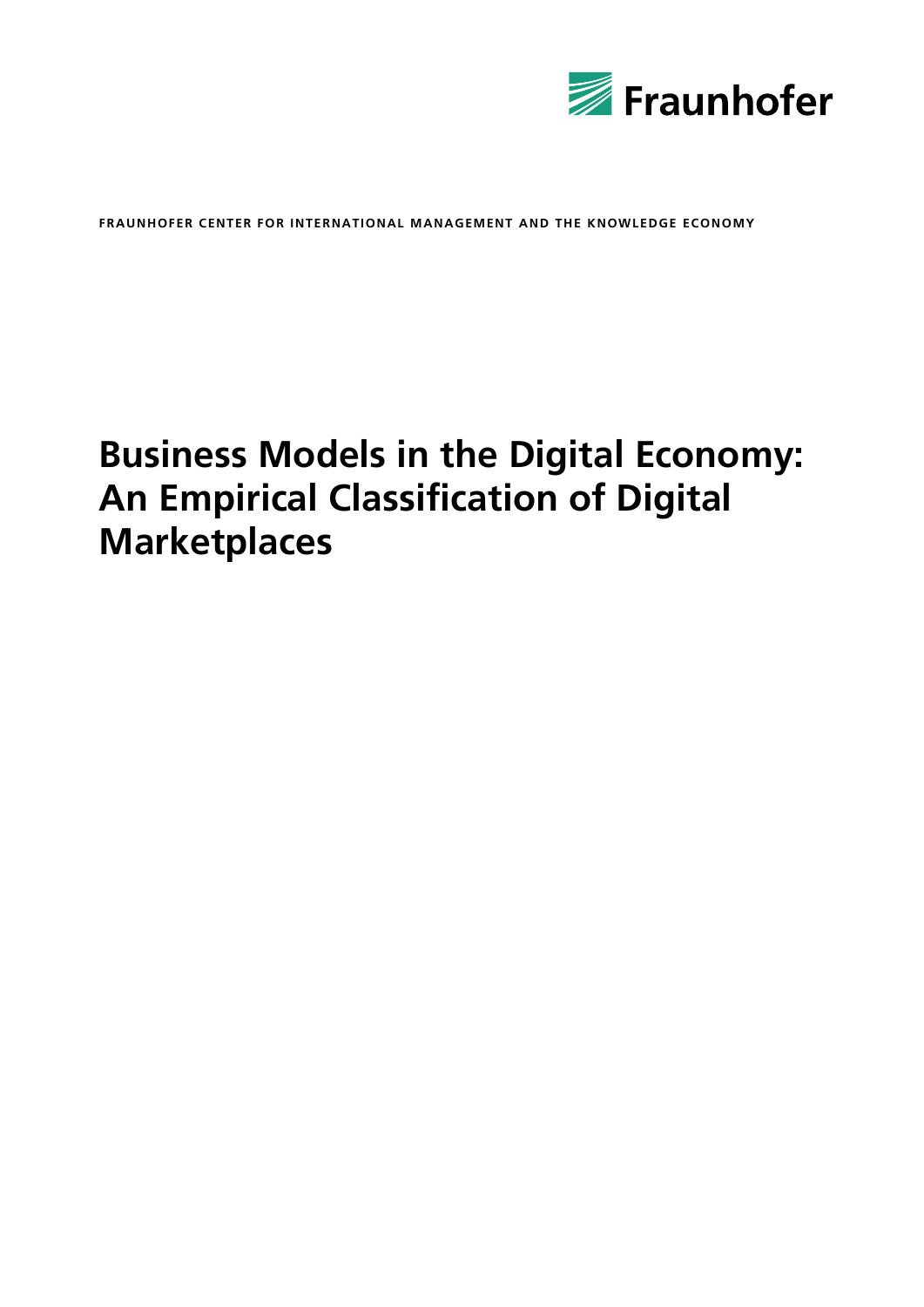FRAUNHOFER CENTER FOR INTERNATIONAL MANAGEMENT AND THE KNOWLEDGE ECONOMY

# Business Models in the Digital Economy: An Empirical Classification of Digital Marketplaces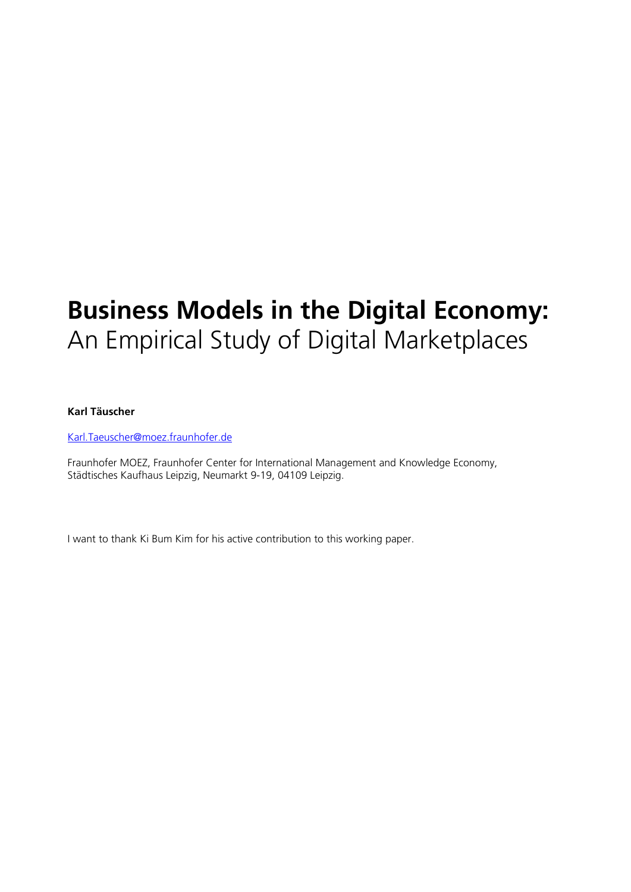# **Business Models in the Digital Economy:** An Empirical Study of Digital Marketplaces

**Karl Täuscher**

Karl.Taeuscher@moez.fraunhofer.de

Fraunhofer MOEZ, Fraunhofer Center for International Management and Knowledge Economy, Städtisches Kaufhaus Leipzig, Neumarkt 9-19, 04109 Leipzig.

I want to thank Ki Bum Kim for his active contribution to this working paper.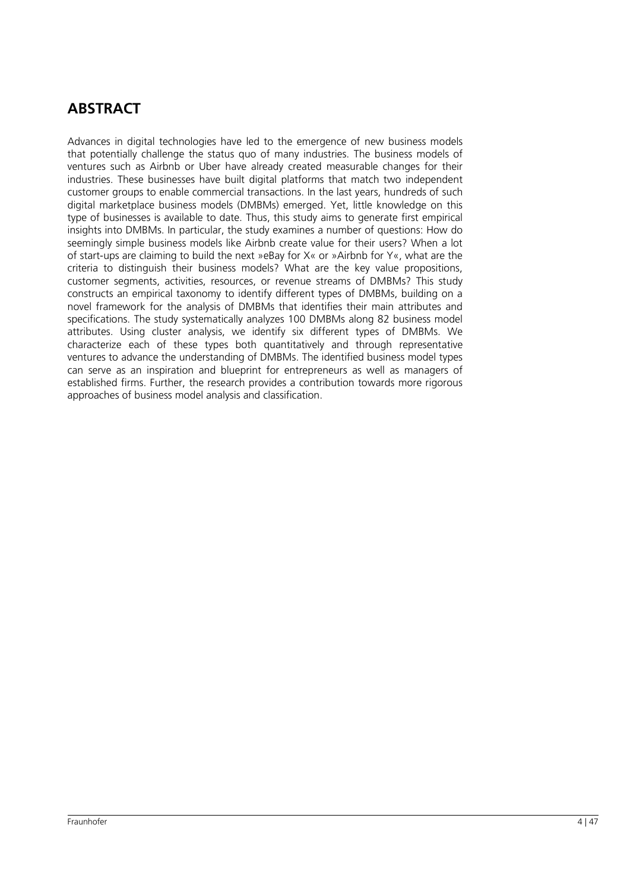## ABSTRACT

Advances in digital technologies have led to the emergence of new business models that potentially challenge the status quo of many industries. The business models of ventures such as Airbnb or Uber have already created measurable changes for their industries. These businesses have built digital platforms that match two independent customer groups to enable commercial transactions. In the last years, hundreds of such digital marketplace business models (DMBMs) emerged. Yet, little knowledge on this type of businesses is available to date. Thus, this study aims to generate first empirical insights into DMBMs. In particular, the study examines a number of questions: How do seemingly simple business models like Airbnb create value for their users? When a lot of start-ups are claiming to build the next »eBay for X« or »Airbnb for Y«, what are the criteria to distinguish their business models? What are the key value propositions, customer segments, activities, resources, or revenue streams of DMBMs? This study constructs an empirical taxonomy to identify different types of DMBMs, building on a novel framework for the analysis of DMBMs that identifies their main attributes and specifications. The study systematically analyzes 100 DMBMs along 82 business model attributes. Using cluster analysis, we identify six different types of DMBMs. We characterize each of these types both quantitatively and through representative ventures to advance the understanding of DMBMs. The identified business model types can serve as an inspiration and blueprint for entrepreneurs as well as managers of established firms. Further, the research provides a contribution towards more rigorous approaches of business model analysis and classification.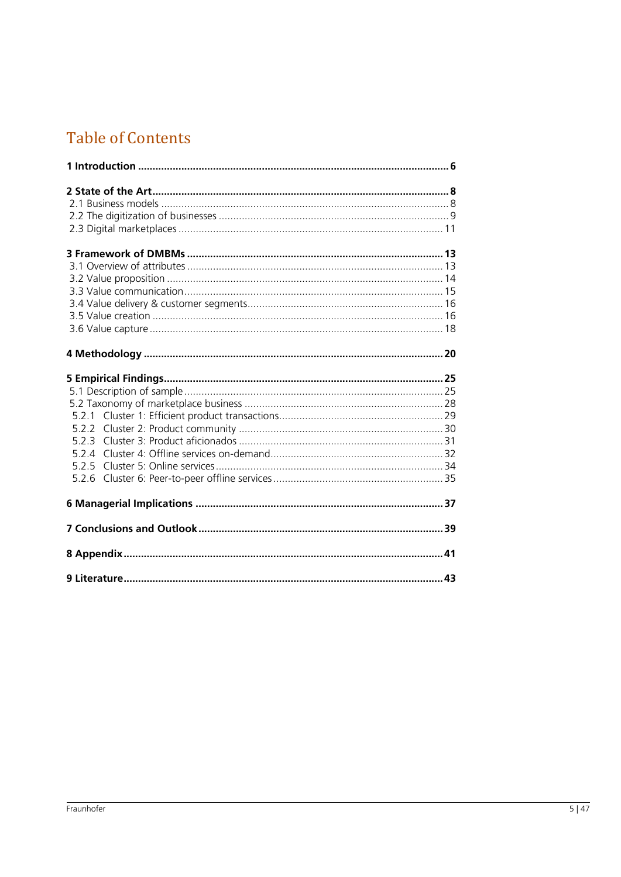# Table of Contents

**1 Introduction** .......... **6**

**2 State of the Art** .......... **8**
2.1 Business models .......... 8
2.2 The digitization of businesses .......... 9
2.3 Digital marketplaces .......... 11

**3 Framework of DMBMs** .......... **13**
3.1 Overview of attributes .......... 13
3.2 Value proposition .......... 14
3.3 Value communication .......... 15
3.4 Value delivery & customer segments .......... 16
3.5 Value creation .......... 16
3.6 Value capture .......... 18

**4 Methodology** .......... **20**

**5 Empirical Findings** .......... **25**
5.1 Description of sample .......... 25
5.2 Taxonomy of marketplace business .......... 28
5.2.1 Cluster 1: Efficient product transactions .......... 29
5.2.2 Cluster 2: Product community .......... 30
5.2.3 Cluster 3: Product aficionados .......... 31
5.2.4 Cluster 4: Offline services on-demand .......... 32
5.2.5 Cluster 5: Online services .......... 34
5.2.6 Cluster 6: Peer-to-peer offline services .......... 35

**6 Managerial Implications** .......... **37**

**7 Conclusions and Outlook** .......... **39**

**8 Appendix** .......... **41**

**9 Literature** .......... **43**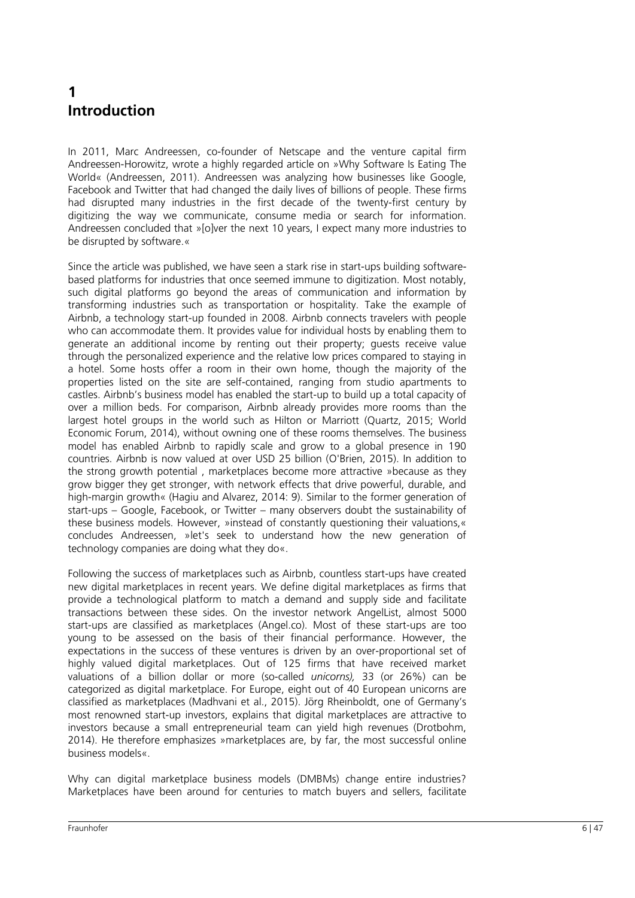# 1 Introduction

In 2011, Marc Andreessen, co-founder of Netscape and the venture capital firm Andreessen-Horowitz, wrote a highly regarded article on »Why Software Is Eating The World« (Andreessen, 2011). Andreessen was analyzing how businesses like Google, Facebook and Twitter that had changed the daily lives of billions of people. These firms had disrupted many industries in the first decade of the twenty-first century by digitizing the way we communicate, consume media or search for information. Andreessen concluded that »[o]ver the next 10 years, I expect many more industries to be disrupted by software.«

Since the article was published, we have seen a stark rise in start-ups building software-based platforms for industries that once seemed immune to digitization. Most notably, such digital platforms go beyond the areas of communication and information by transforming industries such as transportation or hospitality. Take the example of Airbnb, a technology start-up founded in 2008. Airbnb connects travelers with people who can accommodate them. It provides value for individual hosts by enabling them to generate an additional income by renting out their property; guests receive value through the personalized experience and the relative low prices compared to staying in a hotel. Some hosts offer a room in their own home, though the majority of the properties listed on the site are self-contained, ranging from studio apartments to castles. Airbnb's business model has enabled the start-up to build up a total capacity of over a million beds. For comparison, Airbnb already provides more rooms than the largest hotel groups in the world such as Hilton or Marriott (Quartz, 2015; World Economic Forum, 2014), without owning one of these rooms themselves. The business model has enabled Airbnb to rapidly scale and grow to a global presence in 190 countries. Airbnb is now valued at over USD 25 billion (O'Brien, 2015). In addition to the strong growth potential , marketplaces become more attractive »because as they grow bigger they get stronger, with network effects that drive powerful, durable, and high-margin growth« (Hagiu and Alvarez, 2014: 9). Similar to the former generation of start-ups – Google, Facebook, or Twitter – many observers doubt the sustainability of these business models. However, »instead of constantly questioning their valuations,« concludes Andreessen, »let's seek to understand how the new generation of technology companies are doing what they do«.

Following the success of marketplaces such as Airbnb, countless start-ups have created new digital marketplaces in recent years. We define digital marketplaces as firms that provide a technological platform to match a demand and supply side and facilitate transactions between these sides. On the investor network AngelList, almost 5000 start-ups are classified as marketplaces (Angel.co). Most of these start-ups are too young to be assessed on the basis of their financial performance. However, the expectations in the success of these ventures is driven by an over-proportional set of highly valued digital marketplaces. Out of 125 firms that have received market valuations of a billion dollar or more (so-called *unicorns),* 33 (or 26%) can be categorized as digital marketplace. For Europe, eight out of 40 European unicorns are classified as marketplaces (Madhvani et al., 2015). Jörg Rheinboldt, one of Germany's most renowned start-up investors, explains that digital marketplaces are attractive to investors because a small entrepreneurial team can yield high revenues (Drotbohm, 2014). He therefore emphasizes »marketplaces are, by far, the most successful online business models«.

Why can digital marketplace business models (DMBMs) change entire industries? Marketplaces have been around for centuries to match buyers and sellers, facilitate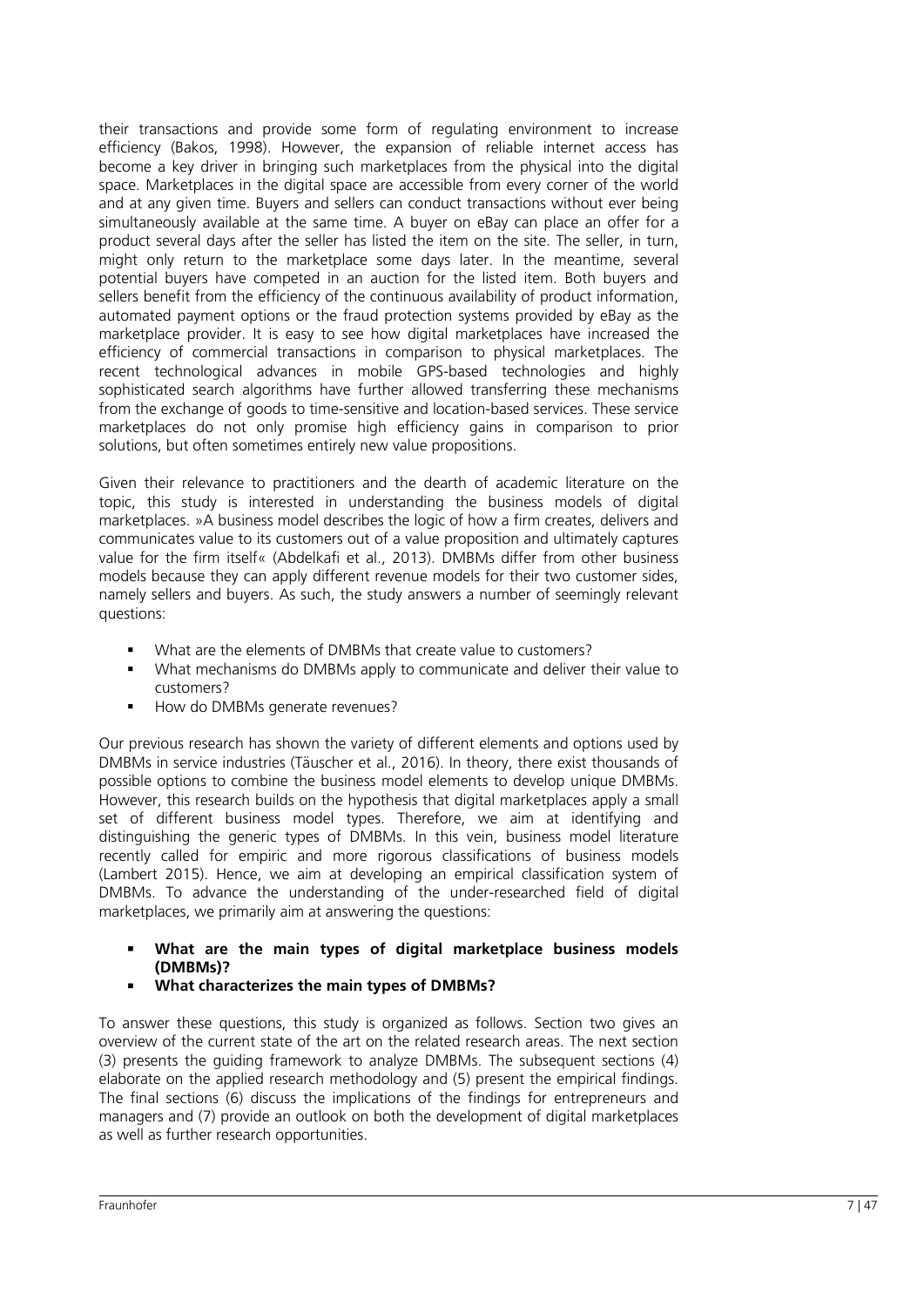their transactions and provide some form of regulating environment to increase efficiency (Bakos, 1998). However, the expansion of reliable internet access has become a key driver in bringing such marketplaces from the physical into the digital space. Marketplaces in the digital space are accessible from every corner of the world and at any given time. Buyers and sellers can conduct transactions without ever being simultaneously available at the same time. A buyer on eBay can place an offer for a product several days after the seller has listed the item on the site. The seller, in turn, might only return to the marketplace some days later. In the meantime, several potential buyers have competed in an auction for the listed item. Both buyers and sellers benefit from the efficiency of the continuous availability of product information, automated payment options or the fraud protection systems provided by eBay as the marketplace provider. It is easy to see how digital marketplaces have increased the efficiency of commercial transactions in comparison to physical marketplaces. The recent technological advances in mobile GPS-based technologies and highly sophisticated search algorithms have further allowed transferring these mechanisms from the exchange of goods to time-sensitive and location-based services. These service marketplaces do not only promise high efficiency gains in comparison to prior solutions, but often sometimes entirely new value propositions.

Given their relevance to practitioners and the dearth of academic literature on the topic, this study is interested in understanding the business models of digital marketplaces. »A business model describes the logic of how a firm creates, delivers and communicates value to its customers out of a value proposition and ultimately captures value for the firm itself« (Abdelkafi et al., 2013). DMBMs differ from other business models because they can apply different revenue models for their two customer sides, namely sellers and buyers. As such, the study answers a number of seemingly relevant questions:

- What are the elements of DMBMs that create value to customers?
- What mechanisms do DMBMs apply to communicate and deliver their value to customers?
- How do DMBMs generate revenues?

Our previous research has shown the variety of different elements and options used by DMBMs in service industries (Täuscher et al., 2016). In theory, there exist thousands of possible options to combine the business model elements to develop unique DMBMs. However, this research builds on the hypothesis that digital marketplaces apply a small set of different business model types. Therefore, we aim at identifying and distinguishing the generic types of DMBMs. In this vein, business model literature recently called for empiric and more rigorous classifications of business models (Lambert 2015). Hence, we aim at developing an empirical classification system of DMBMs. To advance the understanding of the under-researched field of digital marketplaces, we primarily aim at answering the questions:

- **What are the main types of digital marketplace business models (DMBMs)?**
- **What characterizes the main types of DMBMs?**

To answer these questions, this study is organized as follows. Section two gives an overview of the current state of the art on the related research areas. The next section (3) presents the guiding framework to analyze DMBMs. The subsequent sections (4) elaborate on the applied research methodology and (5) present the empirical findings. The final sections (6) discuss the implications of the findings for entrepreneurs and managers and (7) provide an outlook on both the development of digital marketplaces as well as further research opportunities.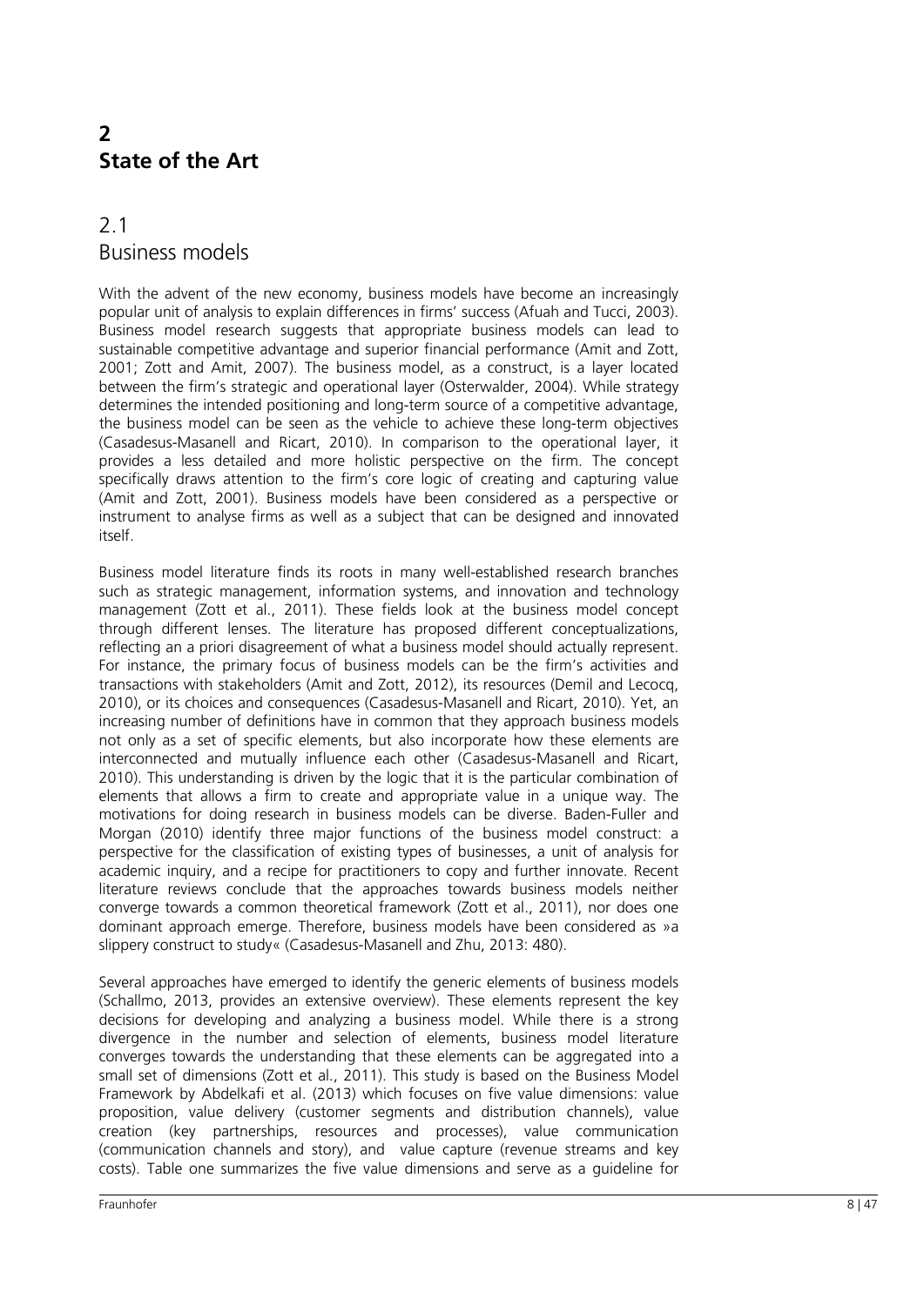# 2 State of the Art

## 2.1 Business models

With the advent of the new economy, business models have become an increasingly popular unit of analysis to explain differences in firms' success (Afuah and Tucci, 2003). Business model research suggests that appropriate business models can lead to sustainable competitive advantage and superior financial performance (Amit and Zott, 2001; Zott and Amit, 2007). The business model, as a construct, is a layer located between the firm's strategic and operational layer (Osterwalder, 2004). While strategy determines the intended positioning and long-term source of a competitive advantage, the business model can be seen as the vehicle to achieve these long-term objectives (Casadesus-Masanell and Ricart, 2010). In comparison to the operational layer, it provides a less detailed and more holistic perspective on the firm. The concept specifically draws attention to the firm's core logic of creating and capturing value (Amit and Zott, 2001). Business models have been considered as a perspective or instrument to analyse firms as well as a subject that can be designed and innovated itself.

Business model literature finds its roots in many well-established research branches such as strategic management, information systems, and innovation and technology management (Zott et al., 2011). These fields look at the business model concept through different lenses. The literature has proposed different conceptualizations, reflecting an a priori disagreement of what a business model should actually represent. For instance, the primary focus of business models can be the firm's activities and transactions with stakeholders (Amit and Zott, 2012), its resources (Demil and Lecocq, 2010), or its choices and consequences (Casadesus-Masanell and Ricart, 2010). Yet, an increasing number of definitions have in common that they approach business models not only as a set of specific elements, but also incorporate how these elements are interconnected and mutually influence each other (Casadesus-Masanell and Ricart, 2010). This understanding is driven by the logic that it is the particular combination of elements that allows a firm to create and appropriate value in a unique way. The motivations for doing research in business models can be diverse. Baden-Fuller and Morgan (2010) identify three major functions of the business model construct: a perspective for the classification of existing types of businesses, a unit of analysis for academic inquiry, and a recipe for practitioners to copy and further innovate. Recent literature reviews conclude that the approaches towards business models neither converge towards a common theoretical framework (Zott et al., 2011), nor does one dominant approach emerge. Therefore, business models have been considered as »a slippery construct to study« (Casadesus-Masanell and Zhu, 2013: 480).

Several approaches have emerged to identify the generic elements of business models (Schallmo, 2013, provides an extensive overview). These elements represent the key decisions for developing and analyzing a business model. While there is a strong divergence in the number and selection of elements, business model literature converges towards the understanding that these elements can be aggregated into a small set of dimensions (Zott et al., 2011). This study is based on the Business Model Framework by Abdelkafi et al. (2013) which focuses on five value dimensions: value proposition, value delivery (customer segments and distribution channels), value creation (key partnerships, resources and processes), value communication (communication channels and story), and value capture (revenue streams and key costs). Table one summarizes the five value dimensions and serve as a guideline for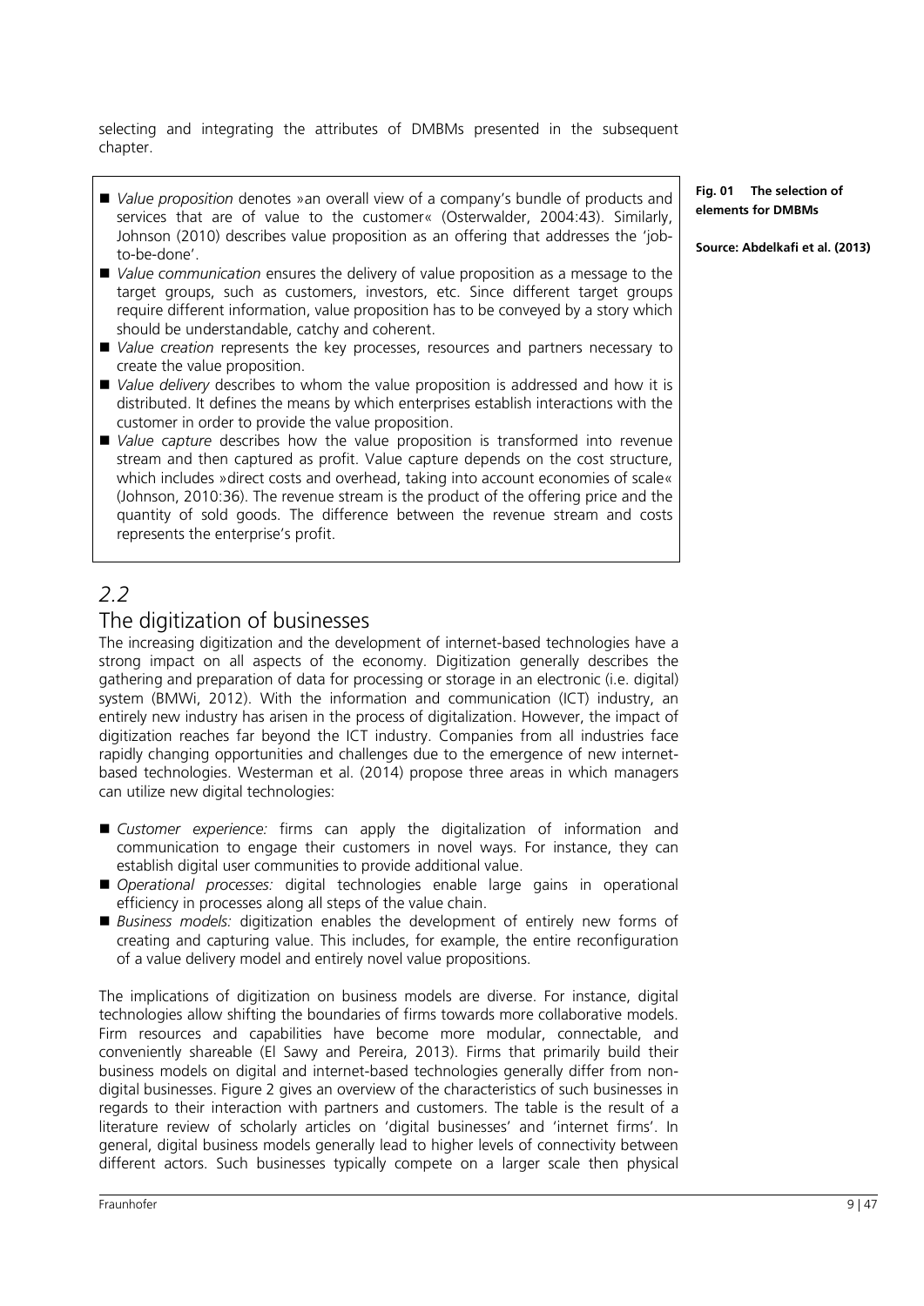selecting and integrating the attributes of DMBMs presented in the subsequent chapter.

- *Value proposition* denotes »an overall view of a company's bundle of products and services that are of value to the customer« (Osterwalder, 2004:43). Similarly, Johnson (2010) describes value proposition as an offering that addresses the 'job-to-be-done'.
- *Value communication* ensures the delivery of value proposition as a message to the target groups, such as customers, investors, etc. Since different target groups require different information, value proposition has to be conveyed by a story which should be understandable, catchy and coherent.
- *Value creation* represents the key processes, resources and partners necessary to create the value proposition.
- *Value delivery* describes to whom the value proposition is addressed and how it is distributed. It defines the means by which enterprises establish interactions with the customer in order to provide the value proposition.
- *Value capture* describes how the value proposition is transformed into revenue stream and then captured as profit. Value capture depends on the cost structure, which includes »direct costs and overhead, taking into account economies of scale« (Johnson, 2010:36). The revenue stream is the product of the offering price and the quantity of sold goods. The difference between the revenue stream and costs represents the enterprise's profit.

**Fig. 01 The selection of elements for DMBMs**

**Source: Abdelkafi et al. (2013)**

## *2.2* The digitization of businesses

The increasing digitization and the development of internet-based technologies have a strong impact on all aspects of the economy. Digitization generally describes the gathering and preparation of data for processing or storage in an electronic (i.e. digital) system (BMWi, 2012). With the information and communication (ICT) industry, an entirely new industry has arisen in the process of digitalization. However, the impact of digitization reaches far beyond the ICT industry. Companies from all industries face rapidly changing opportunities and challenges due to the emergence of new internet-based technologies. Westerman et al. (2014) propose three areas in which managers can utilize new digital technologies:

- *Customer experience:* firms can apply the digitalization of information and communication to engage their customers in novel ways. For instance, they can establish digital user communities to provide additional value.
- *Operational processes:* digital technologies enable large gains in operational efficiency in processes along all steps of the value chain.
- *Business models:* digitization enables the development of entirely new forms of creating and capturing value. This includes, for example, the entire reconfiguration of a value delivery model and entirely novel value propositions.

The implications of digitization on business models are diverse. For instance, digital technologies allow shifting the boundaries of firms towards more collaborative models. Firm resources and capabilities have become more modular, connectable, and conveniently shareable (El Sawy and Pereira, 2013). Firms that primarily build their business models on digital and internet-based technologies generally differ from non-digital businesses. Figure 2 gives an overview of the characteristics of such businesses in regards to their interaction with partners and customers. The table is the result of a literature review of scholarly articles on 'digital businesses' and 'internet firms'. In general, digital business models generally lead to higher levels of connectivity between different actors. Such businesses typically compete on a larger scale then physical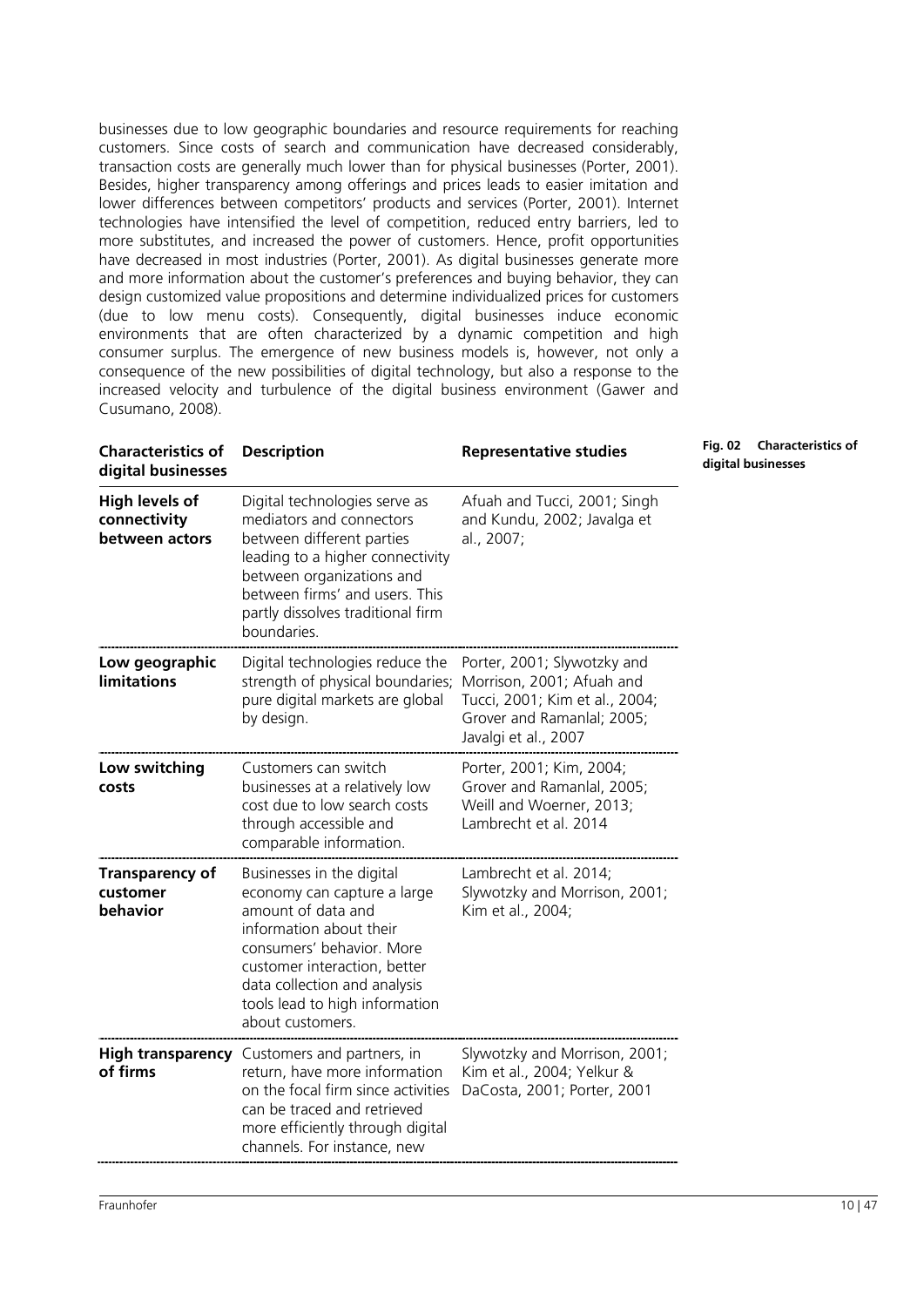businesses due to low geographic boundaries and resource requirements for reaching customers. Since costs of search and communication have decreased considerably, transaction costs are generally much lower than for physical businesses (Porter, 2001). Besides, higher transparency among offerings and prices leads to easier imitation and lower differences between competitors' products and services (Porter, 2001). Internet technologies have intensified the level of competition, reduced entry barriers, led to more substitutes, and increased the power of customers. Hence, profit opportunities have decreased in most industries (Porter, 2001). As digital businesses generate more and more information about the customer's preferences and buying behavior, they can design customized value propositions and determine individualized prices for customers (due to low menu costs). Consequently, digital businesses induce economic environments that are often characterized by a dynamic competition and high consumer surplus. The emergence of new business models is, however, not only a consequence of the new possibilities of digital technology, but also a response to the increased velocity and turbulence of the digital business environment (Gawer and Cusumano, 2008).

**Fig. 02 Characteristics of digital businesses**

| Characteristics of digital businesses | Description | Representative studies |
|---|---|---|
| **High levels of connectivity between actors** | Digital technologies serve as mediators and connectors between different parties leading to a higher connectivity between organizations and between firms' and users. This partly dissolves traditional firm boundaries. | Afuah and Tucci, 2001; Singh and Kundu, 2002; Javalga et al., 2007; |
| **Low geographic limitations** | Digital technologies reduce the strength of physical boundaries; pure digital markets are global by design. | Porter, 2001; Slywotzky and Morrison, 2001; Afuah and Tucci, 2001; Kim et al., 2004; Grover and Ramanlal; 2005; Javalgi et al., 2007 |
| **Low switching costs** | Customers can switch businesses at a relatively low cost due to low search costs through accessible and comparable information. | Porter, 2001; Kim, 2004; Grover and Ramanlal, 2005; Weill and Woerner, 2013; Lambrecht et al. 2014 |
| **Transparency of customer behavior** | Businesses in the digital economy can capture a large amount of data and information about their consumers' behavior. More customer interaction, better data collection and analysis tools lead to high information about customers. | Lambrecht et al. 2014; Slywotzky and Morrison, 2001; Kim et al., 2004; |
| **High transparency of firms** | Customers and partners, in return, have more information on the focal firm since activities can be traced and retrieved more efficiently through digital channels. For instance, new | Slywotzky and Morrison, 2001; Kim et al., 2004; Yelkur & DaCosta, 2001; Porter, 2001 |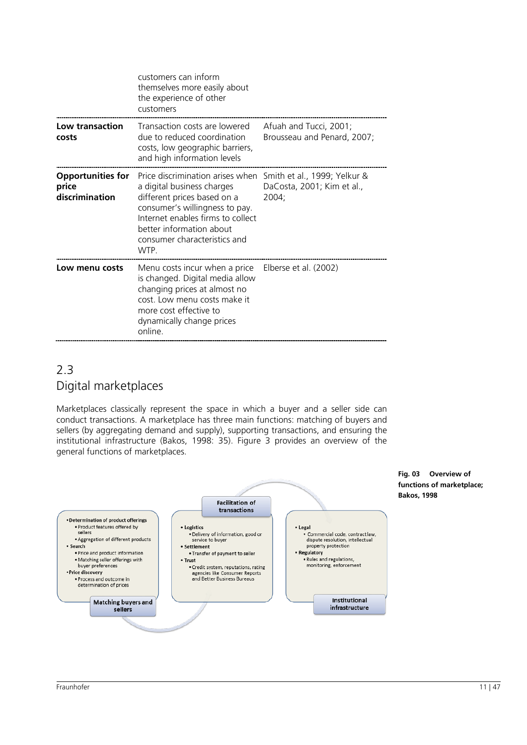| | | |
|---|---|---|
| | customers can inform themselves more easily about the experience of other customers | |
| **Low transaction costs** | Transaction costs are lowered due to reduced coordination costs, low geographic barriers, and high information levels | Afuah and Tucci, 2001; Brousseau and Penard, 2007; |
| **Opportunities for price discrimination** | Price discrimination arises when a digital business charges different prices based on a consumer's willingness to pay. Internet enables firms to collect better information about consumer characteristics and WTP. | Smith et al., 1999; Yelkur & DaCosta, 2001; Kim et al., 2004; |
| **Low menu costs** | Menu costs incur when a price is changed. Digital media allow changing prices at almost no cost. Low menu costs make it more cost effective to dynamically change prices online. | Elberse et al. (2002) |

## 2.3 Digital marketplaces

Marketplaces classically represent the space in which a buyer and a seller side can conduct transactions. A marketplace has three main functions: matching of buyers and sellers (by aggregating demand and supply), supporting transactions, and ensuring the institutional infrastructure (Bakos, 1998: 35). Figure 3 provides an overview of the general functions of marketplaces.

**Matching buyers and sellers**

- Determination of product offerings
  - Product features offered by sellers
  - Aggregation of different products
- Search
  - Price and product information
  - Matching seller offerings with buyer preferences
- Price discovery
  - Process and outcome in determination of prices

**Facilitation of transactions**

- Logistics
  - Delivery of information, good or service to buyer
- Settlement
  - Transfer of payment to seller
- Trust
  - Credit system, reputations, rating agencies like Consumer Reports and Better Business Bureaus

**Institutional infrastructure**

- Legal
  - Commercial code, contract law, dispute resolution, intellectual property protection
- Regulatory
  - Rules and regulations, monitoring, enforcement

**Fig. 03 Overview of functions of marketplace; Bakos, 1998**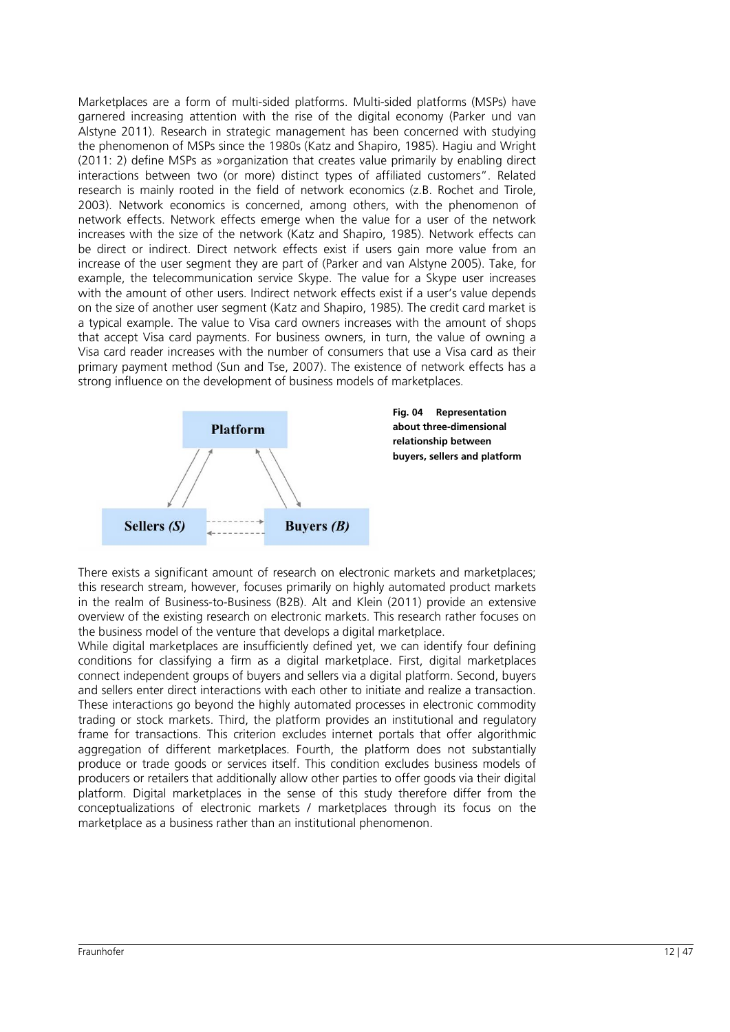Marketplaces are a form of multi-sided platforms. Multi-sided platforms (MSPs) have garnered increasing attention with the rise of the digital economy (Parker und van Alstyne 2011). Research in strategic management has been concerned with studying the phenomenon of MSPs since the 1980s (Katz and Shapiro, 1985). Hagiu and Wright (2011: 2) define MSPs as »organization that creates value primarily by enabling direct interactions between two (or more) distinct types of affiliated customers". Related research is mainly rooted in the field of network economics (z.B. Rochet and Tirole, 2003). Network economics is concerned, among others, with the phenomenon of network effects. Network effects emerge when the value for a user of the network increases with the size of the network (Katz and Shapiro, 1985). Network effects can be direct or indirect. Direct network effects exist if users gain more value from an increase of the user segment they are part of (Parker and van Alstyne 2005). Take, for example, the telecommunication service Skype. The value for a Skype user increases with the amount of other users. Indirect network effects exist if a user's value depends on the size of another user segment (Katz and Shapiro, 1985). The credit card market is a typical example. The value to Visa card owners increases with the amount of shops that accept Visa card payments. For business owners, in turn, the value of owning a Visa card reader increases with the number of consumers that use a Visa card as their primary payment method (Sun and Tse, 2007). The existence of network effects has a strong influence on the development of business models of marketplaces.

Platform

Sellers *(S)* Buyers *(B)*

**Fig. 04 Representation about three-dimensional relationship between buyers, sellers and platform**

There exists a significant amount of research on electronic markets and marketplaces; this research stream, however, focuses primarily on highly automated product markets in the realm of Business-to-Business (B2B). Alt and Klein (2011) provide an extensive overview of the existing research on electronic markets. This research rather focuses on the business model of the venture that develops a digital marketplace.

While digital marketplaces are insufficiently defined yet, we can identify four defining conditions for classifying a firm as a digital marketplace. First, digital marketplaces connect independent groups of buyers and sellers via a digital platform. Second, buyers and sellers enter direct interactions with each other to initiate and realize a transaction. These interactions go beyond the highly automated processes in electronic commodity trading or stock markets. Third, the platform provides an institutional and regulatory frame for transactions. This criterion excludes internet portals that offer algorithmic aggregation of different marketplaces. Fourth, the platform does not substantially produce or trade goods or services itself. This condition excludes business models of producers or retailers that additionally allow other parties to offer goods via their digital platform. Digital marketplaces in the sense of this study therefore differ from the conceptualizations of electronic markets / marketplaces through its focus on the marketplace as a business rather than an institutional phenomenon.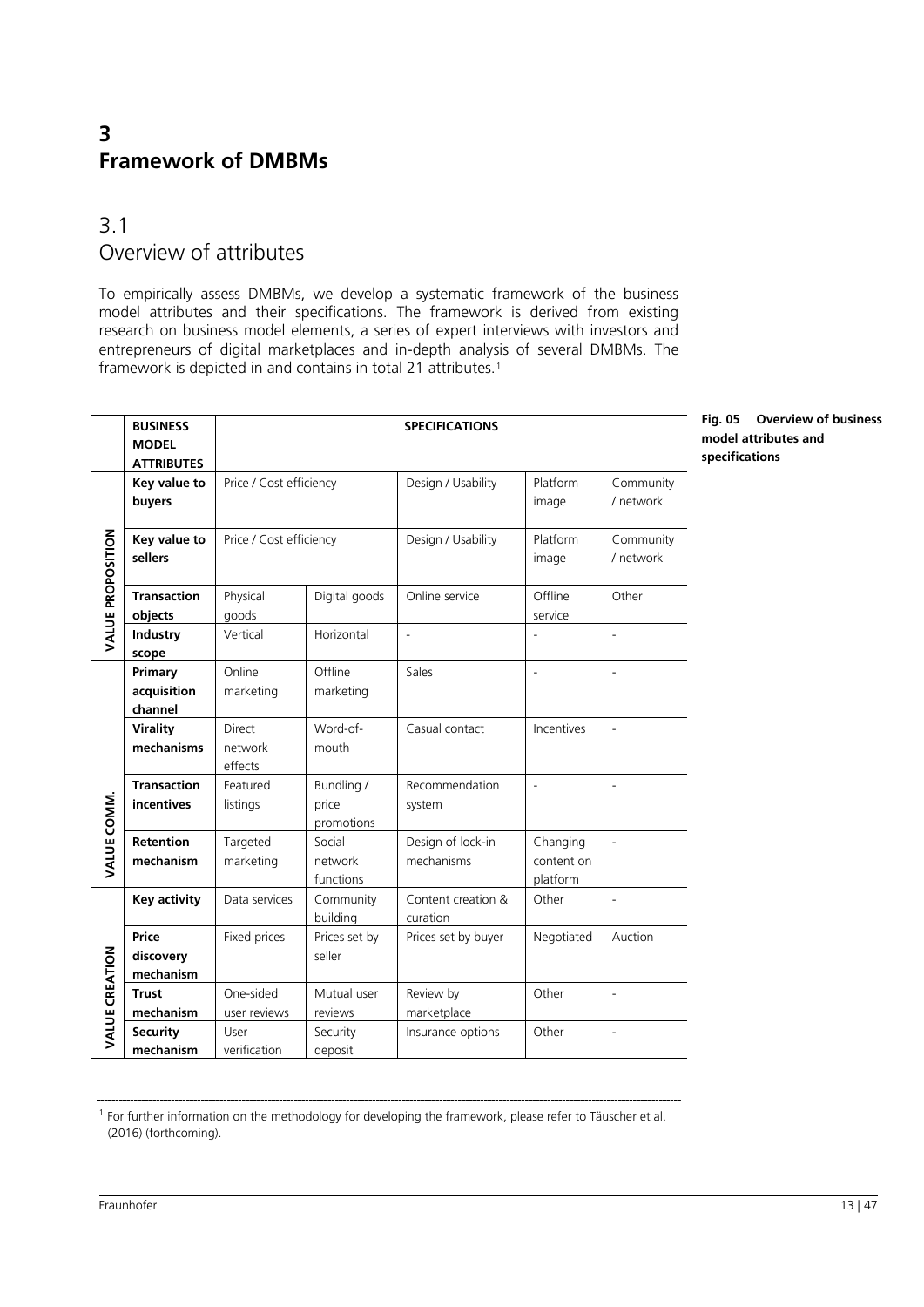# 3 Framework of DMBMs

## 3.1 Overview of attributes

To empirically assess DMBMs, we develop a systematic framework of the business model attributes and their specifications. The framework is derived from existing research on business model elements, a series of expert interviews with investors and entrepreneurs of digital marketplaces and in-depth analysis of several DMBMs. The framework is depicted in and contains in total 21 attributes.[1]

**Fig. 05 Overview of business model attributes and specifications**

| | BUSINESS MODEL ATTRIBUTES | SPECIFICATIONS | | | | |
|---|---|---|---|---|---|---|
| VALUE PROPOSITION | Key value to buyers | Price / Cost efficiency | | Design / Usability | Platform image | Community / network |
| | Key value to sellers | Price / Cost efficiency | | Design / Usability | Platform image | Community / network |
| | Transaction objects | Physical goods | Digital goods | Online service | Offline service | Other |
| | Industry scope | Vertical | Horizontal | - | - | - |
| VALUE COMM. | Primary acquisition channel | Online marketing | Offline marketing | Sales | - | - |
| | Virality mechanisms | Direct network effects | Word-of-mouth | Casual contact | Incentives | - |
| | Transaction incentives | Featured listings | Bundling / price promotions | Recommendation system | - | - |
| | Retention mechanism | Targeted marketing | Social network functions | Design of lock-in mechanisms | Changing content on platform | - |
| VALUE CREATION | Key activity | Data services | Community building | Content creation & curation | Other | - |
| | Price discovery mechanism | Fixed prices | Prices set by seller | Prices set by buyer | Negotiated | Auction |
| | Trust mechanism | One-sided user reviews | Mutual user reviews | Review by marketplace | Other | - |
| | Security mechanism | User verification | Security deposit | Insurance options | Other | - |

[1] For further information on the methodology for developing the framework, please refer to Täuscher et al. (2016) (forthcoming).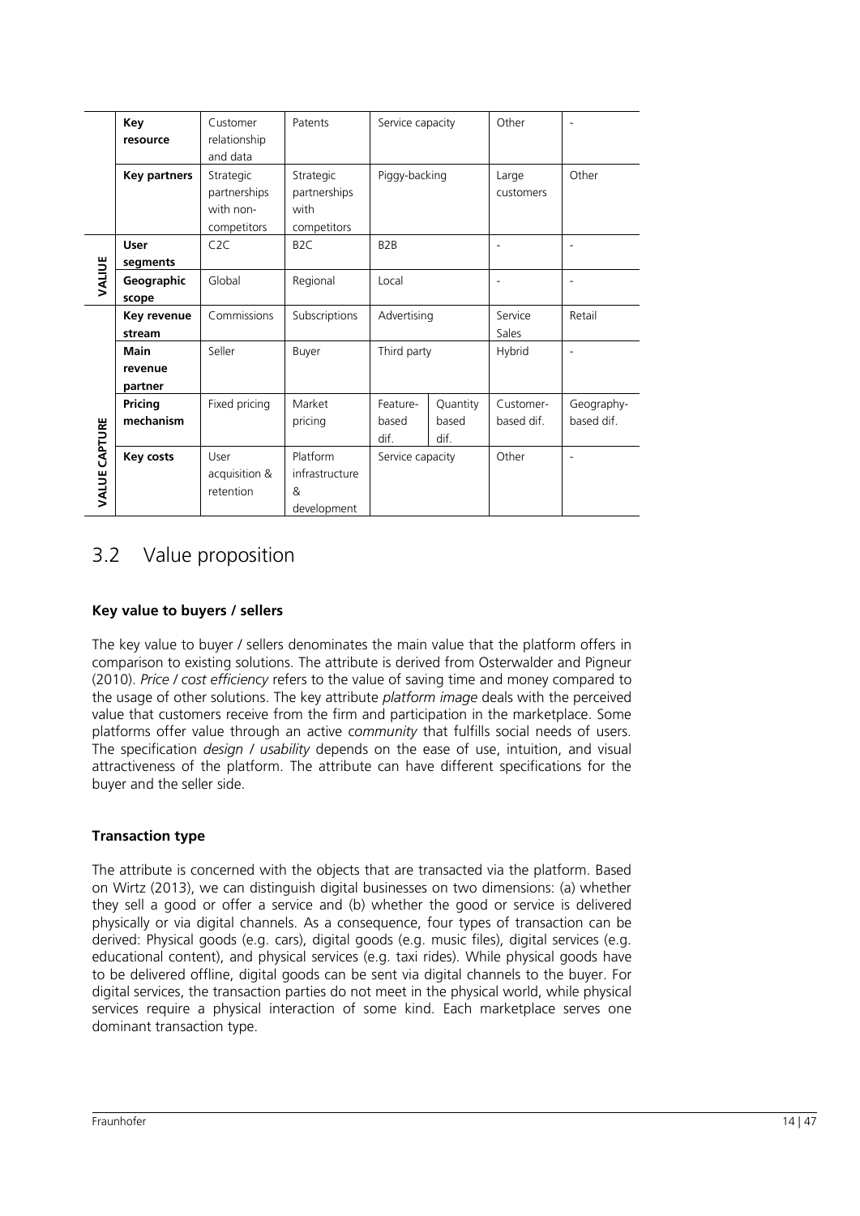| | | | | | | | |
|---|---|---|---|---|---|---|---|
| | **Key resource** | Customer relationship and data | Patents | Service capacity | | Other | - |
| | **Key partners** | Strategic partnerships with non-competitors | Strategic partnerships with competitors | Piggy-backing | | Large customers | Other |
| **VALUE** | **User segments** | C2C | B2C | B2B | | - | - |
| | **Geographic scope** | Global | Regional | Local | | - | - |
| **VALUE CAPTURE** | **Key revenue stream** | Commissions | Subscriptions | Advertising | | Service Sales | Retail |
| | **Main revenue partner** | Seller | Buyer | Third party | | Hybrid | - |
| | **Pricing mechanism** | Fixed pricing | Market pricing | Feature-based dif. | Quantity based dif. | Customer-based dif. | Geography-based dif. |
| | **Key costs** | User acquisition & retention | Platform infrastructure & development | Service capacity | | Other | - |

## 3.2 Value proposition

### Key value to buyers / sellers

The key value to buyer / sellers denominates the main value that the platform offers in comparison to existing solutions. The attribute is derived from Osterwalder and Pigneur (2010). *Price / cost efficiency* refers to the value of saving time and money compared to the usage of other solutions. The key attribute *platform image* deals with the perceived value that customers receive from the firm and participation in the marketplace. Some platforms offer value through an active *community* that fulfills social needs of users. The specification *design / usability* depends on the ease of use, intuition, and visual attractiveness of the platform. The attribute can have different specifications for the buyer and the seller side.

### Transaction type

The attribute is concerned with the objects that are transacted via the platform. Based on Wirtz (2013), we can distinguish digital businesses on two dimensions: (a) whether they sell a good or offer a service and (b) whether the good or service is delivered physically or via digital channels. As a consequence, four types of transaction can be derived: Physical goods (e.g. cars), digital goods (e.g. music files), digital services (e.g. educational content), and physical services (e.g. taxi rides). While physical goods have to be delivered offline, digital goods can be sent via digital channels to the buyer. For digital services, the transaction parties do not meet in the physical world, while physical services require a physical interaction of some kind. Each marketplace serves one dominant transaction type.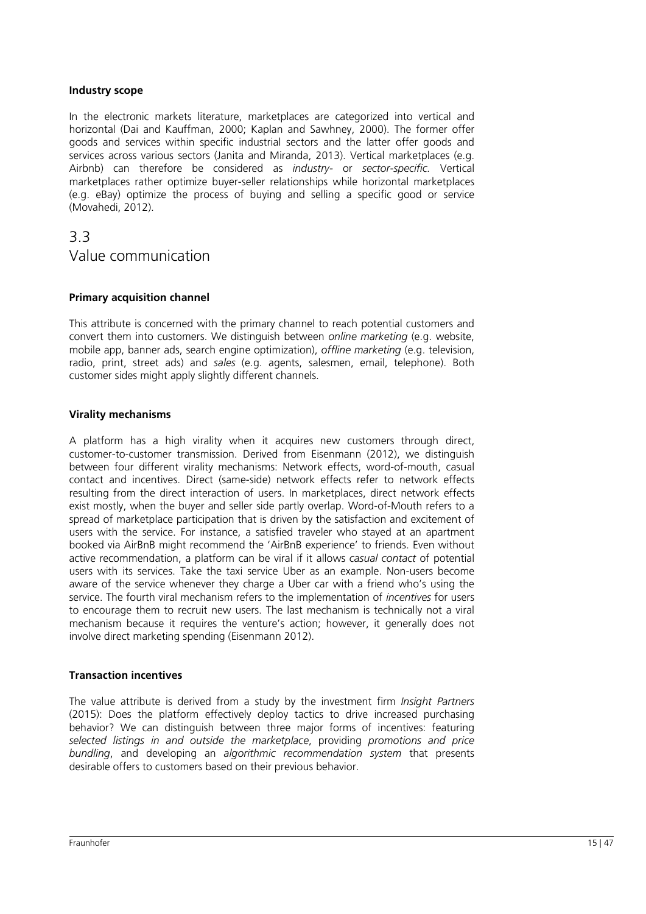#### Industry scope

In the electronic markets literature, marketplaces are categorized into vertical and horizontal (Dai and Kauffman, 2000; Kaplan and Sawhney, 2000). The former offer goods and services within specific industrial sectors and the latter offer goods and services across various sectors (Janita and Miranda, 2013). Vertical marketplaces (e.g. Airbnb) can therefore be considered as *industry-* or *sector-specific.* Vertical marketplaces rather optimize buyer-seller relationships while horizontal marketplaces (e.g. eBay) optimize the process of buying and selling a specific good or service (Movahedi, 2012).

## 3.3 Value communication

#### Primary acquisition channel

This attribute is concerned with the primary channel to reach potential customers and convert them into customers. We distinguish between *online marketing* (e.g. website, mobile app, banner ads, search engine optimization), *offline marketing* (e.g. television, radio, print, street ads) and *sales* (e.g. agents, salesmen, email, telephone). Both customer sides might apply slightly different channels.

#### Virality mechanisms

A platform has a high virality when it acquires new customers through direct, customer-to-customer transmission. Derived from Eisenmann (2012), we distinguish between four different virality mechanisms: Network effects, word-of-mouth, casual contact and incentives. Direct (same-side) network effects refer to network effects resulting from the direct interaction of users. In marketplaces, direct network effects exist mostly, when the buyer and seller side partly overlap. Word-of-Mouth refers to a spread of marketplace participation that is driven by the satisfaction and excitement of users with the service. For instance, a satisfied traveler who stayed at an apartment booked via AirBnB might recommend the 'AirBnB experience' to friends. Even without active recommendation, a platform can be viral if it allows *casual contact* of potential users with its services. Take the taxi service Uber as an example. Non-users become aware of the service whenever they charge a Uber car with a friend who's using the service. The fourth viral mechanism refers to the implementation of *incentives* for users to encourage them to recruit new users. The last mechanism is technically not a viral mechanism because it requires the venture's action; however, it generally does not involve direct marketing spending (Eisenmann 2012).

#### Transaction incentives

The value attribute is derived from a study by the investment firm *Insight Partners* (2015): Does the platform effectively deploy tactics to drive increased purchasing behavior? We can distinguish between three major forms of incentives: featuring *selected listings in and outside the marketplace*, providing *promotions and price bundling*, and developing an *algorithmic recommendation system* that presents desirable offers to customers based on their previous behavior.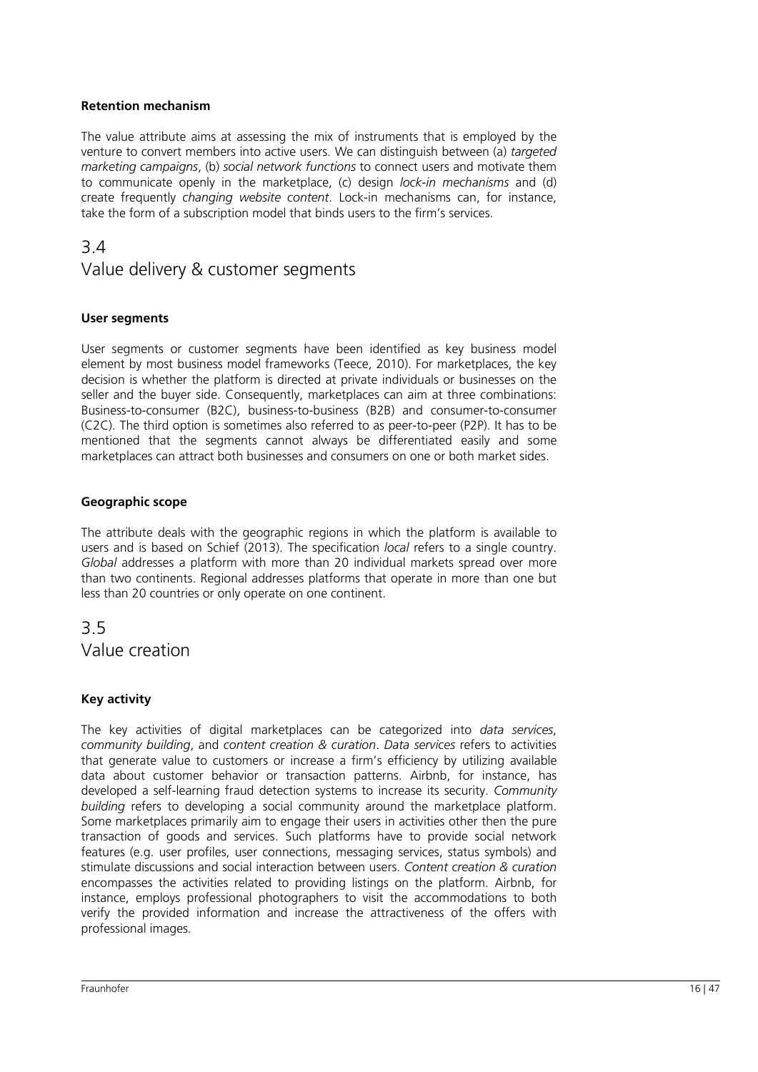**Retention mechanism**

The value attribute aims at assessing the mix of instruments that is employed by the venture to convert members into active users. We can distinguish between (a) *targeted marketing campaigns*, (b) *social network functions* to connect users and motivate them to communicate openly in the marketplace, (c) design *lock-in mechanisms* and (d) create frequently *changing website content*. Lock-in mechanisms can, for instance, take the form of a subscription model that binds users to the firm's services.

## 3.4 Value delivery & customer segments

**User segments**

User segments or customer segments have been identified as key business model element by most business model frameworks (Teece, 2010). For marketplaces, the key decision is whether the platform is directed at private individuals or businesses on the seller and the buyer side. Consequently, marketplaces can aim at three combinations: Business-to-consumer (B2C), business-to-business (B2B) and consumer-to-consumer (C2C). The third option is sometimes also referred to as peer-to-peer (P2P). It has to be mentioned that the segments cannot always be differentiated easily and some marketplaces can attract both businesses and consumers on one or both market sides.

**Geographic scope**

The attribute deals with the geographic regions in which the platform is available to users and is based on Schief (2013). The specification *local* refers to a single country. *Global* addresses a platform with more than 20 individual markets spread over more than two continents. Regional addresses platforms that operate in more than one but less than 20 countries or only operate on one continent.

## 3.5 Value creation

**Key activity**

The key activities of digital marketplaces can be categorized into *data services*, *community building*, and *content creation & curation*. *Data services* refers to activities that generate value to customers or increase a firm's efficiency by utilizing available data about customer behavior or transaction patterns. Airbnb, for instance, has developed a self-learning fraud detection systems to increase its security. *Community building* refers to developing a social community around the marketplace platform. Some marketplaces primarily aim to engage their users in activities other then the pure transaction of goods and services. Such platforms have to provide social network features (e.g. user profiles, user connections, messaging services, status symbols) and stimulate discussions and social interaction between users. *Content creation & curation* encompasses the activities related to providing listings on the platform. Airbnb, for instance, employs professional photographers to visit the accommodations to both verify the provided information and increase the attractiveness of the offers with professional images.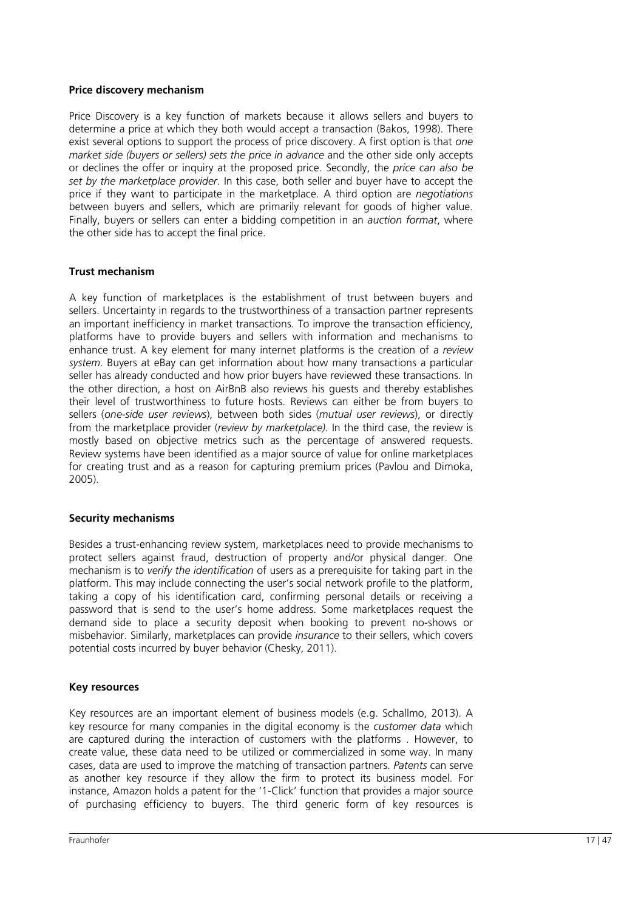**Price discovery mechanism**

Price Discovery is a key function of markets because it allows sellers and buyers to determine a price at which they both would accept a transaction (Bakos, 1998). There exist several options to support the process of price discovery. A first option is that *one market side (buyers or sellers) sets the price in advance* and the other side only accepts or declines the offer or inquiry at the proposed price. Secondly, the *price can also be set by the marketplace provider*. In this case, both seller and buyer have to accept the price if they want to participate in the marketplace. A third option are *negotiations* between buyers and sellers, which are primarily relevant for goods of higher value. Finally, buyers or sellers can enter a bidding competition in an *auction format*, where the other side has to accept the final price.

**Trust mechanism**

A key function of marketplaces is the establishment of trust between buyers and sellers. Uncertainty in regards to the trustworthiness of a transaction partner represents an important inefficiency in market transactions. To improve the transaction efficiency, platforms have to provide buyers and sellers with information and mechanisms to enhance trust. A key element for many internet platforms is the creation of a *review system*. Buyers at eBay can get information about how many transactions a particular seller has already conducted and how prior buyers have reviewed these transactions. In the other direction, a host on AirBnB also reviews his guests and thereby establishes their level of trustworthiness to future hosts. Reviews can either be from buyers to sellers (*one-side user reviews*), between both sides (*mutual user reviews*), or directly from the marketplace provider (*review by marketplace).* In the third case, the review is mostly based on objective metrics such as the percentage of answered requests. Review systems have been identified as a major source of value for online marketplaces for creating trust and as a reason for capturing premium prices (Pavlou and Dimoka, 2005).

**Security mechanisms**

Besides a trust-enhancing review system, marketplaces need to provide mechanisms to protect sellers against fraud, destruction of property and/or physical danger. One mechanism is to *verify the identification* of users as a prerequisite for taking part in the platform. This may include connecting the user's social network profile to the platform, taking a copy of his identification card, confirming personal details or receiving a password that is send to the user's home address. Some marketplaces request the demand side to place a security deposit when booking to prevent no-shows or misbehavior. Similarly, marketplaces can provide *insurance* to their sellers, which covers potential costs incurred by buyer behavior (Chesky, 2011).

**Key resources**

Key resources are an important element of business models (e.g. Schallmo, 2013). A key resource for many companies in the digital economy is the *customer data* which are captured during the interaction of customers with the platforms . However, to create value, these data need to be utilized or commercialized in some way. In many cases, data are used to improve the matching of transaction partners. *Patents* can serve as another key resource if they allow the firm to protect its business model. For instance, Amazon holds a patent for the '1-Click' function that provides a major source of purchasing efficiency to buyers. The third generic form of key resources is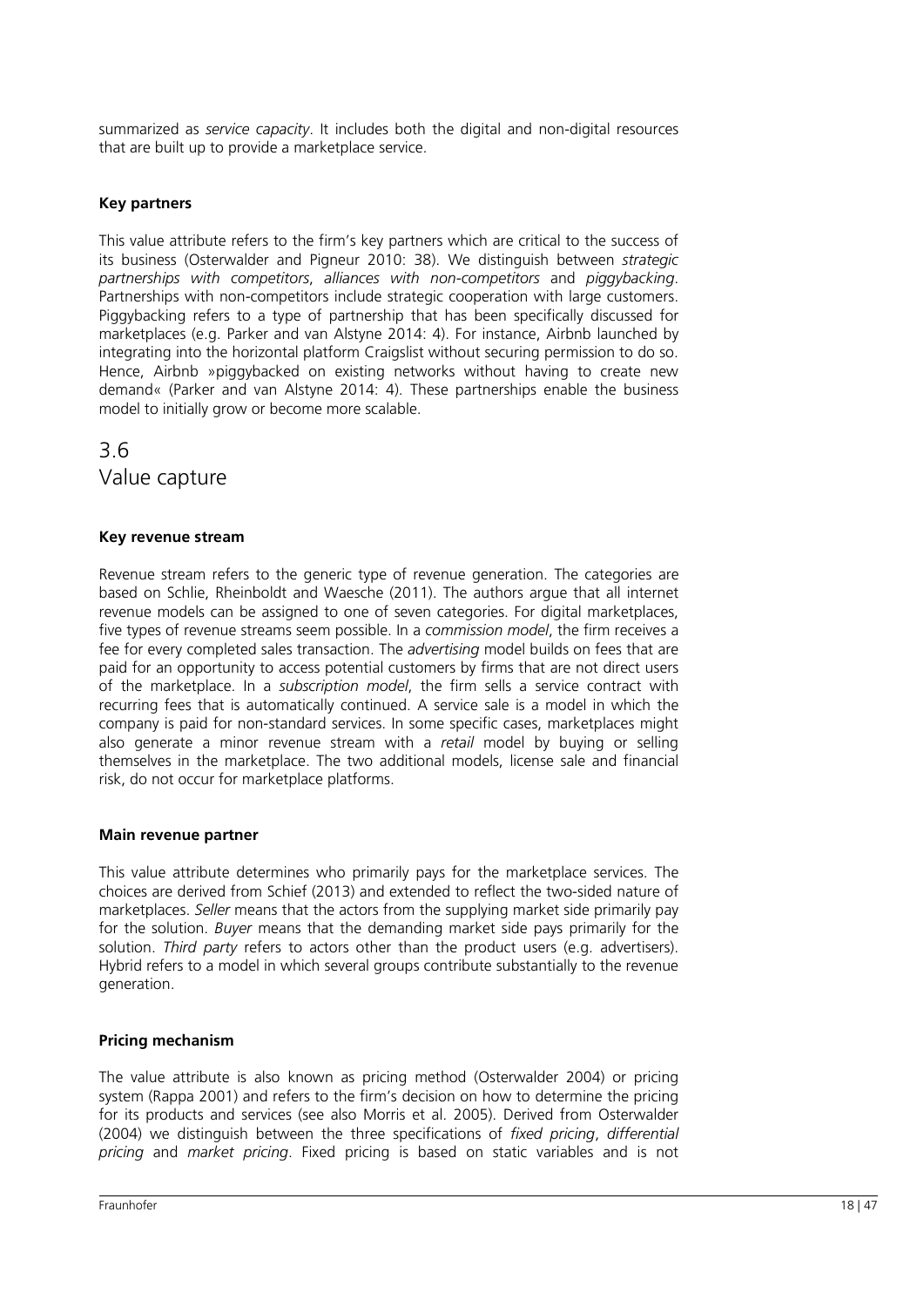summarized as *service capacity*. It includes both the digital and non-digital resources that are built up to provide a marketplace service.

**Key partners**

This value attribute refers to the firm's key partners which are critical to the success of its business (Osterwalder and Pigneur 2010: 38). We distinguish between *strategic partnerships with competitors*, *alliances with non-competitors* and *piggybacking*. Partnerships with non-competitors include strategic cooperation with large customers. Piggybacking refers to a type of partnership that has been specifically discussed for marketplaces (e.g. Parker and van Alstyne 2014: 4). For instance, Airbnb launched by integrating into the horizontal platform Craigslist without securing permission to do so. Hence, Airbnb »piggybacked on existing networks without having to create new demand« (Parker and van Alstyne 2014: 4). These partnerships enable the business model to initially grow or become more scalable.

## 3.6 Value capture

**Key revenue stream**

Revenue stream refers to the generic type of revenue generation. The categories are based on Schlie, Rheinboldt and Waesche (2011). The authors argue that all internet revenue models can be assigned to one of seven categories. For digital marketplaces, five types of revenue streams seem possible. In a *commission model*, the firm receives a fee for every completed sales transaction. The *advertising* model builds on fees that are paid for an opportunity to access potential customers by firms that are not direct users of the marketplace. In a *subscription model*, the firm sells a service contract with recurring fees that is automatically continued. A service sale is a model in which the company is paid for non-standard services. In some specific cases, marketplaces might also generate a minor revenue stream with a *retail* model by buying or selling themselves in the marketplace. The two additional models, license sale and financial risk, do not occur for marketplace platforms.

**Main revenue partner**

This value attribute determines who primarily pays for the marketplace services. The choices are derived from Schief (2013) and extended to reflect the two-sided nature of marketplaces. *Seller* means that the actors from the supplying market side primarily pay for the solution. *Buyer* means that the demanding market side pays primarily for the solution. *Third party* refers to actors other than the product users (e.g. advertisers). Hybrid refers to a model in which several groups contribute substantially to the revenue generation.

**Pricing mechanism**

The value attribute is also known as pricing method (Osterwalder 2004) or pricing system (Rappa 2001) and refers to the firm's decision on how to determine the pricing for its products and services (see also Morris et al. 2005). Derived from Osterwalder (2004) we distinguish between the three specifications of *fixed pricing*, *differential pricing* and *market pricing*. Fixed pricing is based on static variables and is not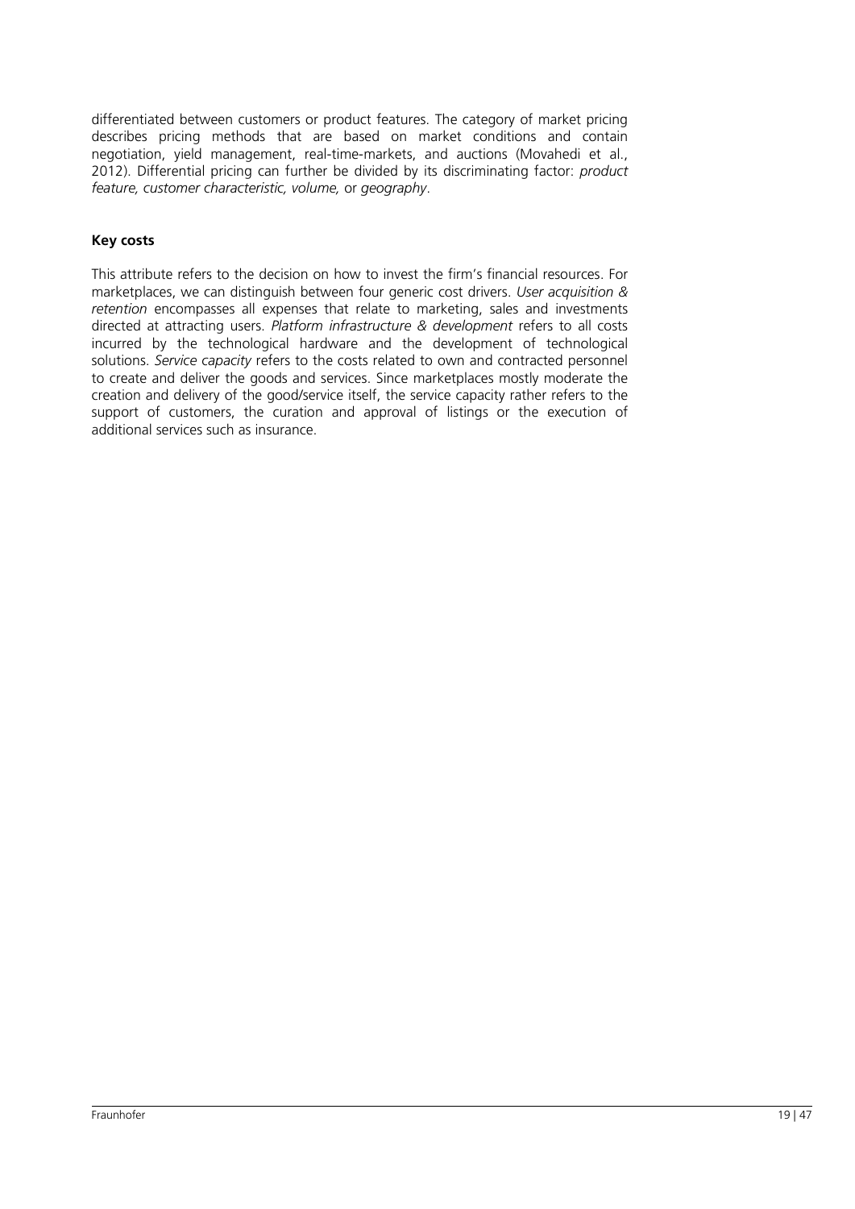differentiated between customers or product features. The category of market pricing describes pricing methods that are based on market conditions and contain negotiation, yield management, real-time-markets, and auctions (Movahedi et al., 2012). Differential pricing can further be divided by its discriminating factor: *product feature, customer characteristic, volume,* or *geography*.

**Key costs**

This attribute refers to the decision on how to invest the firm's financial resources. For marketplaces, we can distinguish between four generic cost drivers. *User acquisition & retention* encompasses all expenses that relate to marketing, sales and investments directed at attracting users. *Platform infrastructure & development* refers to all costs incurred by the technological hardware and the development of technological solutions. *Service capacity* refers to the costs related to own and contracted personnel to create and deliver the goods and services. Since marketplaces mostly moderate the creation and delivery of the good/service itself, the service capacity rather refers to the support of customers, the curation and approval of listings or the execution of additional services such as insurance.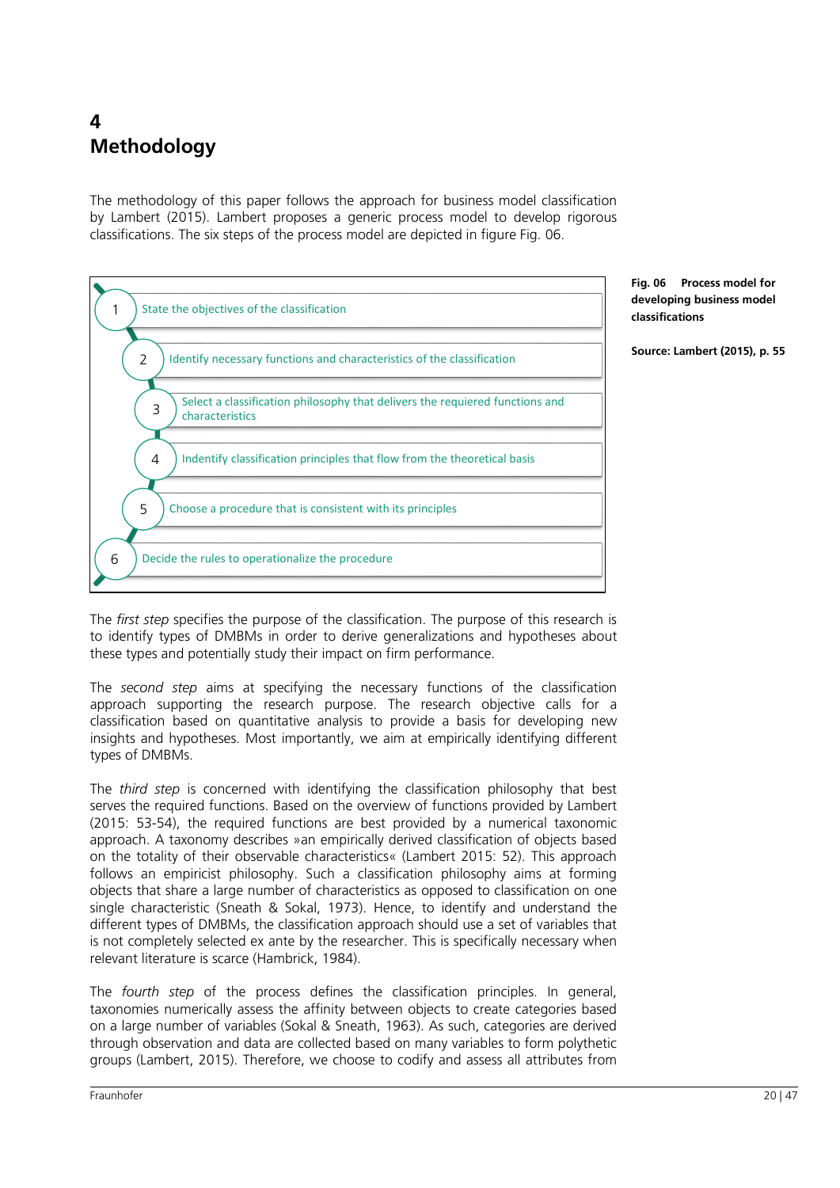# 4 Methodology

The methodology of this paper follows the approach for business model classification by Lambert (2015). Lambert proposes a generic process model to develop rigorous classifications. The six steps of the process model are depicted in figure Fig. 06.

1. State the objectives of the classification
2. Identify necessary functions and characteristics of the classification
3. Select a classification philosophy that delivers the requiered functions and characteristics
4. Indentify classification principles that flow from the theoretical basis
5. Choose a procedure that is consistent with its principles
6. Decide the rules to operationalize the procedure

**Fig. 06 Process model for developing business model classifications**

**Source: Lambert (2015), p. 55**

The *first step* specifies the purpose of the classification. The purpose of this research is to identify types of DMBMs in order to derive generalizations and hypotheses about these types and potentially study their impact on firm performance.

The *second step* aims at specifying the necessary functions of the classification approach supporting the research purpose. The research objective calls for a classification based on quantitative analysis to provide a basis for developing new insights and hypotheses. Most importantly, we aim at empirically identifying different types of DMBMs.

The *third step* is concerned with identifying the classification philosophy that best serves the required functions. Based on the overview of functions provided by Lambert (2015: 53-54), the required functions are best provided by a numerical taxonomic approach. A taxonomy describes »an empirically derived classification of objects based on the totality of their observable characteristics« (Lambert 2015: 52). This approach follows an empiricist philosophy. Such a classification philosophy aims at forming objects that share a large number of characteristics as opposed to classification on one single characteristic (Sneath & Sokal, 1973). Hence, to identify and understand the different types of DMBMs, the classification approach should use a set of variables that is not completely selected ex ante by the researcher. This is specifically necessary when relevant literature is scarce (Hambrick, 1984).

The *fourth step* of the process defines the classification principles. In general, taxonomies numerically assess the affinity between objects to create categories based on a large number of variables (Sokal & Sneath, 1963). As such, categories are derived through observation and data are collected based on many variables to form polythetic groups (Lambert, 2015). Therefore, we choose to codify and assess all attributes from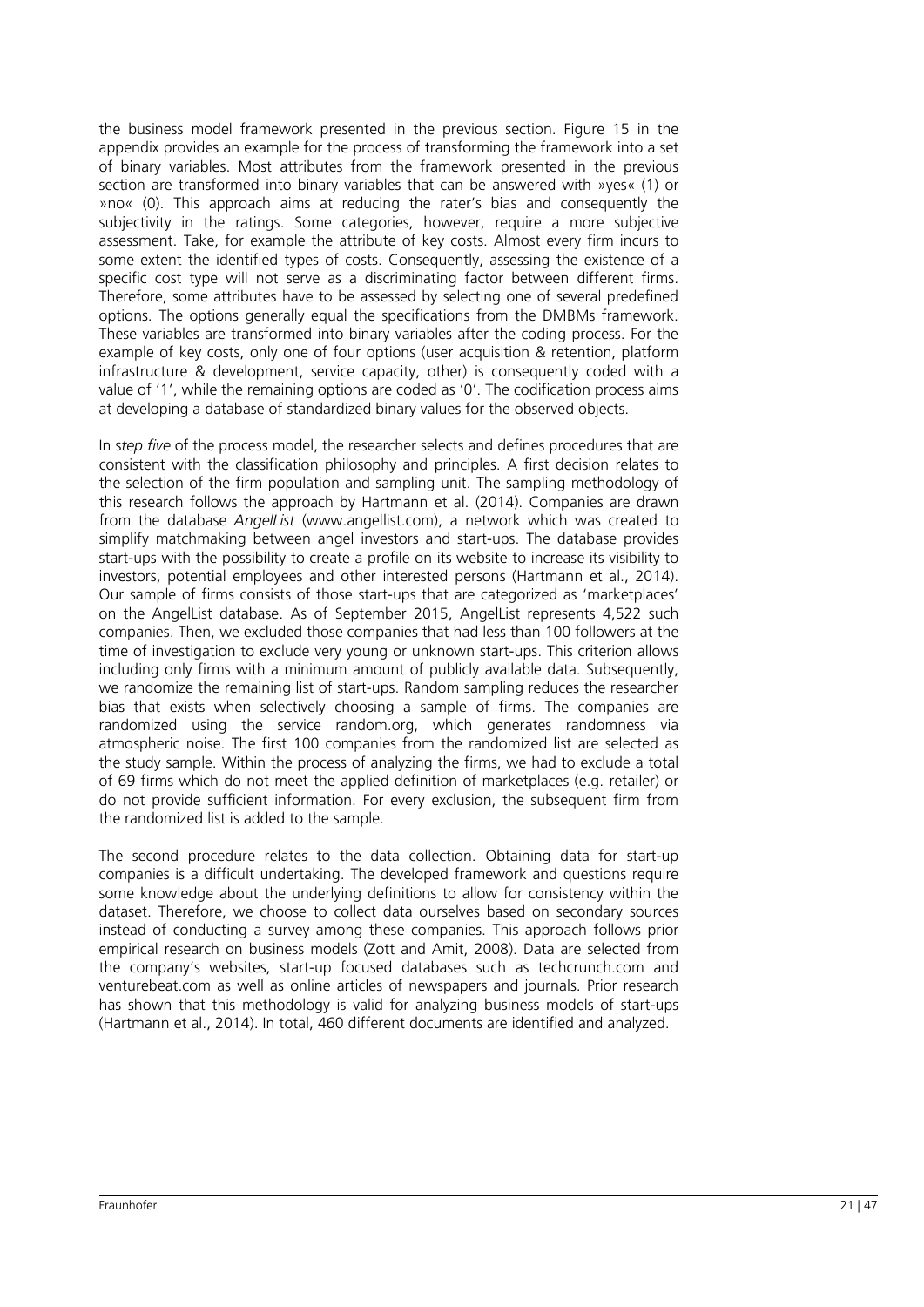the business model framework presented in the previous section. Figure 15 in the appendix provides an example for the process of transforming the framework into a set of binary variables. Most attributes from the framework presented in the previous section are transformed into binary variables that can be answered with »yes« (1) or »no« (0). This approach aims at reducing the rater's bias and consequently the subjectivity in the ratings. Some categories, however, require a more subjective assessment. Take, for example the attribute of key costs. Almost every firm incurs to some extent the identified types of costs. Consequently, assessing the existence of a specific cost type will not serve as a discriminating factor between different firms. Therefore, some attributes have to be assessed by selecting one of several predefined options. The options generally equal the specifications from the DMBMs framework. These variables are transformed into binary variables after the coding process. For the example of key costs, only one of four options (user acquisition & retention, platform infrastructure & development, service capacity, other) is consequently coded with a value of '1', while the remaining options are coded as '0'. The codification process aims at developing a database of standardized binary values for the observed objects.

In s*tep five* of the process model, the researcher selects and defines procedures that are consistent with the classification philosophy and principles. A first decision relates to the selection of the firm population and sampling unit. The sampling methodology of this research follows the approach by Hartmann et al. (2014). Companies are drawn from the database *AngelList* (www.angellist.com), a network which was created to simplify matchmaking between angel investors and start-ups. The database provides start-ups with the possibility to create a profile on its website to increase its visibility to investors, potential employees and other interested persons (Hartmann et al., 2014). Our sample of firms consists of those start-ups that are categorized as 'marketplaces' on the AngelList database. As of September 2015, AngelList represents 4,522 such companies. Then, we excluded those companies that had less than 100 followers at the time of investigation to exclude very young or unknown start-ups. This criterion allows including only firms with a minimum amount of publicly available data. Subsequently, we randomize the remaining list of start-ups. Random sampling reduces the researcher bias that exists when selectively choosing a sample of firms. The companies are randomized using the service random.org, which generates randomness via atmospheric noise. The first 100 companies from the randomized list are selected as the study sample. Within the process of analyzing the firms, we had to exclude a total of 69 firms which do not meet the applied definition of marketplaces (e.g. retailer) or do not provide sufficient information. For every exclusion, the subsequent firm from the randomized list is added to the sample.

The second procedure relates to the data collection. Obtaining data for start-up companies is a difficult undertaking. The developed framework and questions require some knowledge about the underlying definitions to allow for consistency within the dataset. Therefore, we choose to collect data ourselves based on secondary sources instead of conducting a survey among these companies. This approach follows prior empirical research on business models (Zott and Amit, 2008). Data are selected from the company's websites, start-up focused databases such as techcrunch.com and venturebeat.com as well as online articles of newspapers and journals. Prior research has shown that this methodology is valid for analyzing business models of start-ups (Hartmann et al., 2014). In total, 460 different documents are identified and analyzed.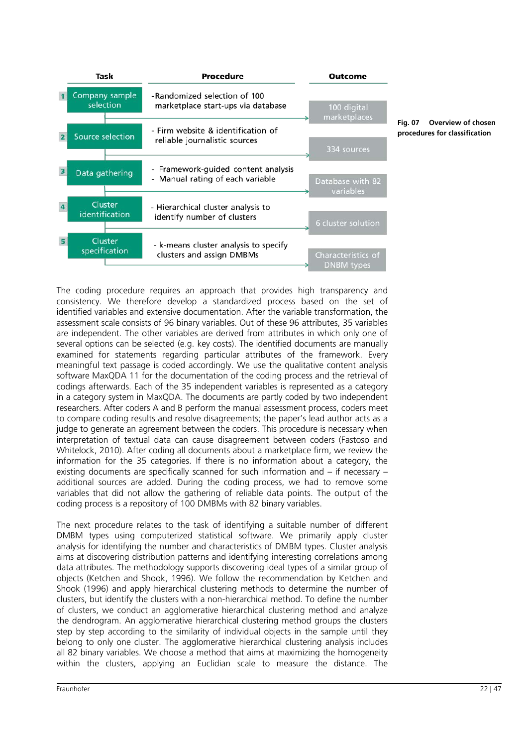| Task | Procedure | Outcome |
| --- | --- | --- |
| 1 Company sample selection | -Randomized selection of 100 marketplace start-ups via database | 100 digital marketplaces |
| 2 Source selection | - Firm website & identification of reliable journalistic sources | 334 sources |
| 3 Data gathering | - Framework-guided content analysis<br>- Manual rating of each variable | Database with 82 variables |
| 4 Cluster identification | - Hierarchical cluster analysis to identify number of clusters | 6 cluster solution |
| 5 Cluster specification | - k-means cluster analysis to specify clusters and assign DMBMs | Characteristics of DNBM types |

**Fig. 07 Overview of chosen procedures for classification**

The coding procedure requires an approach that provides high transparency and consistency. We therefore develop a standardized process based on the set of identified variables and extensive documentation. After the variable transformation, the assessment scale consists of 96 binary variables. Out of these 96 attributes, 35 variables are independent. The other variables are derived from attributes in which only one of several options can be selected (e.g. key costs). The identified documents are manually examined for statements regarding particular attributes of the framework. Every meaningful text passage is coded accordingly. We use the qualitative content analysis software MaxQDA 11 for the documentation of the coding process and the retrieval of codings afterwards. Each of the 35 independent variables is represented as a category in a category system in MaxQDA. The documents are partly coded by two independent researchers. After coders A and B perform the manual assessment process, coders meet to compare coding results and resolve disagreements; the paper's lead author acts as a judge to generate an agreement between the coders. This procedure is necessary when interpretation of textual data can cause disagreement between coders (Fastoso and Whitelock, 2010). After coding all documents about a marketplace firm, we review the information for the 35 categories. If there is no information about a category, the existing documents are specifically scanned for such information and – if necessary – additional sources are added. During the coding process, we had to remove some variables that did not allow the gathering of reliable data points. The output of the coding process is a repository of 100 DMBMs with 82 binary variables.

The next procedure relates to the task of identifying a suitable number of different DMBM types using computerized statistical software. We primarily apply cluster analysis for identifying the number and characteristics of DMBM types. Cluster analysis aims at discovering distribution patterns and identifying interesting correlations among data attributes. The methodology supports discovering ideal types of a similar group of objects (Ketchen and Shook, 1996). We follow the recommendation by Ketchen and Shook (1996) and apply hierarchical clustering methods to determine the number of clusters, but identify the clusters with a non-hierarchical method. To define the number of clusters, we conduct an agglomerative hierarchical clustering method and analyze the dendrogram. An agglomerative hierarchical clustering method groups the clusters step by step according to the similarity of individual objects in the sample until they belong to only one cluster. The agglomerative hierarchical clustering analysis includes all 82 binary variables. We choose a method that aims at maximizing the homogeneity within the clusters, applying an Euclidian scale to measure the distance. The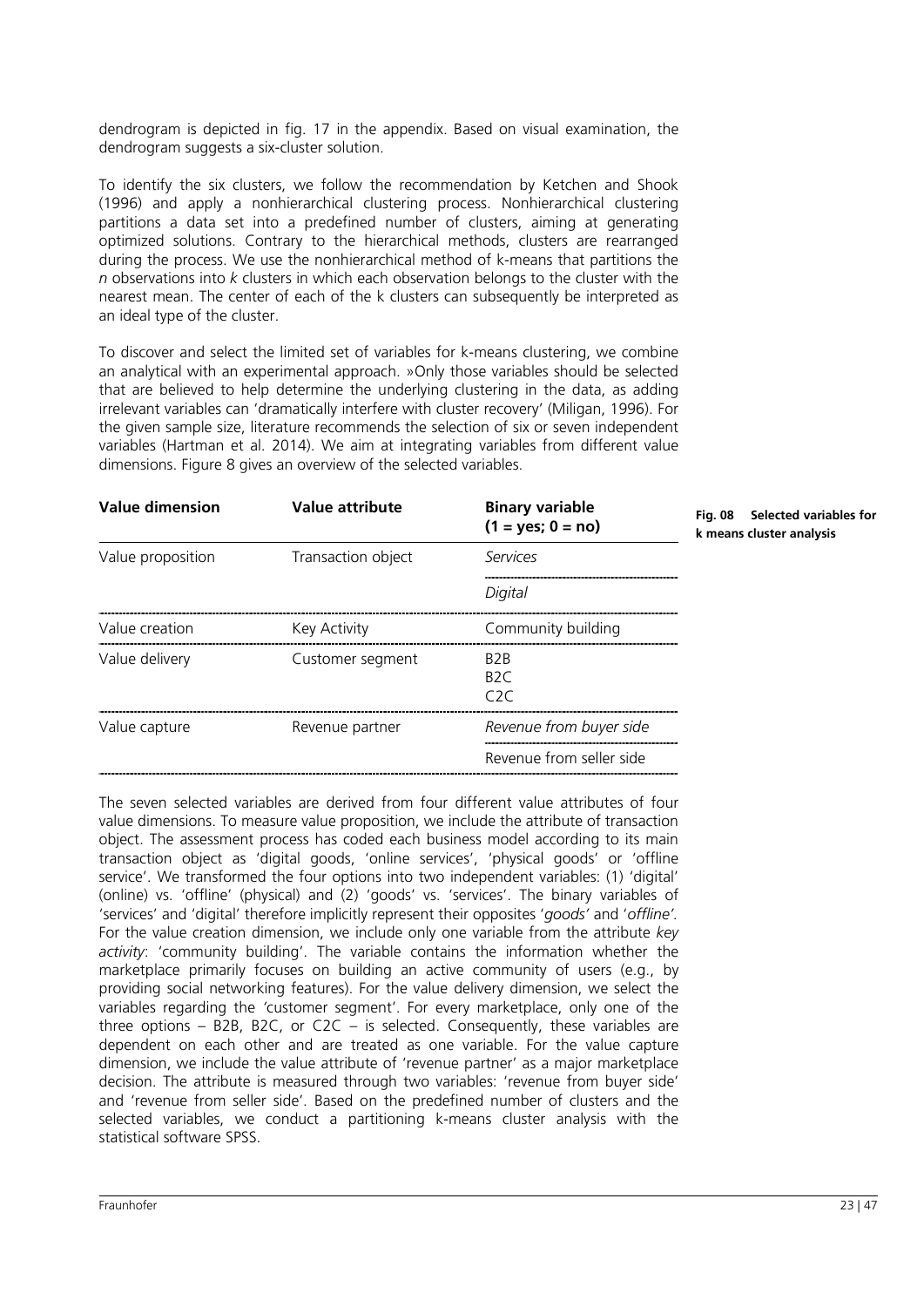dendrogram is depicted in fig. 17 in the appendix. Based on visual examination, the dendrogram suggests a six-cluster solution.

To identify the six clusters, we follow the recommendation by Ketchen and Shook (1996) and apply a nonhierarchical clustering process. Nonhierarchical clustering partitions a data set into a predefined number of clusters, aiming at generating optimized solutions. Contrary to the hierarchical methods, clusters are rearranged during the process. We use the nonhierarchical method of k-means that partitions the *n* observations into *k* clusters in which each observation belongs to the cluster with the nearest mean. The center of each of the k clusters can subsequently be interpreted as an ideal type of the cluster.

To discover and select the limited set of variables for k-means clustering, we combine an analytical with an experimental approach. »Only those variables should be selected that are believed to help determine the underlying clustering in the data, as adding irrelevant variables can 'dramatically interfere with cluster recovery' (Miligan, 1996). For the given sample size, literature recommends the selection of six or seven independent variables (Hartman et al. 2014). We aim at integrating variables from different value dimensions. Figure 8 gives an overview of the selected variables.

**Fig. 08 Selected variables for k means cluster analysis**

| Value dimension | Value attribute | Binary variable (1 = yes; 0 = no) |
|---|---|---|
| Value proposition | Transaction object | *Services* |
| | | *Digital* |
| Value creation | Key Activity | Community building |
| Value delivery | Customer segment | B2B<br>B2C<br>C2C |
| Value capture | Revenue partner | *Revenue from buyer side* |
| | | Revenue from seller side |

The seven selected variables are derived from four different value attributes of four value dimensions. To measure value proposition, we include the attribute of transaction object. The assessment process has coded each business model according to its main transaction object as 'digital goods, 'online services', 'physical goods' or 'offline service'. We transformed the four options into two independent variables: (1) 'digital' (online) vs. 'offline' (physical) and (2) 'goods' vs. 'services'. The binary variables of 'services' and 'digital' therefore implicitly represent their opposites '*goods'* and '*offline'.* For the value creation dimension, we include only one variable from the attribute *key activity*: 'community building'. The variable contains the information whether the marketplace primarily focuses on building an active community of users (e.g., by providing social networking features). For the value delivery dimension, we select the variables regarding the 'customer segment'. For every marketplace, only one of the three options – B2B, B2C, or C2C – is selected. Consequently, these variables are dependent on each other and are treated as one variable. For the value capture dimension, we include the value attribute of 'revenue partner' as a major marketplace decision. The attribute is measured through two variables: 'revenue from buyer side' and 'revenue from seller side'. Based on the predefined number of clusters and the selected variables, we conduct a partitioning k-means cluster analysis with the statistical software SPSS.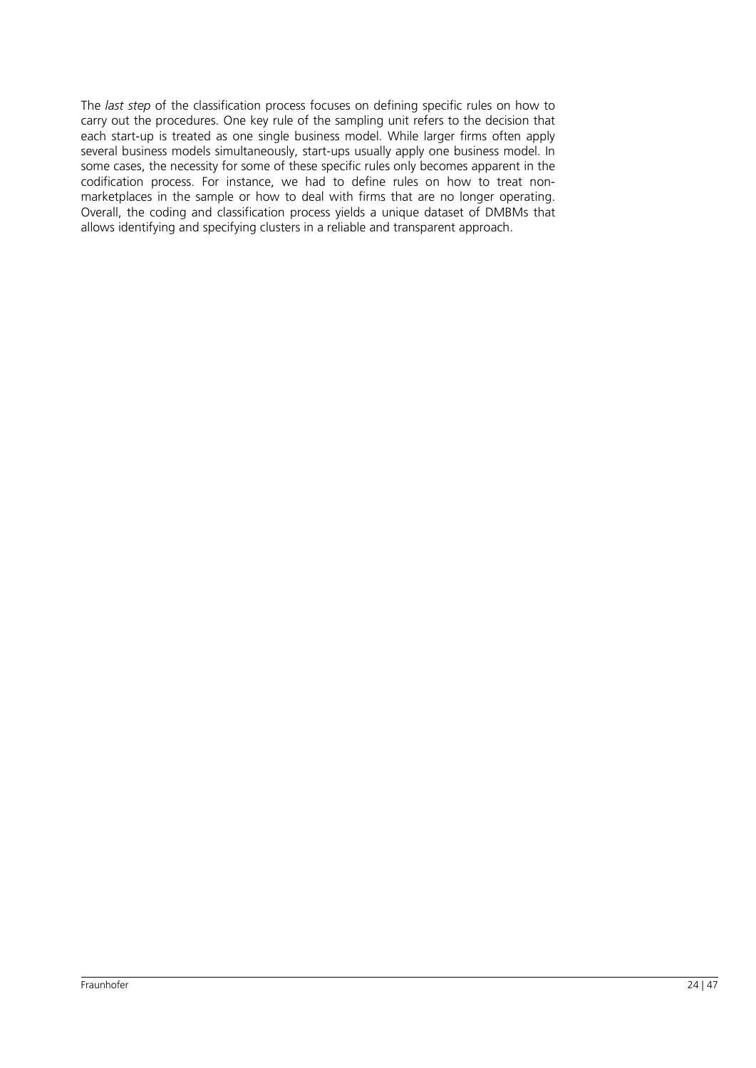The *last step* of the classification process focuses on defining specific rules on how to carry out the procedures. One key rule of the sampling unit refers to the decision that each start-up is treated as one single business model. While larger firms often apply several business models simultaneously, start-ups usually apply one business model. In some cases, the necessity for some of these specific rules only becomes apparent in the codification process. For instance, we had to define rules on how to treat non-marketplaces in the sample or how to deal with firms that are no longer operating. Overall, the coding and classification process yields a unique dataset of DMBMs that allows identifying and specifying clusters in a reliable and transparent approach.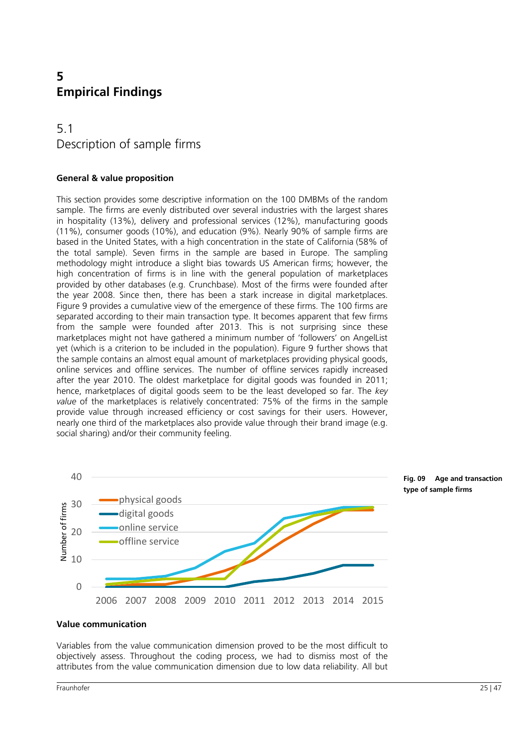# 5
# Empirical Findings

## 5.1
## Description of sample firms

### General & value proposition

This section provides some descriptive information on the 100 DMBMs of the random sample. The firms are evenly distributed over several industries with the largest shares in hospitality (13%), delivery and professional services (12%), manufacturing goods (11%), consumer goods (10%), and education (9%). Nearly 90% of sample firms are based in the United States, with a high concentration in the state of California (58% of the total sample). Seven firms in the sample are based in Europe. The sampling methodology might introduce a slight bias towards US American firms; however, the high concentration of firms is in line with the general population of marketplaces provided by other databases (e.g. Crunchbase). Most of the firms were founded after the year 2008. Since then, there has been a stark increase in digital marketplaces. Figure 9 provides a cumulative view of the emergence of these firms. The 100 firms are separated according to their main transaction type. It becomes apparent that few firms from the sample were founded after 2013. This is not surprising since these marketplaces might not have gathered a minimum number of 'followers' on AngelList yet (which is a criterion to be included in the population). Figure 9 further shows that the sample contains an almost equal amount of marketplaces providing physical goods, online services and offline services. The number of offline services rapidly increased after the year 2010. The oldest marketplace for digital goods was founded in 2011; hence, marketplaces of digital goods seem to be the least developed so far. The *key value* of the marketplaces is relatively concentrated: 75% of the firms in the sample provide value through increased efficiency or cost savings for their users. However, nearly one third of the marketplaces also provide value through their brand image (e.g. social sharing) and/or their community feeling.

**Fig. 09 Age and transaction type of sample firms**

### Value communication

Variables from the value communication dimension proved to be the most difficult to objectively assess. Throughout the coding process, we had to dismiss most of the attributes from the value communication dimension due to low data reliability. All but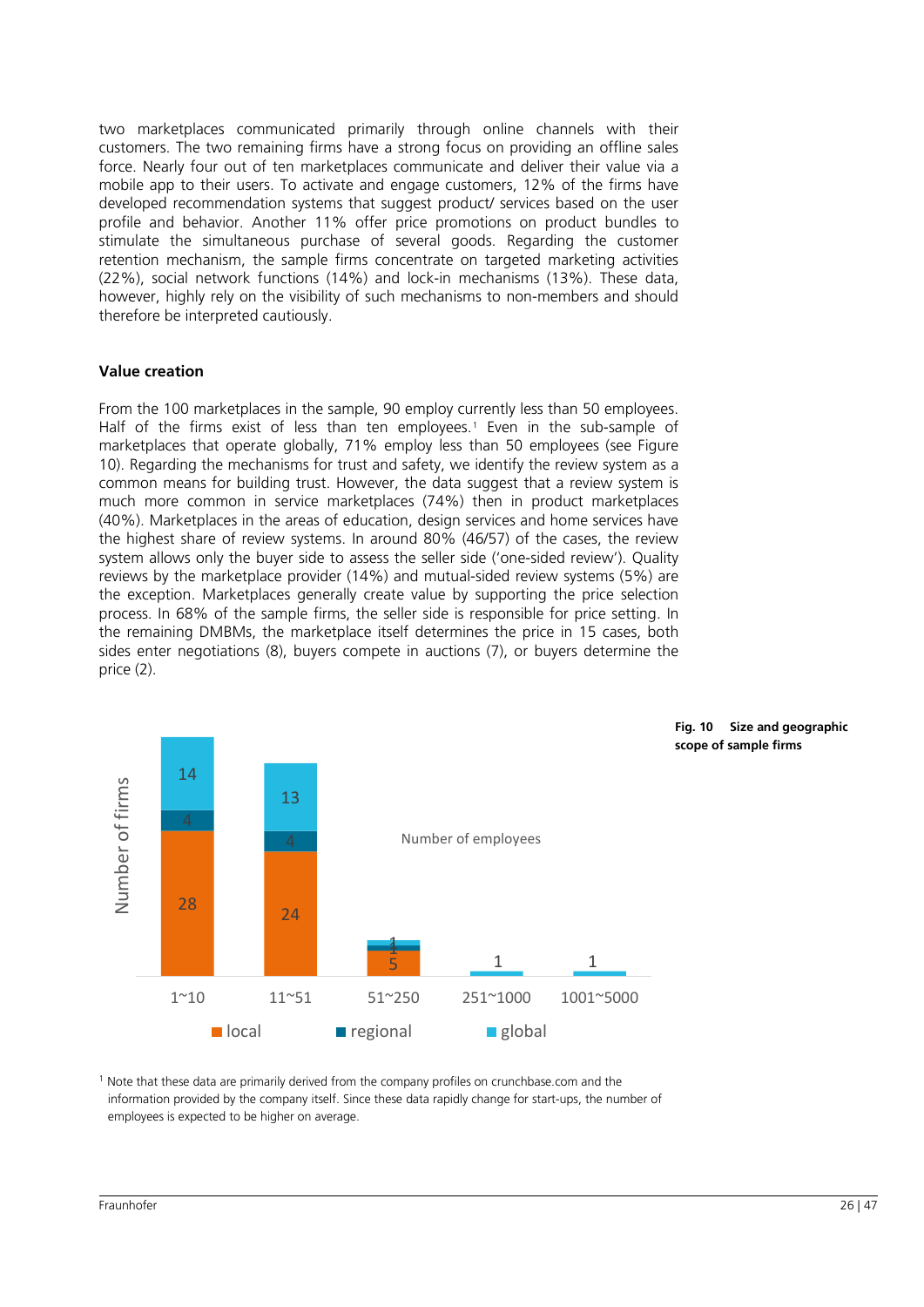two marketplaces communicated primarily through online channels with their customers. The two remaining firms have a strong focus on providing an offline sales force. Nearly four out of ten marketplaces communicate and deliver their value via a mobile app to their users. To activate and engage customers, 12% of the firms have developed recommendation systems that suggest product/ services based on the user profile and behavior. Another 11% offer price promotions on product bundles to stimulate the simultaneous purchase of several goods. Regarding the customer retention mechanism, the sample firms concentrate on targeted marketing activities (22%), social network functions (14%) and lock-in mechanisms (13%). These data, however, highly rely on the visibility of such mechanisms to non-members and should therefore be interpreted cautiously.

### Value creation

From the 100 marketplaces in the sample, 90 employ currently less than 50 employees. Half of the firms exist of less than ten employees.[1] Even in the sub-sample of marketplaces that operate globally, 71% employ less than 50 employees (see Figure 10). Regarding the mechanisms for trust and safety, we identify the review system as a common means for building trust. However, the data suggest that a review system is much more common in service marketplaces (74%) then in product marketplaces (40%). Marketplaces in the areas of education, design services and home services have the highest share of review systems. In around 80% (46/57) of the cases, the review system allows only the buyer side to assess the seller side ('one-sided review'). Quality reviews by the marketplace provider (14%) and mutual-sided review systems (5%) are the exception. Marketplaces generally create value by supporting the price selection process. In 68% of the sample firms, the seller side is responsible for price setting. In the remaining DMBMs, the marketplace itself determines the price in 15 cases, both sides enter negotiations (8), buyers compete in auctions (7), or buyers determine the price (2).

| Number of employees | local | regional | global |
|---|---|---|---|
| 1~10 | 28 | 4 | 14 |
| 11~51 | 24 | 4 | 13 |
| 51~250 | 5 | 1 | 1 |
| 251~1000 | | | 1 |
| 1001~5000 | | | 1 |

**Fig. 10 Size and geographic scope of sample firms**

[1] Note that these data are primarily derived from the company profiles on crunchbase.com and the information provided by the company itself. Since these data rapidly change for start-ups, the number of employees is expected to be higher on average.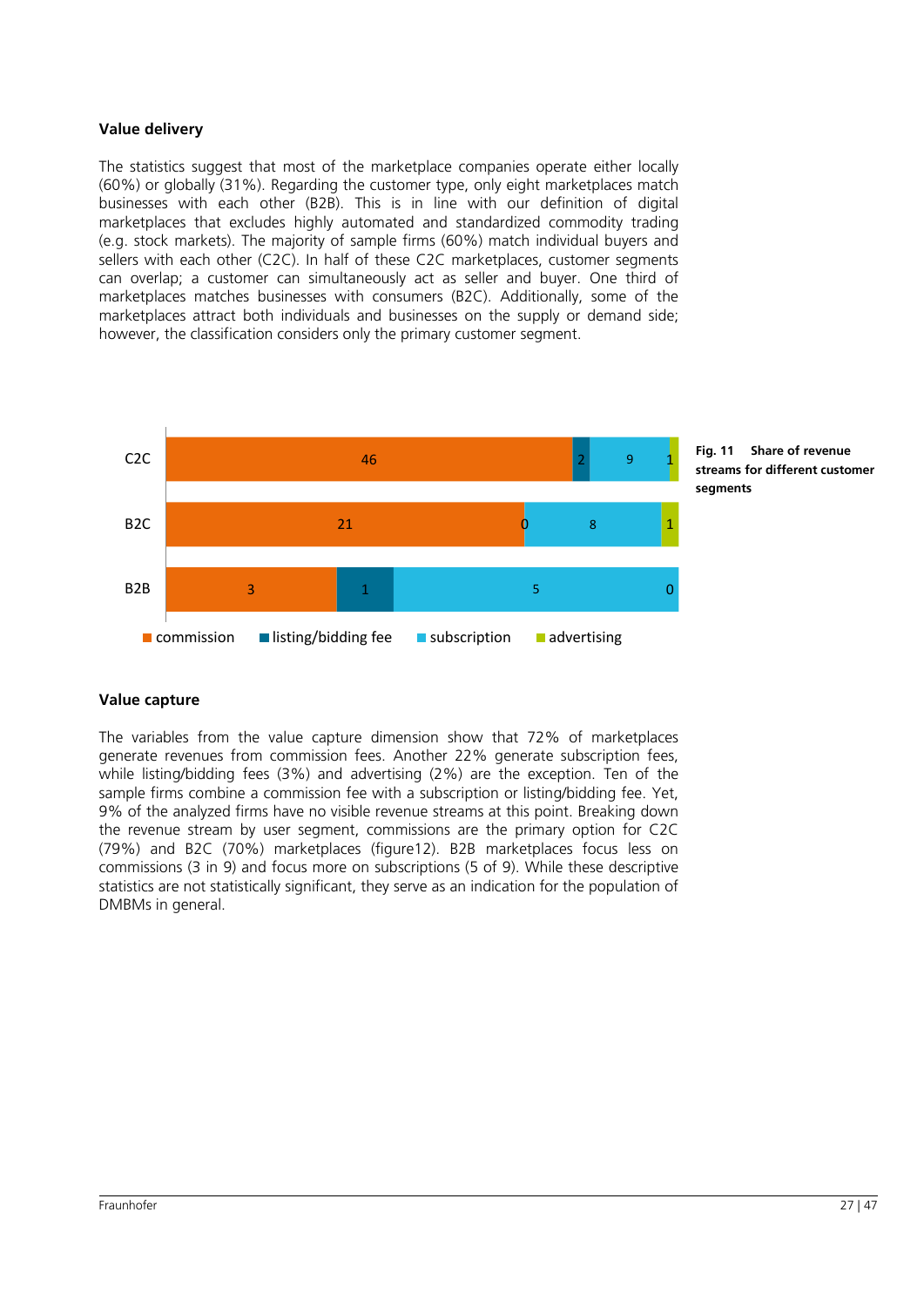### Value delivery

The statistics suggest that most of the marketplace companies operate either locally (60%) or globally (31%). Regarding the customer type, only eight marketplaces match businesses with each other (B2B). This is in line with our definition of digital marketplaces that excludes highly automated and standardized commodity trading (e.g. stock markets). The majority of sample firms (60%) match individual buyers and sellers with each other (C2C). In half of these C2C marketplaces, customer segments can overlap; a customer can simultaneously act as seller and buyer. One third of marketplaces matches businesses with consumers (B2C). Additionally, some of the marketplaces attract both individuals and businesses on the supply or demand side; however, the classification considers only the primary customer segment.

| | commission | listing/bidding fee | subscription | advertising |
|---|---|---|---|---|
| C2C | 46 | 2 | 9 | 1 |
| B2C | 21 | 0 | 8 | 1 |
| B2B | 3 | 1 | 5 | 0 |

**Fig. 11 Share of revenue streams for different customer segments**

### Value capture

The variables from the value capture dimension show that 72% of marketplaces generate revenues from commission fees. Another 22% generate subscription fees, while listing/bidding fees (3%) and advertising (2%) are the exception. Ten of the sample firms combine a commission fee with a subscription or listing/bidding fee. Yet, 9% of the analyzed firms have no visible revenue streams at this point. Breaking down the revenue stream by user segment, commissions are the primary option for C2C (79%) and B2C (70%) marketplaces (figure12). B2B marketplaces focus less on commissions (3 in 9) and focus more on subscriptions (5 of 9). While these descriptive statistics are not statistically significant, they serve as an indication for the population of DMBMs in general.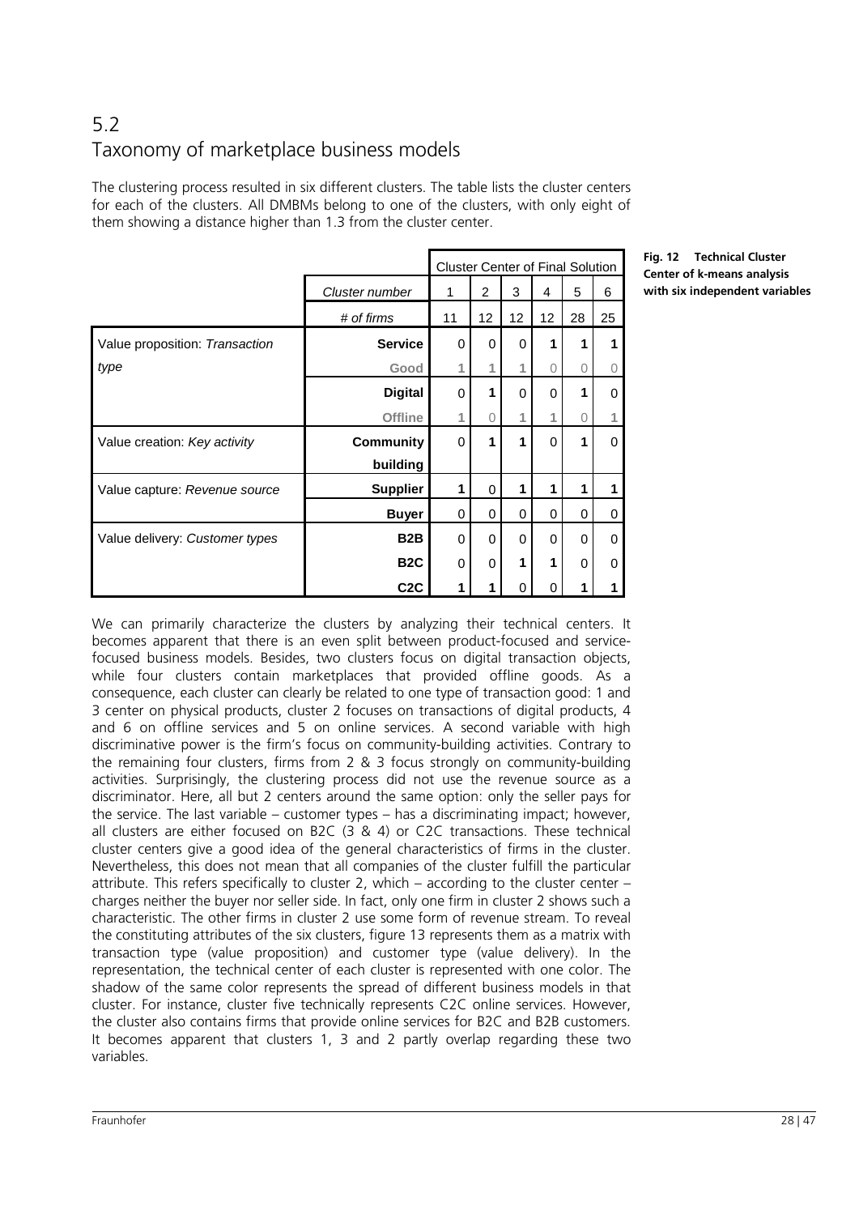## 5.2 Taxonomy of marketplace business models

The clustering process resulted in six different clusters. The table lists the cluster centers for each of the clusters. All DMBMs belong to one of the clusters, with only eight of them showing a distance higher than 1.3 from the cluster center.

| | | Cluster Center of Final Solution | | | | | |
|---|---|---|---|---|---|---|---|
| | *Cluster number* | 1 | 2 | 3 | 4 | 5 | 6 |
| | *# of firms* | 11 | 12 | 12 | 12 | 28 | 25 |
| Value proposition: *Transaction type* | **Service** | 0 | 0 | 0 | 1 | 1 | 1 |
| | **Good** | 1 | 1 | 1 | 0 | 0 | 0 |
| | **Digital** | 0 | 1 | 0 | 0 | 1 | 0 |
| | **Offline** | 1 | 0 | 1 | 1 | 0 | 1 |
| Value creation: *Key activity* | **Community building** | 0 | 1 | 1 | 0 | 1 | 0 |
| Value capture: *Revenue source* | **Supplier** | 1 | 0 | 1 | 1 | 1 | 1 |
| | **Buyer** | 0 | 0 | 0 | 0 | 0 | 0 |
| Value delivery: *Customer types* | **B2B** | 0 | 0 | 0 | 0 | 0 | 0 |
| | **B2C** | 0 | 0 | 1 | 1 | 0 | 0 |
| | **C2C** | 1 | 1 | 0 | 0 | 1 | 1 |

**Fig. 12 Technical Cluster Center of k-means analysis with six independent variables**

We can primarily characterize the clusters by analyzing their technical centers. It becomes apparent that there is an even split between product-focused and service-focused business models. Besides, two clusters focus on digital transaction objects, while four clusters contain marketplaces that provided offline goods. As a consequence, each cluster can clearly be related to one type of transaction good: 1 and 3 center on physical products, cluster 2 focuses on transactions of digital products, 4 and 6 on offline services and 5 on online services. A second variable with high discriminative power is the firm's focus on community-building activities. Contrary to the remaining four clusters, firms from 2 & 3 focus strongly on community-building activities. Surprisingly, the clustering process did not use the revenue source as a discriminator. Here, all but 2 centers around the same option: only the seller pays for the service. The last variable – customer types – has a discriminating impact; however, all clusters are either focused on B2C (3 & 4) or C2C transactions. These technical cluster centers give a good idea of the general characteristics of firms in the cluster. Nevertheless, this does not mean that all companies of the cluster fulfill the particular attribute. This refers specifically to cluster 2, which – according to the cluster center – charges neither the buyer nor seller side. In fact, only one firm in cluster 2 shows such a characteristic. The other firms in cluster 2 use some form of revenue stream. To reveal the constituting attributes of the six clusters, figure 13 represents them as a matrix with transaction type (value proposition) and customer type (value delivery). In the representation, the technical center of each cluster is represented with one color. The shadow of the same color represents the spread of different business models in that cluster. For instance, cluster five technically represents C2C online services. However, the cluster also contains firms that provide online services for B2C and B2B customers. It becomes apparent that clusters 1, 3 and 2 partly overlap regarding these two variables.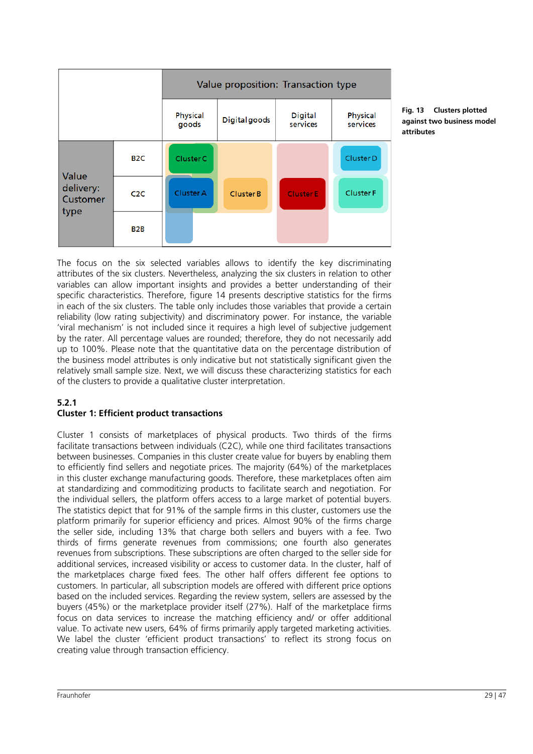| | | Value proposition: Transaction type | | | |
|---|---|---|---|---|---|
| | | Physical goods | Digital goods | Digital services | Physical services |
| Value delivery: Customer type | B2C | Cluster C | | | Cluster D |
| | C2C | Cluster A | Cluster B | Cluster E | Cluster F |
| | B2B | | | | |

**Fig. 13 Clusters plotted against two business model attributes**

The focus on the six selected variables allows to identify the key discriminating attributes of the six clusters. Nevertheless, analyzing the six clusters in relation to other variables can allow important insights and provides a better understanding of their specific characteristics. Therefore, figure 14 presents descriptive statistics for the firms in each of the six clusters. The table only includes those variables that provide a certain reliability (low rating subjectivity) and discriminatory power. For instance, the variable 'viral mechanism' is not included since it requires a high level of subjective judgement by the rater. All percentage values are rounded; therefore, they do not necessarily add up to 100%. Please note that the quantitative data on the percentage distribution of the business model attributes is only indicative but not statistically significant given the relatively small sample size. Next, we will discuss these characterizing statistics for each of the clusters to provide a qualitative cluster interpretation.

### 5.2.1
### Cluster 1: Efficient product transactions

Cluster 1 consists of marketplaces of physical products. Two thirds of the firms facilitate transactions between individuals (C2C), while one third facilitates transactions between businesses. Companies in this cluster create value for buyers by enabling them to efficiently find sellers and negotiate prices. The majority (64%) of the marketplaces in this cluster exchange manufacturing goods. Therefore, these marketplaces often aim at standardizing and commoditizing products to facilitate search and negotiation. For the individual sellers, the platform offers access to a large market of potential buyers. The statistics depict that for 91% of the sample firms in this cluster, customers use the platform primarily for superior efficiency and prices. Almost 90% of the firms charge the seller side, including 13% that charge both sellers and buyers with a fee. Two thirds of firms generate revenues from commissions; one fourth also generates revenues from subscriptions. These subscriptions are often charged to the seller side for additional services, increased visibility or access to customer data. In the cluster, half of the marketplaces charge fixed fees. The other half offers different fee options to customers. In particular, all subscription models are offered with different price options based on the included services. Regarding the review system, sellers are assessed by the buyers (45%) or the marketplace provider itself (27%). Half of the marketplace firms focus on data services to increase the matching efficiency and/ or offer additional value. To activate new users, 64% of firms primarily apply targeted marketing activities. We label the cluster 'efficient product transactions' to reflect its strong focus on creating value through transaction efficiency.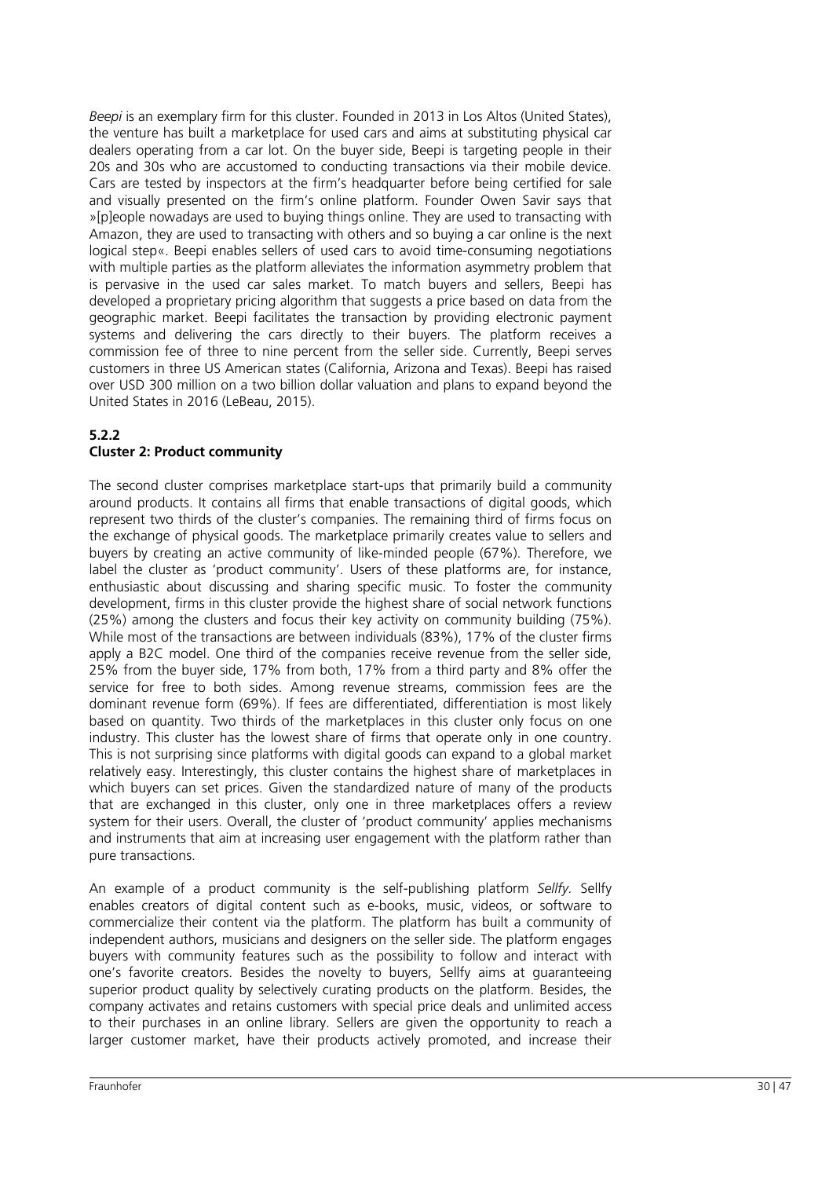*Beepi* is an exemplary firm for this cluster. Founded in 2013 in Los Altos (United States), the venture has built a marketplace for used cars and aims at substituting physical car dealers operating from a car lot. On the buyer side, Beepi is targeting people in their 20s and 30s who are accustomed to conducting transactions via their mobile device. Cars are tested by inspectors at the firm's headquarter before being certified for sale and visually presented on the firm's online platform. Founder Owen Savir says that »[p]eople nowadays are used to buying things online. They are used to transacting with Amazon, they are used to transacting with others and so buying a car online is the next logical step«. Beepi enables sellers of used cars to avoid time-consuming negotiations with multiple parties as the platform alleviates the information asymmetry problem that is pervasive in the used car sales market. To match buyers and sellers, Beepi has developed a proprietary pricing algorithm that suggests a price based on data from the geographic market. Beepi facilitates the transaction by providing electronic payment systems and delivering the cars directly to their buyers. The platform receives a commission fee of three to nine percent from the seller side. Currently, Beepi serves customers in three US American states (California, Arizona and Texas). Beepi has raised over USD 300 million on a two billion dollar valuation and plans to expand beyond the United States in 2016 (LeBeau, 2015).

### 5.2.2
### Cluster 2: Product community

The second cluster comprises marketplace start-ups that primarily build a community around products. It contains all firms that enable transactions of digital goods, which represent two thirds of the cluster's companies. The remaining third of firms focus on the exchange of physical goods. The marketplace primarily creates value to sellers and buyers by creating an active community of like-minded people (67%). Therefore, we label the cluster as 'product community'. Users of these platforms are, for instance, enthusiastic about discussing and sharing specific music. To foster the community development, firms in this cluster provide the highest share of social network functions (25%) among the clusters and focus their key activity on community building (75%). While most of the transactions are between individuals (83%), 17% of the cluster firms apply a B2C model. One third of the companies receive revenue from the seller side, 25% from the buyer side, 17% from both, 17% from a third party and 8% offer the service for free to both sides. Among revenue streams, commission fees are the dominant revenue form (69%). If fees are differentiated, differentiation is most likely based on quantity. Two thirds of the marketplaces in this cluster only focus on one industry. This cluster has the lowest share of firms that operate only in one country. This is not surprising since platforms with digital goods can expand to a global market relatively easy. Interestingly, this cluster contains the highest share of marketplaces in which buyers can set prices. Given the standardized nature of many of the products that are exchanged in this cluster, only one in three marketplaces offers a review system for their users. Overall, the cluster of 'product community' applies mechanisms and instruments that aim at increasing user engagement with the platform rather than pure transactions.

An example of a product community is the self-publishing platform *Sellfy.* Sellfy enables creators of digital content such as e-books, music, videos, or software to commercialize their content via the platform. The platform has built a community of independent authors, musicians and designers on the seller side. The platform engages buyers with community features such as the possibility to follow and interact with one's favorite creators. Besides the novelty to buyers, Sellfy aims at guaranteeing superior product quality by selectively curating products on the platform. Besides, the company activates and retains customers with special price deals and unlimited access to their purchases in an online library. Sellers are given the opportunity to reach a larger customer market, have their products actively promoted, and increase their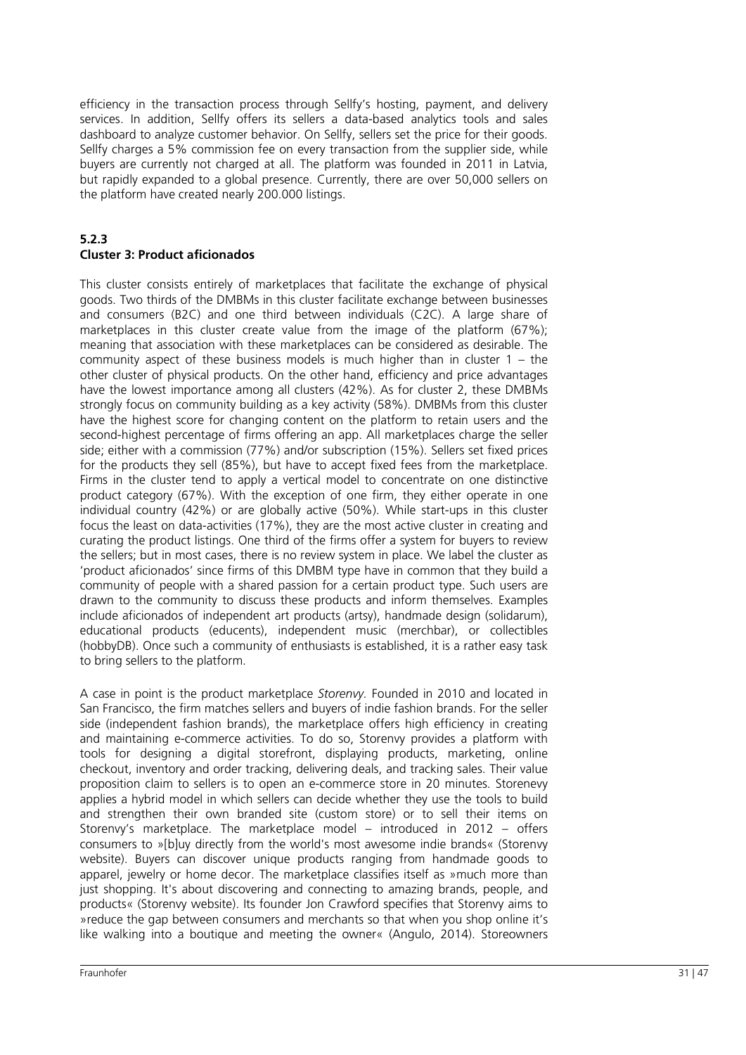efficiency in the transaction process through Sellfy's hosting, payment, and delivery services. In addition, Sellfy offers its sellers a data-based analytics tools and sales dashboard to analyze customer behavior. On Sellfy, sellers set the price for their goods. Sellfy charges a 5% commission fee on every transaction from the supplier side, while buyers are currently not charged at all. The platform was founded in 2011 in Latvia, but rapidly expanded to a global presence. Currently, there are over 50,000 sellers on the platform have created nearly 200.000 listings.

### 5.2.3 Cluster 3: Product aficionados

This cluster consists entirely of marketplaces that facilitate the exchange of physical goods. Two thirds of the DMBMs in this cluster facilitate exchange between businesses and consumers (B2C) and one third between individuals (C2C). A large share of marketplaces in this cluster create value from the image of the platform (67%); meaning that association with these marketplaces can be considered as desirable. The community aspect of these business models is much higher than in cluster 1 – the other cluster of physical products. On the other hand, efficiency and price advantages have the lowest importance among all clusters (42%). As for cluster 2, these DMBMs strongly focus on community building as a key activity (58%). DMBMs from this cluster have the highest score for changing content on the platform to retain users and the second-highest percentage of firms offering an app. All marketplaces charge the seller side; either with a commission (77%) and/or subscription (15%). Sellers set fixed prices for the products they sell (85%), but have to accept fixed fees from the marketplace. Firms in the cluster tend to apply a vertical model to concentrate on one distinctive product category (67%). With the exception of one firm, they either operate in one individual country (42%) or are globally active (50%). While start-ups in this cluster focus the least on data-activities (17%), they are the most active cluster in creating and curating the product listings. One third of the firms offer a system for buyers to review the sellers; but in most cases, there is no review system in place. We label the cluster as 'product aficionados' since firms of this DMBM type have in common that they build a community of people with a shared passion for a certain product type. Such users are drawn to the community to discuss these products and inform themselves. Examples include aficionados of independent art products (artsy), handmade design (solidarum), educational products (educents), independent music (merchbar), or collectibles (hobbyDB). Once such a community of enthusiasts is established, it is a rather easy task to bring sellers to the platform.

A case in point is the product marketplace *Storenvy*. Founded in 2010 and located in San Francisco, the firm matches sellers and buyers of indie fashion brands. For the seller side (independent fashion brands), the marketplace offers high efficiency in creating and maintaining e-commerce activities. To do so, Storenvy provides a platform with tools for designing a digital storefront, displaying products, marketing, online checkout, inventory and order tracking, delivering deals, and tracking sales. Their value proposition claim to sellers is to open an e-commerce store in 20 minutes. Storenevy applies a hybrid model in which sellers can decide whether they use the tools to build and strengthen their own branded site (custom store) or to sell their items on Storenvy's marketplace. The marketplace model – introduced in 2012 – offers consumers to »[b]uy directly from the world's most awesome indie brands« (Storenvy website). Buyers can discover unique products ranging from handmade goods to apparel, jewelry or home decor. The marketplace classifies itself as »much more than just shopping. It's about discovering and connecting to amazing brands, people, and products« (Storenvy website). Its founder Jon Crawford specifies that Storenvy aims to »reduce the gap between consumers and merchants so that when you shop online it's like walking into a boutique and meeting the owner« (Angulo, 2014). Storeowners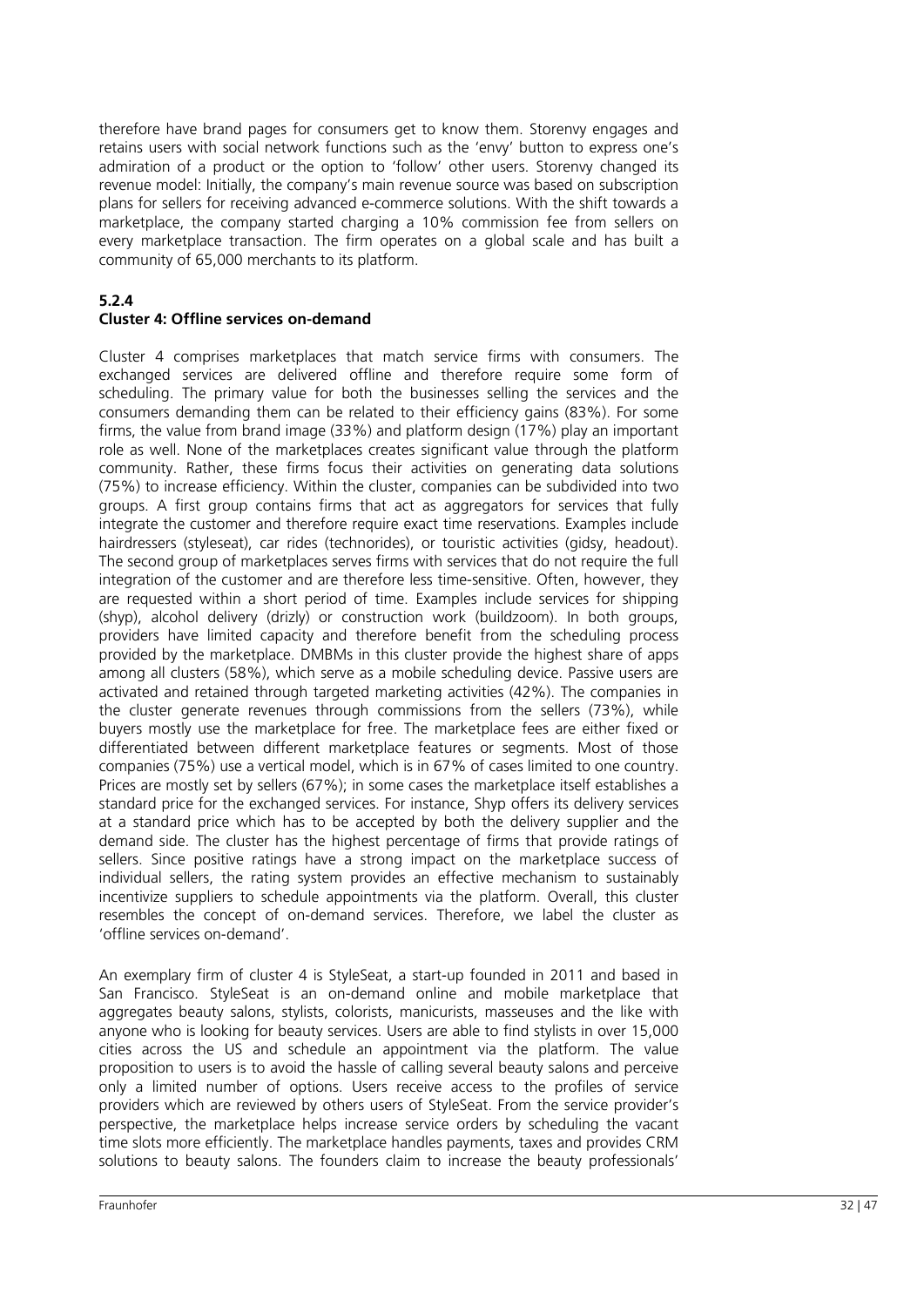therefore have brand pages for consumers get to know them. Storenvy engages and retains users with social network functions such as the 'envy' button to express one's admiration of a product or the option to 'follow' other users. Storenvy changed its revenue model: Initially, the company's main revenue source was based on subscription plans for sellers for receiving advanced e-commerce solutions. With the shift towards a marketplace, the company started charging a 10% commission fee from sellers on every marketplace transaction. The firm operates on a global scale and has built a community of 65,000 merchants to its platform.

### 5.2.4
### Cluster 4: Offline services on-demand

Cluster 4 comprises marketplaces that match service firms with consumers. The exchanged services are delivered offline and therefore require some form of scheduling. The primary value for both the businesses selling the services and the consumers demanding them can be related to their efficiency gains (83%). For some firms, the value from brand image (33%) and platform design (17%) play an important role as well. None of the marketplaces creates significant value through the platform community. Rather, these firms focus their activities on generating data solutions (75%) to increase efficiency. Within the cluster, companies can be subdivided into two groups. A first group contains firms that act as aggregators for services that fully integrate the customer and therefore require exact time reservations. Examples include hairdressers (styleseat), car rides (technorides), or touristic activities (gidsy, headout). The second group of marketplaces serves firms with services that do not require the full integration of the customer and are therefore less time-sensitive. Often, however, they are requested within a short period of time. Examples include services for shipping (shyp), alcohol delivery (drizly) or construction work (buildzoom). In both groups, providers have limited capacity and therefore benefit from the scheduling process provided by the marketplace. DMBMs in this cluster provide the highest share of apps among all clusters (58%), which serve as a mobile scheduling device. Passive users are activated and retained through targeted marketing activities (42%). The companies in the cluster generate revenues through commissions from the sellers (73%), while buyers mostly use the marketplace for free. The marketplace fees are either fixed or differentiated between different marketplace features or segments. Most of those companies (75%) use a vertical model, which is in 67% of cases limited to one country. Prices are mostly set by sellers (67%); in some cases the marketplace itself establishes a standard price for the exchanged services. For instance, Shyp offers its delivery services at a standard price which has to be accepted by both the delivery supplier and the demand side. The cluster has the highest percentage of firms that provide ratings of sellers. Since positive ratings have a strong impact on the marketplace success of individual sellers, the rating system provides an effective mechanism to sustainably incentivize suppliers to schedule appointments via the platform. Overall, this cluster resembles the concept of on-demand services. Therefore, we label the cluster as 'offline services on-demand'.

An exemplary firm of cluster 4 is StyleSeat, a start-up founded in 2011 and based in San Francisco. StyleSeat is an on-demand online and mobile marketplace that aggregates beauty salons, stylists, colorists, manicurists, masseuses and the like with anyone who is looking for beauty services. Users are able to find stylists in over 15,000 cities across the US and schedule an appointment via the platform. The value proposition to users is to avoid the hassle of calling several beauty salons and perceive only a limited number of options. Users receive access to the profiles of service providers which are reviewed by others users of StyleSeat. From the service provider's perspective, the marketplace helps increase service orders by scheduling the vacant time slots more efficiently. The marketplace handles payments, taxes and provides CRM solutions to beauty salons. The founders claim to increase the beauty professionals'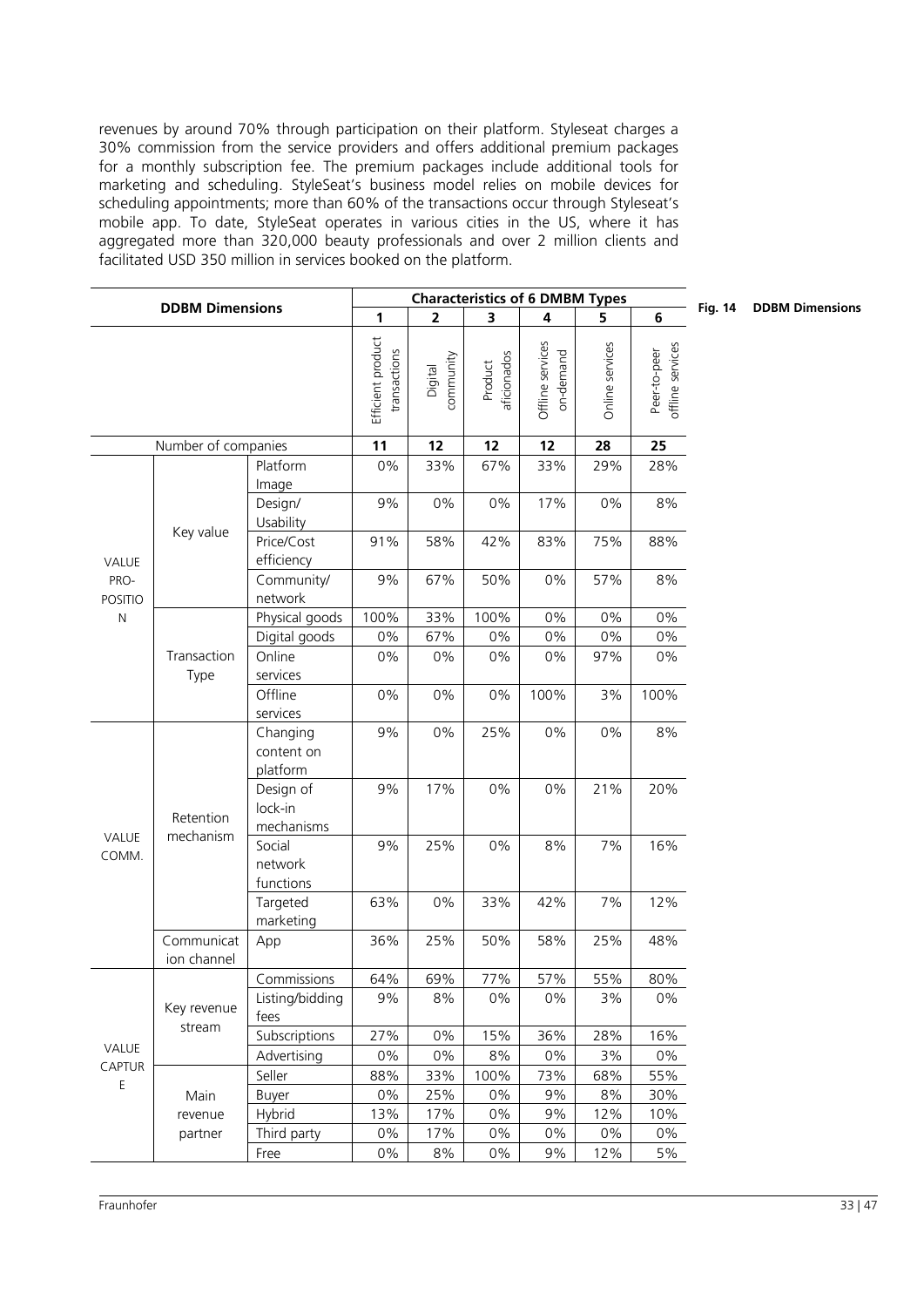revenues by around 70% through participation on their platform. Styleseat charges a 30% commission from the service providers and offers additional premium packages for a monthly subscription fee. The premium packages include additional tools for marketing and scheduling. StyleSeat's business model relies on mobile devices for scheduling appointments; more than 60% of the transactions occur through Styleseat's mobile app. To date, StyleSeat operates in various cities in the US, where it has aggregated more than 320,000 beauty professionals and over 2 million clients and facilitated USD 350 million in services booked on the platform.

**Fig. 14 DDBM Dimensions**

| DDBM Dimensions | | | Characteristics of 6 DMBM Types | | | | | |
|---|---|---|---|---|---|---|---|---|
| | | | 1 | 2 | 3 | 4 | 5 | 6 |
| | | | Efficient product transactions | Digital community | Product aficionados | Offline services on-demand | Online services | Peer-to-peer offline services |
| Number of companies | | | 11 | 12 | 12 | 12 | 28 | 25 |
| VALUE PRO-POSITION | Key value | Platform Image | 0% | 33% | 67% | 33% | 29% | 28% |
| | | Design/ Usability | 9% | 0% | 0% | 17% | 0% | 8% |
| | | Price/Cost efficiency | 91% | 58% | 42% | 83% | 75% | 88% |
| | | Community/ network | 9% | 67% | 50% | 0% | 57% | 8% |
| | Transaction Type | Physical goods | 100% | 33% | 100% | 0% | 0% | 0% |
| | | Digital goods | 0% | 67% | 0% | 0% | 0% | 0% |
| | | Online services | 0% | 0% | 0% | 0% | 97% | 0% |
| | | Offline services | 0% | 0% | 0% | 100% | 3% | 100% |
| VALUE COMM. | Retention mechanism | Changing content on platform | 9% | 0% | 25% | 0% | 0% | 8% |
| | | Design of lock-in mechanisms | 9% | 17% | 0% | 0% | 21% | 20% |
| | | Social network functions | 9% | 25% | 0% | 8% | 7% | 16% |
| | | Targeted marketing | 63% | 0% | 33% | 42% | 7% | 12% |
| | Communication channel | App | 36% | 25% | 50% | 58% | 25% | 48% |
| VALUE CAPTURE | Key revenue stream | Commissions | 64% | 69% | 77% | 57% | 55% | 80% |
| | | Listing/bidding fees | 9% | 8% | 0% | 0% | 3% | 0% |
| | | Subscriptions | 27% | 0% | 15% | 36% | 28% | 16% |
| | | Advertising | 0% | 0% | 8% | 0% | 3% | 0% |
| | Main revenue partner | Seller | 88% | 33% | 100% | 73% | 68% | 55% |
| | | Buyer | 0% | 25% | 0% | 9% | 8% | 30% |
| | | Hybrid | 13% | 17% | 0% | 9% | 12% | 10% |
| | | Third party | 0% | 17% | 0% | 0% | 0% | 0% |
| | | Free | 0% | 8% | 0% | 9% | 12% | 5% |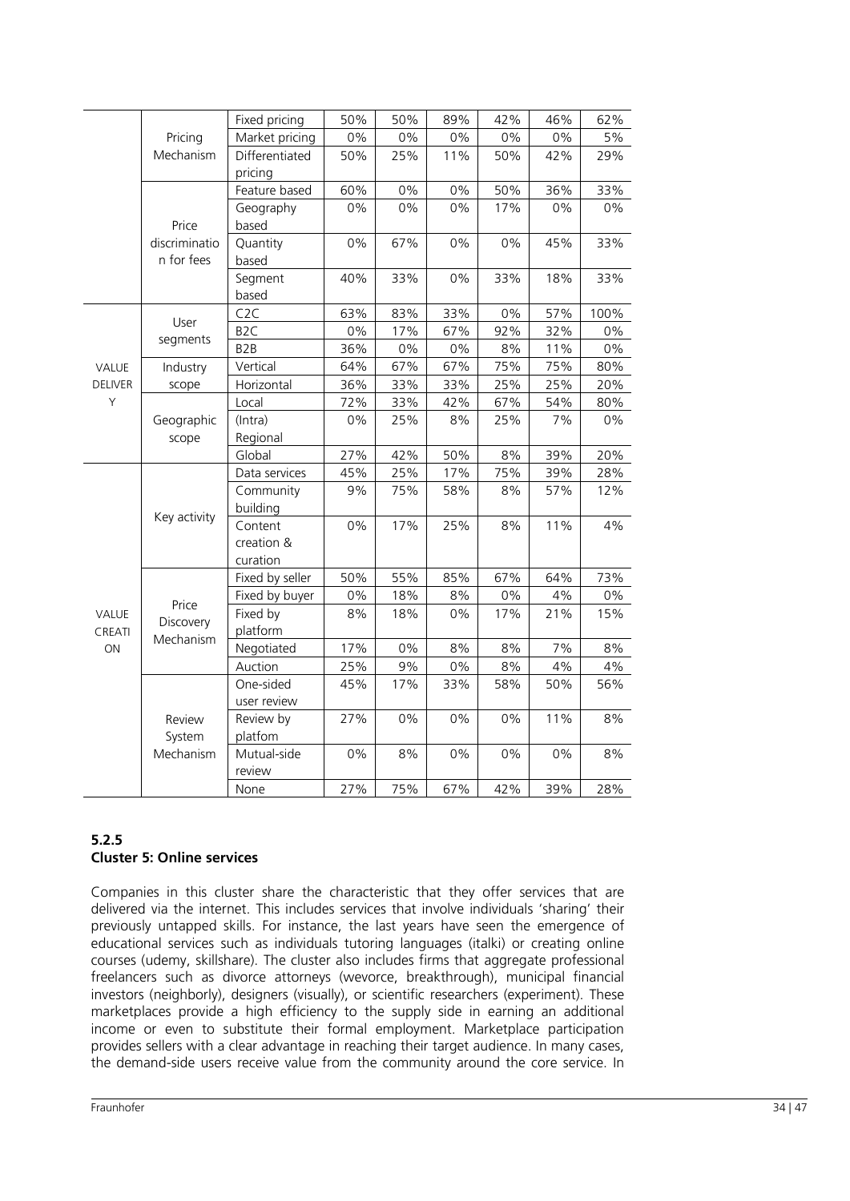|  |  |  |  |  |  |  |  |  |
|---|---|---|---|---|---|---|---|---|
|  | Pricing Mechanism | Fixed pricing | 50% | 50% | 89% | 42% | 46% | 62% |
|  |  | Market pricing | 0% | 0% | 0% | 0% | 0% | 5% |
|  |  | Differentiated pricing | 50% | 25% | 11% | 50% | 42% | 29% |
|  | Price discrimination for fees | Feature based | 60% | 0% | 0% | 50% | 36% | 33% |
|  |  | Geography based | 0% | 0% | 0% | 17% | 0% | 0% |
|  |  | Quantity based | 0% | 67% | 0% | 0% | 45% | 33% |
|  |  | Segment based | 40% | 33% | 0% | 33% | 18% | 33% |
| VALUE DELIVERY | User segments | C2C | 63% | 83% | 33% | 0% | 57% | 100% |
|  |  | B2C | 0% | 17% | 67% | 92% | 32% | 0% |
|  |  | B2B | 36% | 0% | 0% | 8% | 11% | 0% |
|  | Industry scope | Vertical | 64% | 67% | 67% | 75% | 75% | 80% |
|  |  | Horizontal | 36% | 33% | 33% | 25% | 25% | 20% |
|  | Geographic scope | Local | 72% | 33% | 42% | 67% | 54% | 80% |
|  |  | (Intra) Regional | 0% | 25% | 8% | 25% | 7% | 0% |
|  |  | Global | 27% | 42% | 50% | 8% | 39% | 20% |
| VALUE CREATION | Key activity | Data services | 45% | 25% | 17% | 75% | 39% | 28% |
|  |  | Community building | 9% | 75% | 58% | 8% | 57% | 12% |
|  |  | Content creation & curation | 0% | 17% | 25% | 8% | 11% | 4% |
|  | Price Discovery Mechanism | Fixed by seller | 50% | 55% | 85% | 67% | 64% | 73% |
|  |  | Fixed by buyer | 0% | 18% | 8% | 0% | 4% | 0% |
|  |  | Fixed by platform | 8% | 18% | 0% | 17% | 21% | 15% |
|  |  | Negotiated | 17% | 0% | 8% | 8% | 7% | 8% |
|  |  | Auction | 25% | 9% | 0% | 8% | 4% | 4% |
|  | Review System Mechanism | One-sided user review | 45% | 17% | 33% | 58% | 50% | 56% |
|  |  | Review by platfom | 27% | 0% | 0% | 0% | 11% | 8% |
|  |  | Mutual-side review | 0% | 8% | 0% | 0% | 0% | 8% |
|  |  | None | 27% | 75% | 67% | 42% | 39% | 28% |

### 5.2.5
### Cluster 5: Online services

Companies in this cluster share the characteristic that they offer services that are delivered via the internet. This includes services that involve individuals 'sharing' their previously untapped skills. For instance, the last years have seen the emergence of educational services such as individuals tutoring languages (italki) or creating online courses (udemy, skillshare). The cluster also includes firms that aggregate professional freelancers such as divorce attorneys (wevorce, breakthrough), municipal financial investors (neighborly), designers (visually), or scientific researchers (experiment). These marketplaces provide a high efficiency to the supply side in earning an additional income or even to substitute their formal employment. Marketplace participation provides sellers with a clear advantage in reaching their target audience. In many cases, the demand-side users receive value from the community around the core service. In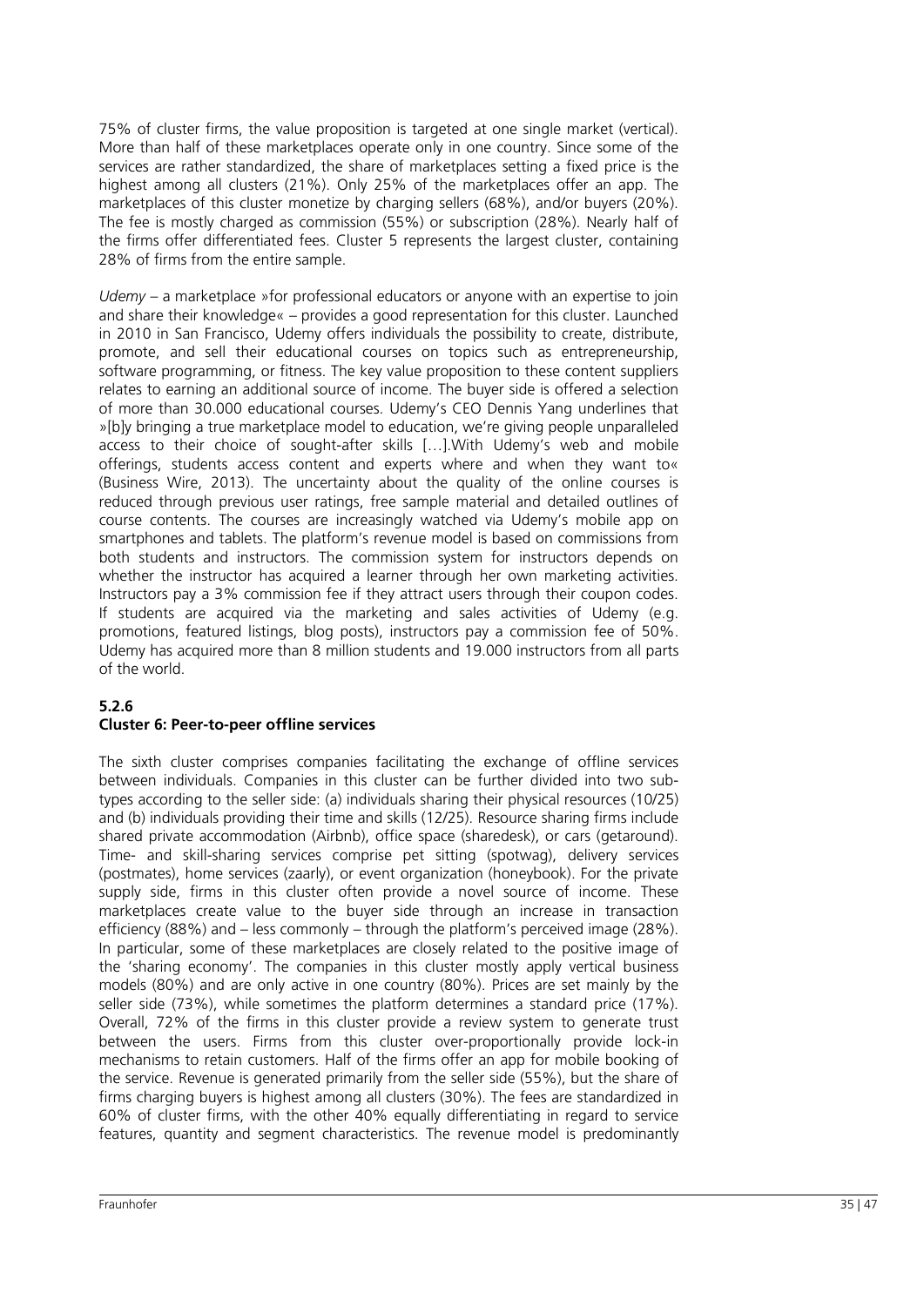75% of cluster firms, the value proposition is targeted at one single market (vertical). More than half of these marketplaces operate only in one country. Since some of the services are rather standardized, the share of marketplaces setting a fixed price is the highest among all clusters (21%). Only 25% of the marketplaces offer an app. The marketplaces of this cluster monetize by charging sellers (68%), and/or buyers (20%). The fee is mostly charged as commission (55%) or subscription (28%). Nearly half of the firms offer differentiated fees. Cluster 5 represents the largest cluster, containing 28% of firms from the entire sample.

*Udemy* – a marketplace »for professional educators or anyone with an expertise to join and share their knowledge« – provides a good representation for this cluster. Launched in 2010 in San Francisco, Udemy offers individuals the possibility to create, distribute, promote, and sell their educational courses on topics such as entrepreneurship, software programming, or fitness. The key value proposition to these content suppliers relates to earning an additional source of income. The buyer side is offered a selection of more than 30.000 educational courses. Udemy's CEO Dennis Yang underlines that »[b]y bringing a true marketplace model to education, we're giving people unparalleled access to their choice of sought-after skills […].With Udemy's web and mobile offerings, students access content and experts where and when they want to« (Business Wire, 2013). The uncertainty about the quality of the online courses is reduced through previous user ratings, free sample material and detailed outlines of course contents. The courses are increasingly watched via Udemy's mobile app on smartphones and tablets. The platform's revenue model is based on commissions from both students and instructors. The commission system for instructors depends on whether the instructor has acquired a learner through her own marketing activities. Instructors pay a 3% commission fee if they attract users through their coupon codes. If students are acquired via the marketing and sales activities of Udemy (e.g. promotions, featured listings, blog posts), instructors pay a commission fee of 50%. Udemy has acquired more than 8 million students and 19.000 instructors from all parts of the world.

### 5.2.6 Cluster 6: Peer-to-peer offline services

The sixth cluster comprises companies facilitating the exchange of offline services between individuals. Companies in this cluster can be further divided into two sub-types according to the seller side: (a) individuals sharing their physical resources (10/25) and (b) individuals providing their time and skills (12/25). Resource sharing firms include shared private accommodation (Airbnb), office space (sharedesk), or cars (getaround). Time- and skill-sharing services comprise pet sitting (spotwag), delivery services (postmates), home services (zaarly), or event organization (honeybook). For the private supply side, firms in this cluster often provide a novel source of income. These marketplaces create value to the buyer side through an increase in transaction efficiency (88%) and – less commonly – through the platform's perceived image (28%). In particular, some of these marketplaces are closely related to the positive image of the 'sharing economy'. The companies in this cluster mostly apply vertical business models (80%) and are only active in one country (80%). Prices are set mainly by the seller side (73%), while sometimes the platform determines a standard price (17%). Overall, 72% of the firms in this cluster provide a review system to generate trust between the users. Firms from this cluster over-proportionally provide lock-in mechanisms to retain customers. Half of the firms offer an app for mobile booking of the service. Revenue is generated primarily from the seller side (55%), but the share of firms charging buyers is highest among all clusters (30%). The fees are standardized in 60% of cluster firms, with the other 40% equally differentiating in regard to service features, quantity and segment characteristics. The revenue model is predominantly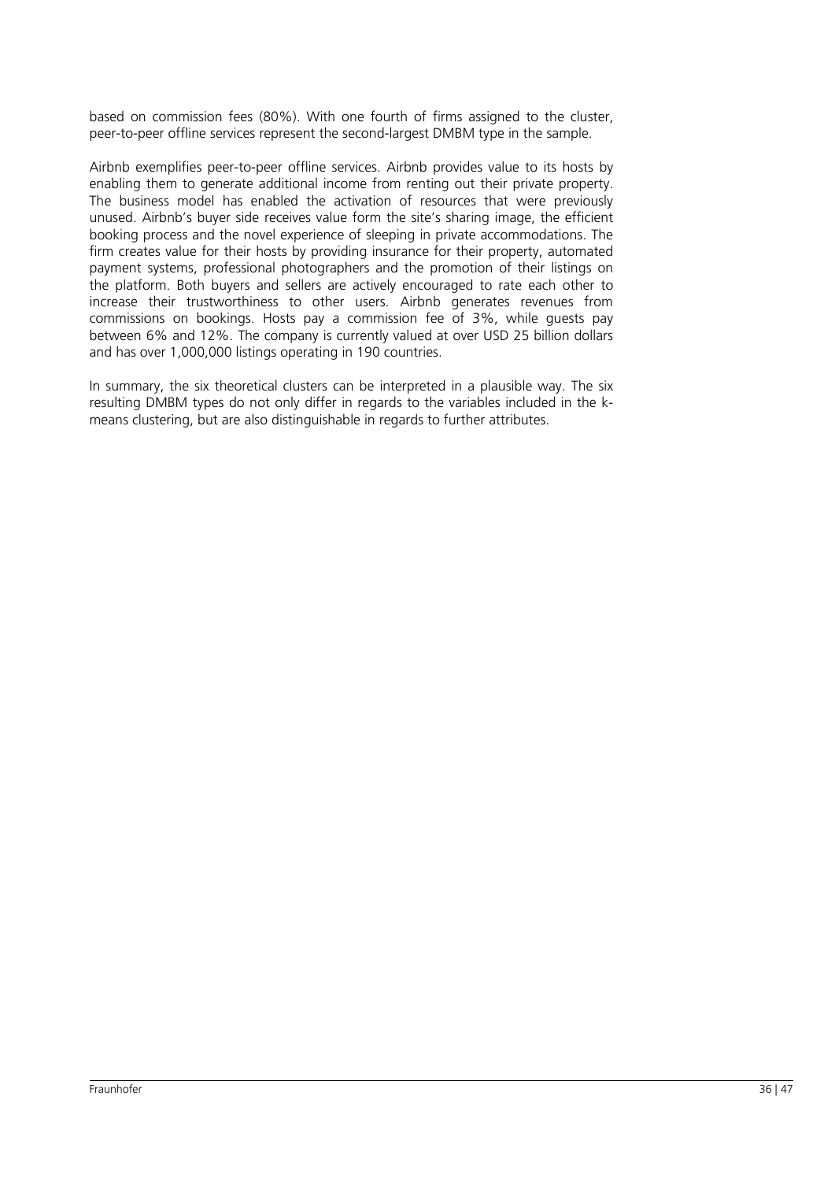based on commission fees (80%). With one fourth of firms assigned to the cluster, peer-to-peer offline services represent the second-largest DMBM type in the sample.

Airbnb exemplifies peer-to-peer offline services. Airbnb provides value to its hosts by enabling them to generate additional income from renting out their private property. The business model has enabled the activation of resources that were previously unused. Airbnb's buyer side receives value form the site's sharing image, the efficient booking process and the novel experience of sleeping in private accommodations. The firm creates value for their hosts by providing insurance for their property, automated payment systems, professional photographers and the promotion of their listings on the platform. Both buyers and sellers are actively encouraged to rate each other to increase their trustworthiness to other users. Airbnb generates revenues from commissions on bookings. Hosts pay a commission fee of 3%, while guests pay between 6% and 12%. The company is currently valued at over USD 25 billion dollars and has over 1,000,000 listings operating in 190 countries.

In summary, the six theoretical clusters can be interpreted in a plausible way. The six resulting DMBM types do not only differ in regards to the variables included in the k-means clustering, but are also distinguishable in regards to further attributes.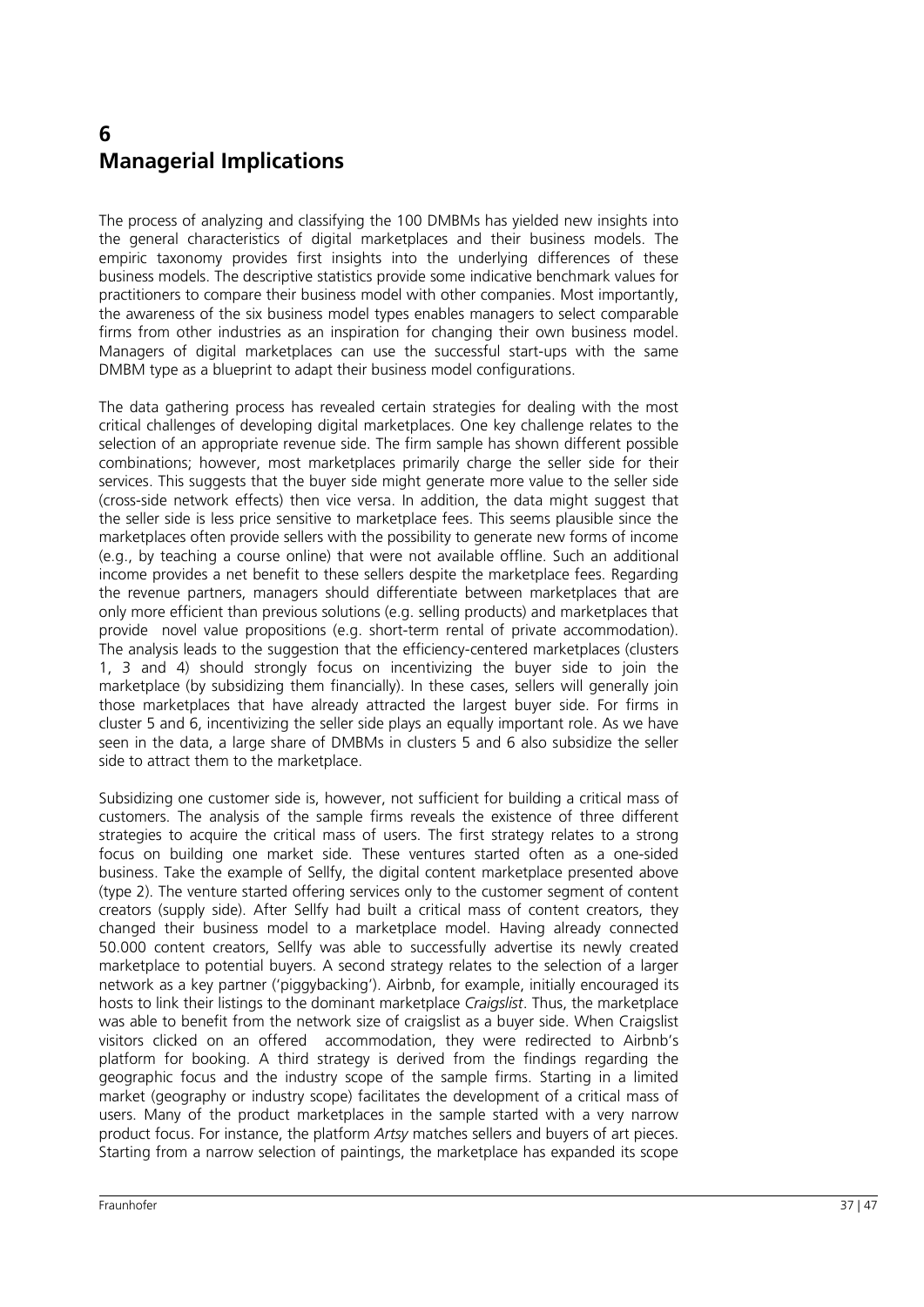# 6 Managerial Implications

The process of analyzing and classifying the 100 DMBMs has yielded new insights into the general characteristics of digital marketplaces and their business models. The empiric taxonomy provides first insights into the underlying differences of these business models. The descriptive statistics provide some indicative benchmark values for practitioners to compare their business model with other companies. Most importantly, the awareness of the six business model types enables managers to select comparable firms from other industries as an inspiration for changing their own business model. Managers of digital marketplaces can use the successful start-ups with the same DMBM type as a blueprint to adapt their business model configurations.

The data gathering process has revealed certain strategies for dealing with the most critical challenges of developing digital marketplaces. One key challenge relates to the selection of an appropriate revenue side. The firm sample has shown different possible combinations; however, most marketplaces primarily charge the seller side for their services. This suggests that the buyer side might generate more value to the seller side (cross-side network effects) then vice versa. In addition, the data might suggest that the seller side is less price sensitive to marketplace fees. This seems plausible since the marketplaces often provide sellers with the possibility to generate new forms of income (e.g., by teaching a course online) that were not available offline. Such an additional income provides a net benefit to these sellers despite the marketplace fees. Regarding the revenue partners, managers should differentiate between marketplaces that are only more efficient than previous solutions (e.g. selling products) and marketplaces that provide novel value propositions (e.g. short-term rental of private accommodation). The analysis leads to the suggestion that the efficiency-centered marketplaces (clusters 1, 3 and 4) should strongly focus on incentivizing the buyer side to join the marketplace (by subsidizing them financially). In these cases, sellers will generally join those marketplaces that have already attracted the largest buyer side. For firms in cluster 5 and 6, incentivizing the seller side plays an equally important role. As we have seen in the data, a large share of DMBMs in clusters 5 and 6 also subsidize the seller side to attract them to the marketplace.

Subsidizing one customer side is, however, not sufficient for building a critical mass of customers. The analysis of the sample firms reveals the existence of three different strategies to acquire the critical mass of users. The first strategy relates to a strong focus on building one market side. These ventures started often as a one-sided business. Take the example of Sellfy, the digital content marketplace presented above (type 2). The venture started offering services only to the customer segment of content creators (supply side). After Sellfy had built a critical mass of content creators, they changed their business model to a marketplace model. Having already connected 50.000 content creators, Sellfy was able to successfully advertise its newly created marketplace to potential buyers. A second strategy relates to the selection of a larger network as a key partner ('piggybacking'). Airbnb, for example, initially encouraged its hosts to link their listings to the dominant marketplace *Craigslist*. Thus, the marketplace was able to benefit from the network size of craigslist as a buyer side. When Craigslist visitors clicked on an offered accommodation, they were redirected to Airbnb's platform for booking. A third strategy is derived from the findings regarding the geographic focus and the industry scope of the sample firms. Starting in a limited market (geography or industry scope) facilitates the development of a critical mass of users. Many of the product marketplaces in the sample started with a very narrow product focus. For instance, the platform *Artsy* matches sellers and buyers of art pieces. Starting from a narrow selection of paintings, the marketplace has expanded its scope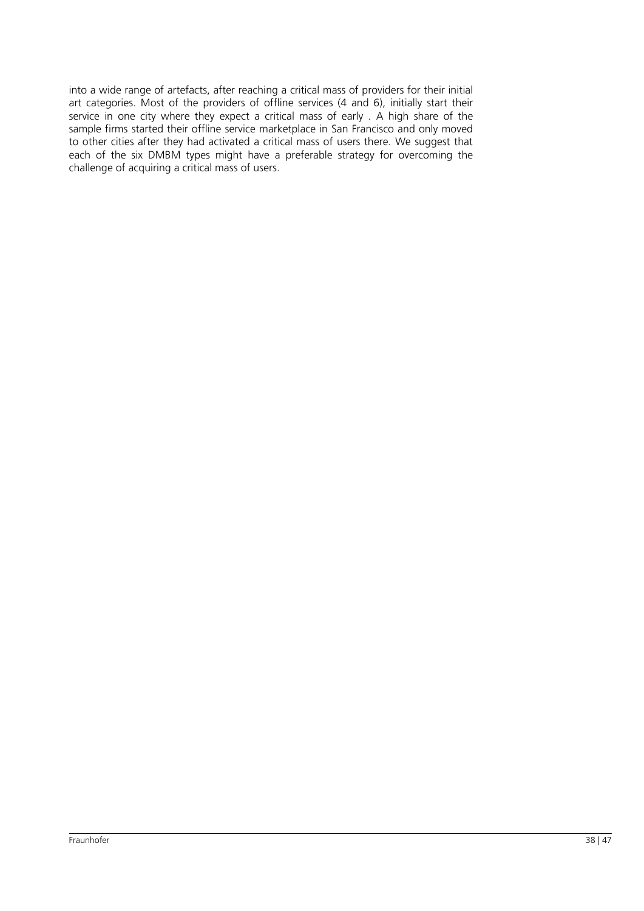into a wide range of artefacts, after reaching a critical mass of providers for their initial art categories. Most of the providers of offline services (4 and 6), initially start their service in one city where they expect a critical mass of early . A high share of the sample firms started their offline service marketplace in San Francisco and only moved to other cities after they had activated a critical mass of users there. We suggest that each of the six DMBM types might have a preferable strategy for overcoming the challenge of acquiring a critical mass of users.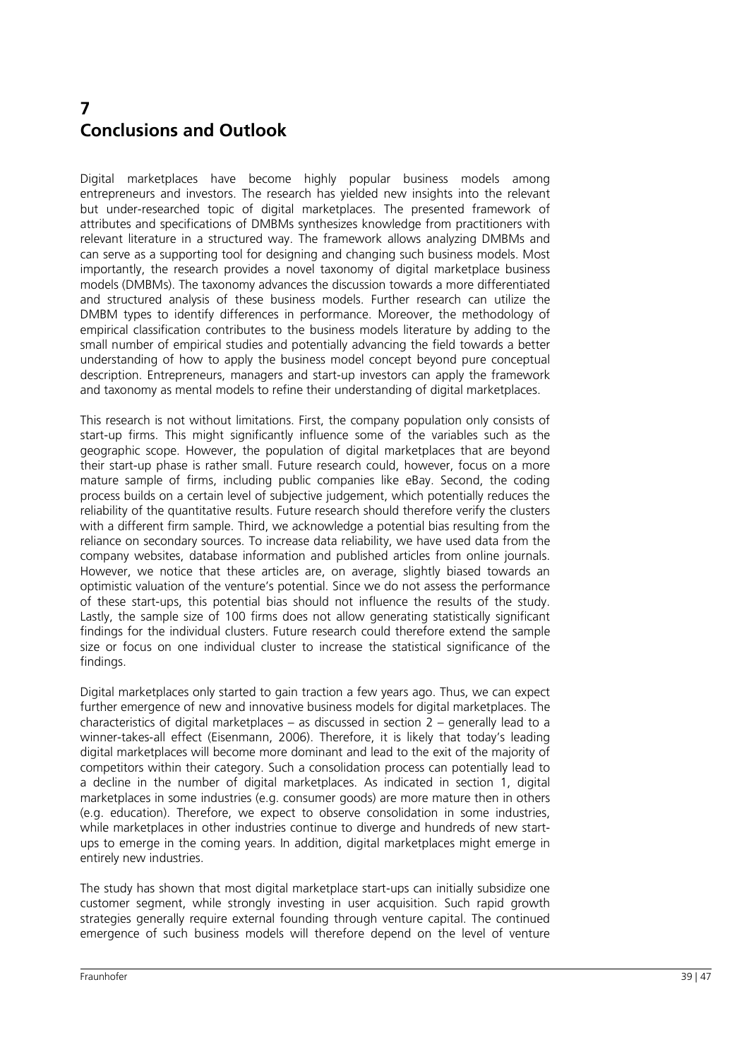# 7 Conclusions and Outlook

Digital marketplaces have become highly popular business models among entrepreneurs and investors. The research has yielded new insights into the relevant but under-researched topic of digital marketplaces. The presented framework of attributes and specifications of DMBMs synthesizes knowledge from practitioners with relevant literature in a structured way. The framework allows analyzing DMBMs and can serve as a supporting tool for designing and changing such business models. Most importantly, the research provides a novel taxonomy of digital marketplace business models (DMBMs). The taxonomy advances the discussion towards a more differentiated and structured analysis of these business models. Further research can utilize the DMBM types to identify differences in performance. Moreover, the methodology of empirical classification contributes to the business models literature by adding to the small number of empirical studies and potentially advancing the field towards a better understanding of how to apply the business model concept beyond pure conceptual description. Entrepreneurs, managers and start-up investors can apply the framework and taxonomy as mental models to refine their understanding of digital marketplaces.

This research is not without limitations. First, the company population only consists of start-up firms. This might significantly influence some of the variables such as the geographic scope. However, the population of digital marketplaces that are beyond their start-up phase is rather small. Future research could, however, focus on a more mature sample of firms, including public companies like eBay. Second, the coding process builds on a certain level of subjective judgement, which potentially reduces the reliability of the quantitative results. Future research should therefore verify the clusters with a different firm sample. Third, we acknowledge a potential bias resulting from the reliance on secondary sources. To increase data reliability, we have used data from the company websites, database information and published articles from online journals. However, we notice that these articles are, on average, slightly biased towards an optimistic valuation of the venture's potential. Since we do not assess the performance of these start-ups, this potential bias should not influence the results of the study. Lastly, the sample size of 100 firms does not allow generating statistically significant findings for the individual clusters. Future research could therefore extend the sample size or focus on one individual cluster to increase the statistical significance of the findings.

Digital marketplaces only started to gain traction a few years ago. Thus, we can expect further emergence of new and innovative business models for digital marketplaces. The characteristics of digital marketplaces – as discussed in section 2 – generally lead to a winner-takes-all effect (Eisenmann, 2006). Therefore, it is likely that today's leading digital marketplaces will become more dominant and lead to the exit of the majority of competitors within their category. Such a consolidation process can potentially lead to a decline in the number of digital marketplaces. As indicated in section 1, digital marketplaces in some industries (e.g. consumer goods) are more mature then in others (e.g. education). Therefore, we expect to observe consolidation in some industries, while marketplaces in other industries continue to diverge and hundreds of new start-ups to emerge in the coming years. In addition, digital marketplaces might emerge in entirely new industries.

The study has shown that most digital marketplace start-ups can initially subsidize one customer segment, while strongly investing in user acquisition. Such rapid growth strategies generally require external founding through venture capital. The continued emergence of such business models will therefore depend on the level of venture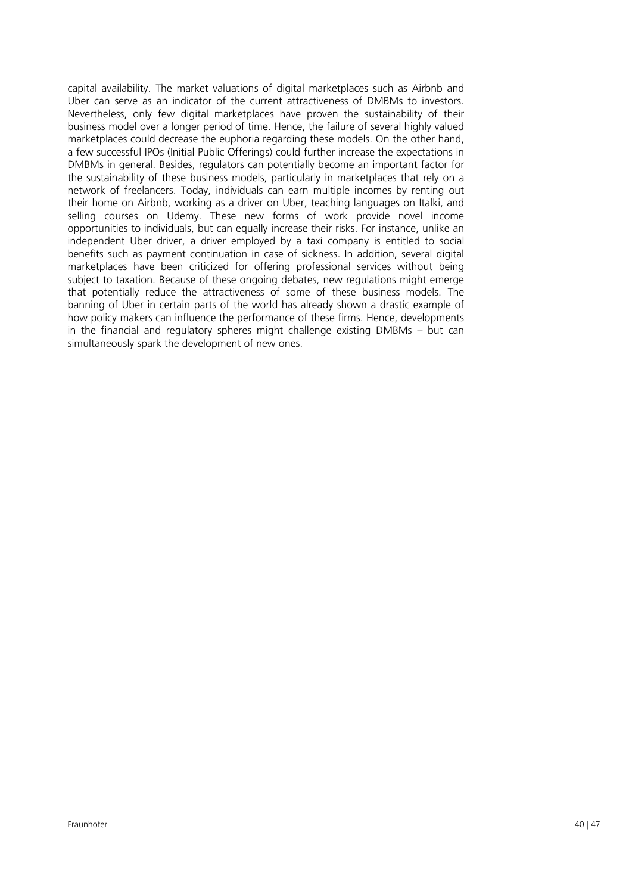capital availability. The market valuations of digital marketplaces such as Airbnb and Uber can serve as an indicator of the current attractiveness of DMBMs to investors. Nevertheless, only few digital marketplaces have proven the sustainability of their business model over a longer period of time. Hence, the failure of several highly valued marketplaces could decrease the euphoria regarding these models. On the other hand, a few successful IPOs (Initial Public Offerings) could further increase the expectations in DMBMs in general. Besides, regulators can potentially become an important factor for the sustainability of these business models, particularly in marketplaces that rely on a network of freelancers. Today, individuals can earn multiple incomes by renting out their home on Airbnb, working as a driver on Uber, teaching languages on Italki, and selling courses on Udemy. These new forms of work provide novel income opportunities to individuals, but can equally increase their risks. For instance, unlike an independent Uber driver, a driver employed by a taxi company is entitled to social benefits such as payment continuation in case of sickness. In addition, several digital marketplaces have been criticized for offering professional services without being subject to taxation. Because of these ongoing debates, new regulations might emerge that potentially reduce the attractiveness of some of these business models. The banning of Uber in certain parts of the world has already shown a drastic example of how policy makers can influence the performance of these firms. Hence, developments in the financial and regulatory spheres might challenge existing DMBMs – but can simultaneously spark the development of new ones.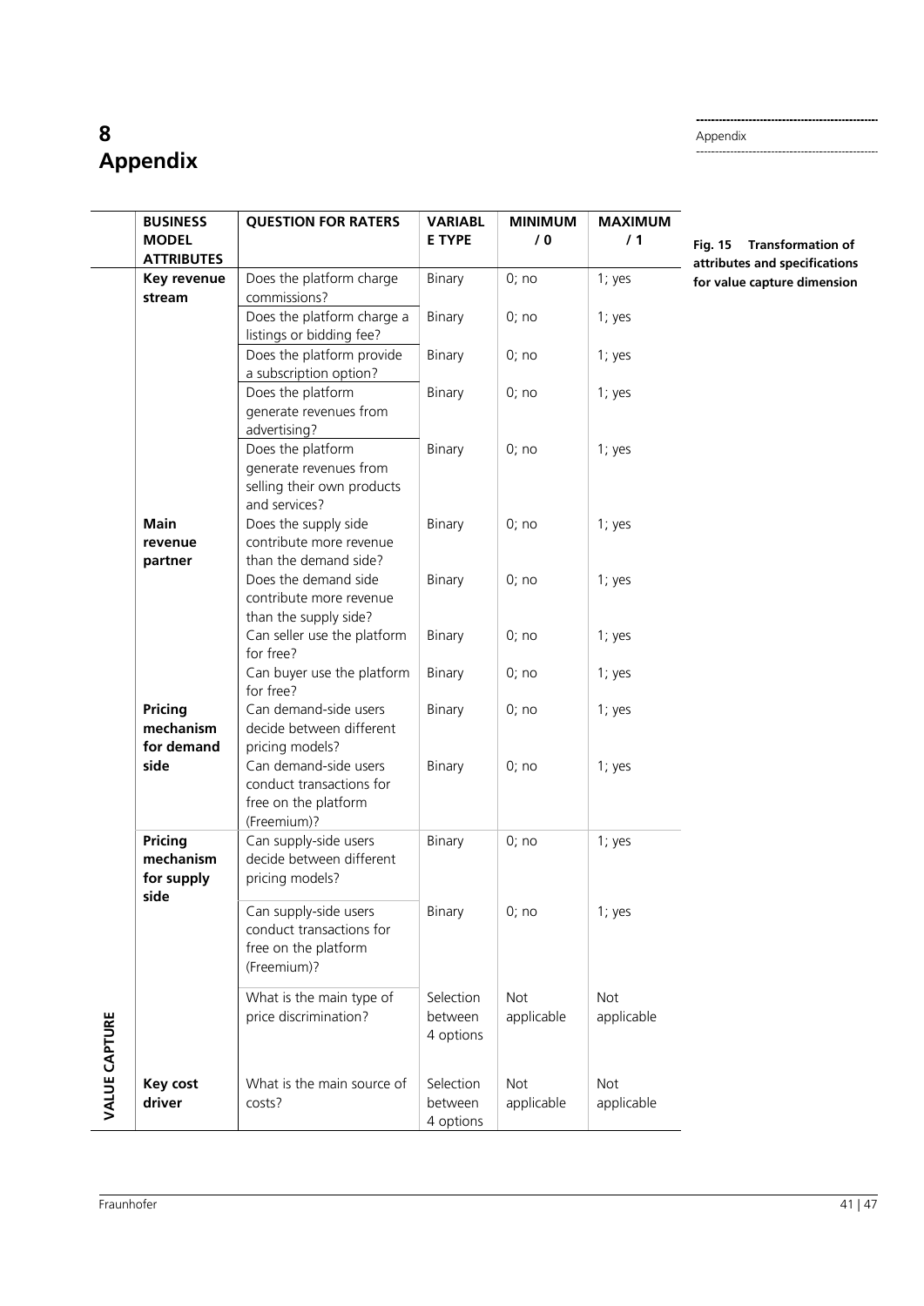# 8 Appendix

Fig. 15 Transformation of attributes and specifications for value capture dimension

| | BUSINESS MODEL ATTRIBUTES | QUESTION FOR RATERS | VARIABLE TYPE | MINIMUM / 0 | MAXIMUM / 1 |
|---|---|---|---|---|---|
| VALUE CAPTURE | Key revenue stream | Does the platform charge commissions? | Binary | 0; no | 1; yes |
| | | Does the platform charge a listings or bidding fee? | Binary | 0; no | 1; yes |
| | | Does the platform provide a subscription option? | Binary | 0; no | 1; yes |
| | | Does the platform generate revenues from advertising? | Binary | 0; no | 1; yes |
| | | Does the platform generate revenues from selling their own products and services? | Binary | 0; no | 1; yes |
| | Main revenue partner | Does the supply side contribute more revenue than the demand side? | Binary | 0; no | 1; yes |
| | | Does the demand side contribute more revenue than the supply side? | Binary | 0; no | 1; yes |
| | | Can seller use the platform for free? | Binary | 0; no | 1; yes |
| | | Can buyer use the platform for free? | Binary | 0; no | 1; yes |
| | Pricing mechanism for demand side | Can demand-side users decide between different pricing models? | Binary | 0; no | 1; yes |
| | | Can demand-side users conduct transactions for free on the platform (Freemium)? | Binary | 0; no | 1; yes |
| | Pricing mechanism for supply side | Can supply-side users decide between different pricing models? | Binary | 0; no | 1; yes |
| | | Can supply-side users conduct transactions for free on the platform (Freemium)? | Binary | 0; no | 1; yes |
| | | What is the main type of price discrimination? | Selection between 4 options | Not applicable | Not applicable |
| | Key cost driver | What is the main source of costs? | Selection between 4 options | Not applicable | Not applicable |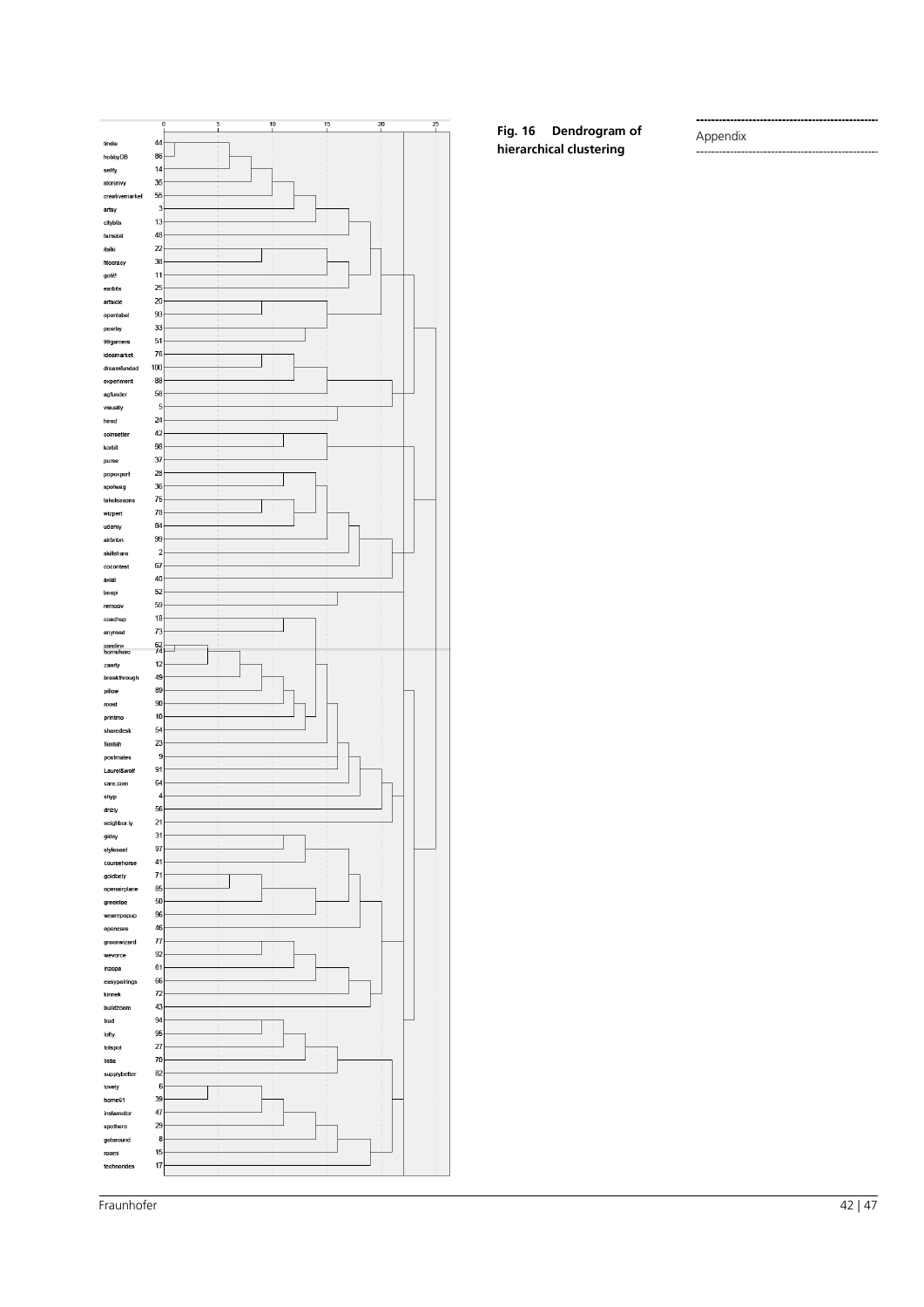**Fig. 16 Dendrogram of hierarchical clustering**

| Label | ID |
|---|---|
| tindie | 44 |
| hobbyDB | 86 |
| sellfy | 14 |
| storenvy | 35 |
| creativemarket | 55 |
| artsy | 3 |
| citybits | 13 |
| famebit | 48 |
| italki | 22 |
| fitocracy | 38 |
| gobif | 11 |
| earbits | 25 |
| artside | 20 |
| openlabel | 93 |
| peerby | 33 |
| 99gamers | 51 |
| ideamarket | 76 |
| dreamfunded | 100 |
| experiment | 88 |
| agfunder | 58 |
| visually | 5 |
| hired | 24 |
| coinsetter | 42 |
| korbit | 98 |
| purse | 37 |
| popexpert | 28 |
| spotwag | 36 |
| takelessons | 75 |
| wizpert | 78 |
| udemy | 84 |
| airbnb | 99 |
| skillshare | 2 |
| cocontest | 67 |
| axial | 40 |
| beepi | 52 |
| remoov | 59 |
| coachup | 18 |
| anyroad | 73 |
| carelinx | 62 |
| homehero | 74 |
| zaarly | 12 |
| breakthrough | 49 |
| pillow | 89 |
| roost | 90 |
| printmo | 10 |
| sharedesk | 54 |
| tiestah | 23 |
| postmates | 9 |
| Laurel&wolf | 91 |
| care.com | 64 |
| shyp | 4 |
| drizly | 56 |
| neighbor.ly | 21 |
| gidsy | 31 |
| stylesaat | 97 |
| coursehorse | 41 |
| goldbely | 71 |
| openairplane | 85 |
| greentoe | 50 |
| wearepopup | 96 |
| opencare | 46 |
| greenwizard | 77 |
| wevorce | 92 |
| inzopa | 61 |
| easypairings | 66 |
| kinnek | 72 |
| buildzoom | 43 |
| trad | 94 |
| lofty | 95 |
| totspot | 27 |
| listia | 70 |
| supplybetter | 82 |
| lovely | 6 |
| home61 | 39 |
| instamotor | 47 |
| spothero | 29 |
| getaround | 8 |
| roomi | 15 |
| technorides | 17 |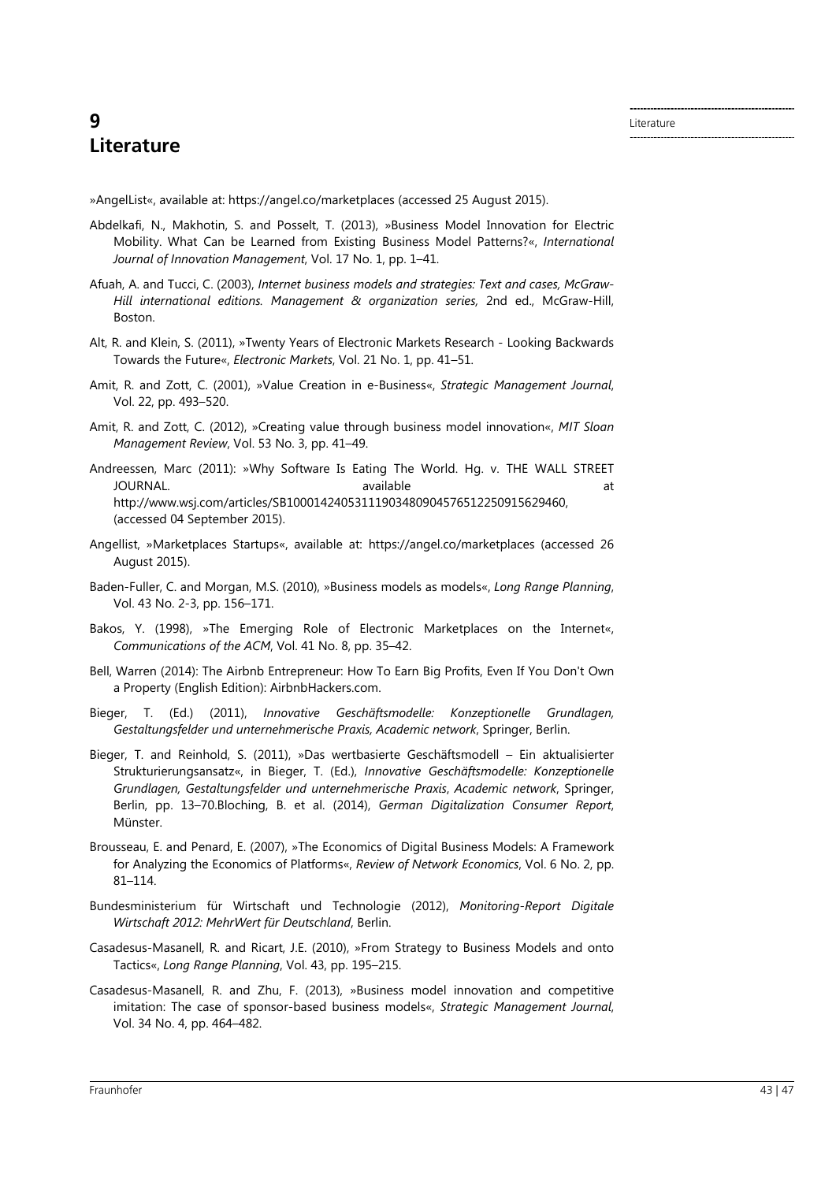# 9 Literature

»AngelList«, available at: https://angel.co/marketplaces (accessed 25 August 2015).

Abdelkafi, N., Makhotin, S. and Posselt, T. (2013), »Business Model Innovation for Electric Mobility. What Can be Learned from Existing Business Model Patterns?«, *International Journal of Innovation Management*, Vol. 17 No. 1, pp. 1–41.

Afuah, A. and Tucci, C. (2003), *Internet business models and strategies: Text and cases, McGraw-Hill international editions. Management & organization series,* 2nd ed., McGraw-Hill, Boston.

Alt, R. and Klein, S. (2011), »Twenty Years of Electronic Markets Research - Looking Backwards Towards the Future«, *Electronic Markets*, Vol. 21 No. 1, pp. 41–51.

Amit, R. and Zott, C. (2001), »Value Creation in e-Business«, *Strategic Management Journal*, Vol. 22, pp. 493–520.

Amit, R. and Zott, C. (2012), »Creating value through business model innovation«, *MIT Sloan Management Review*, Vol. 53 No. 3, pp. 41–49.

Andreessen, Marc (2011): »Why Software Is Eating The World. Hg. v. THE WALL STREET JOURNAL. available at http://www.wsj.com/articles/SB10001424053111903480904576512250915629460, (accessed 04 September 2015).

Angellist, »Marketplaces Startups«, available at: https://angel.co/marketplaces (accessed 26 August 2015).

Baden-Fuller, C. and Morgan, M.S. (2010), »Business models as models«, *Long Range Planning*, Vol. 43 No. 2-3, pp. 156–171.

Bakos, Y. (1998), »The Emerging Role of Electronic Marketplaces on the Internet«, *Communications of the ACM*, Vol. 41 No. 8, pp. 35–42.

Bell, Warren (2014): The Airbnb Entrepreneur: How To Earn Big Profits, Even If You Don't Own a Property (English Edition): AirbnbHackers.com.

Bieger, T. (Ed.) (2011), *Innovative Geschäftsmodelle: Konzeptionelle Grundlagen, Gestaltungsfelder und unternehmerische Praxis, Academic network*, Springer, Berlin.

Bieger, T. and Reinhold, S. (2011), »Das wertbasierte Geschäftsmodell – Ein aktualisierter Strukturierungsansatz«, in Bieger, T. (Ed.), *Innovative Geschäftsmodelle: Konzeptionelle Grundlagen, Gestaltungsfelder und unternehmerische Praxis*, *Academic network*, Springer, Berlin, pp. 13–70.Bloching, B. et al. (2014), *German Digitalization Consumer Report*, Münster.

Brousseau, E. and Penard, E. (2007), »The Economics of Digital Business Models: A Framework for Analyzing the Economics of Platforms«, *Review of Network Economics*, Vol. 6 No. 2, pp. 81–114.

Bundesministerium für Wirtschaft und Technologie (2012), *Monitoring-Report Digitale Wirtschaft 2012: MehrWert für Deutschland*, Berlin.

Casadesus-Masanell, R. and Ricart, J.E. (2010), »From Strategy to Business Models and onto Tactics«, *Long Range Planning*, Vol. 43, pp. 195–215.

Casadesus-Masanell, R. and Zhu, F. (2013), »Business model innovation and competitive imitation: The case of sponsor-based business models«, *Strategic Management Journal*, Vol. 34 No. 4, pp. 464–482.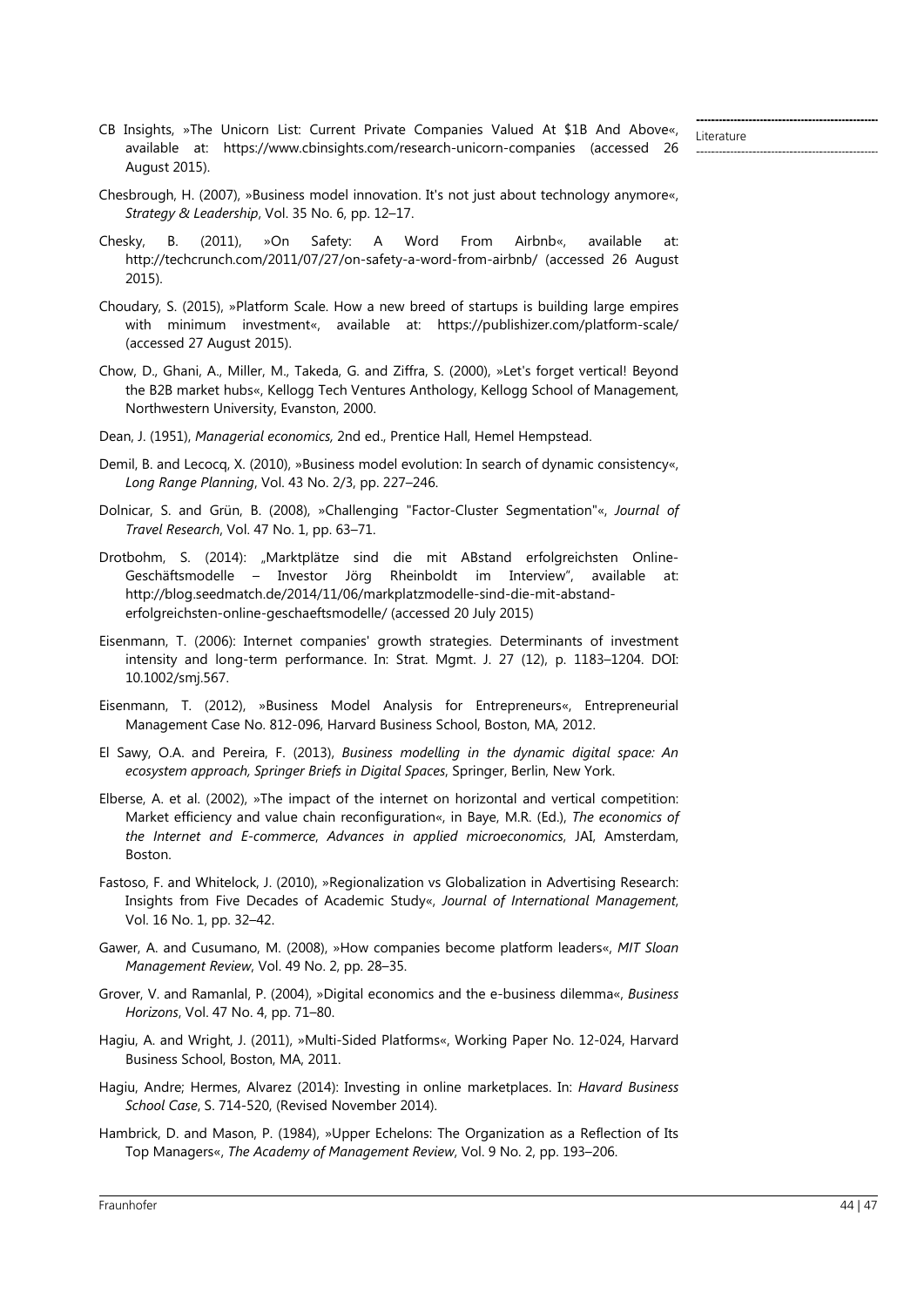CB Insights, »The Unicorn List: Current Private Companies Valued At $1B And Above«, available at: https://www.cbinsights.com/research-unicorn-companies (accessed 26 August 2015).

Chesbrough, H. (2007), »Business model innovation. It's not just about technology anymore«, *Strategy & Leadership*, Vol. 35 No. 6, pp. 12–17.

Chesky, B. (2011), »On Safety: A Word From Airbnb«, available at: http://techcrunch.com/2011/07/27/on-safety-a-word-from-airbnb/ (accessed 26 August 2015).

Choudary, S. (2015), »Platform Scale. How a new breed of startups is building large empires with minimum investment«, available at: https://publishizer.com/platform-scale/ (accessed 27 August 2015).

Chow, D., Ghani, A., Miller, M., Takeda, G. and Ziffra, S. (2000), »Let's forget vertical! Beyond the B2B market hubs«, Kellogg Tech Ventures Anthology, Kellogg School of Management, Northwestern University, Evanston, 2000.

Dean, J. (1951), *Managerial economics,* 2nd ed., Prentice Hall, Hemel Hempstead.

Demil, B. and Lecocq, X. (2010), »Business model evolution: In search of dynamic consistency«, *Long Range Planning*, Vol. 43 No. 2/3, pp. 227–246.

Dolnicar, S. and Grün, B. (2008), »Challenging "Factor-Cluster Segmentation"«, *Journal of Travel Research*, Vol. 47 No. 1, pp. 63–71.

Drotbohm, S. (2014): „Marktplätze sind die mit ABstand erfolgreichsten Online-Geschäftsmodelle – Investor Jörg Rheinboldt im Interview", available at: http://blog.seedmatch.de/2014/11/06/markplatzmodelle-sind-die-mit-abstand-erfolgreichsten-online-geschaeftsmodelle/ (accessed 20 July 2015)

Eisenmann, T. (2006): Internet companies' growth strategies. Determinants of investment intensity and long-term performance. In: Strat. Mgmt. J. 27 (12), p. 1183–1204. DOI: 10.1002/smj.567.

Eisenmann, T. (2012), »Business Model Analysis for Entrepreneurs«, Entrepreneurial Management Case No. 812-096, Harvard Business School, Boston, MA, 2012.

El Sawy, O.A. and Pereira, F. (2013), *Business modelling in the dynamic digital space: An ecosystem approach, Springer Briefs in Digital Spaces*, Springer, Berlin, New York.

Elberse, A. et al. (2002), »The impact of the internet on horizontal and vertical competition: Market efficiency and value chain reconfiguration«, in Baye, M.R. (Ed.), *The economics of the Internet and E-commerce*, *Advances in applied microeconomics*, JAI, Amsterdam, Boston.

Fastoso, F. and Whitelock, J. (2010), »Regionalization vs Globalization in Advertising Research: Insights from Five Decades of Academic Study«, *Journal of International Management*, Vol. 16 No. 1, pp. 32–42.

Gawer, A. and Cusumano, M. (2008), »How companies become platform leaders«, *MIT Sloan Management Review*, Vol. 49 No. 2, pp. 28–35.

Grover, V. and Ramanlal, P. (2004), »Digital economics and the e-business dilemma«, *Business Horizons*, Vol. 47 No. 4, pp. 71–80.

Hagiu, A. and Wright, J. (2011), »Multi-Sided Platforms«, Working Paper No. 12-024, Harvard Business School, Boston, MA, 2011.

Hagiu, Andre; Hermes, Alvarez (2014): Investing in online marketplaces. In: *Havard Business School Case*, S. 714-520, (Revised November 2014).

Hambrick, D. and Mason, P. (1984), »Upper Echelons: The Organization as a Reflection of Its Top Managers«, *The Academy of Management Review*, Vol. 9 No. 2, pp. 193–206.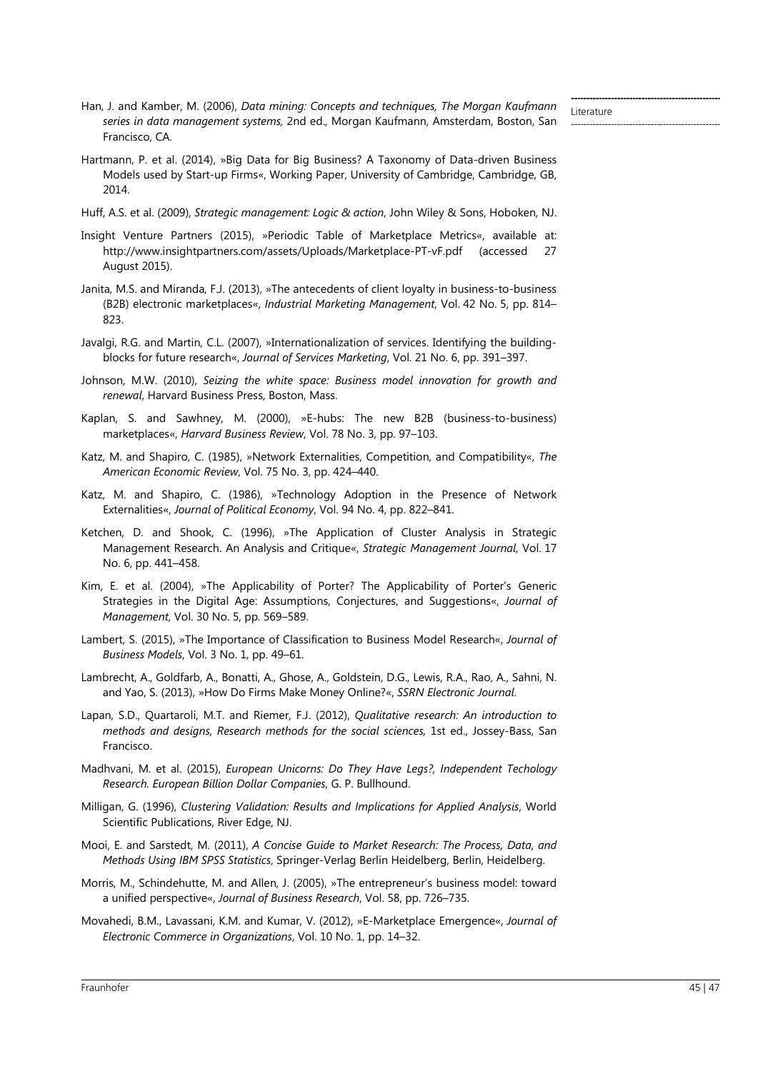Han, J. and Kamber, M. (2006), *Data mining: Concepts and techniques, The Morgan Kaufmann series in data management systems,* 2nd ed., Morgan Kaufmann, Amsterdam, Boston, San Francisco, CA.

Hartmann, P. et al. (2014), »Big Data for Big Business? A Taxonomy of Data-driven Business Models used by Start-up Firms«, Working Paper, University of Cambridge, Cambridge, GB, 2014.

Huff, A.S. et al. (2009), *Strategic management: Logic & action*, John Wiley & Sons, Hoboken, NJ.

Insight Venture Partners (2015), »Periodic Table of Marketplace Metrics«, available at: http://www.insightpartners.com/assets/Uploads/Marketplace-PT-vF.pdf (accessed 27 August 2015).

Janita, M.S. and Miranda, F.J. (2013), »The antecedents of client loyalty in business-to-business (B2B) electronic marketplaces«, *Industrial Marketing Management*, Vol. 42 No. 5, pp. 814–823.

Javalgi, R.G. and Martin, C.L. (2007), »Internationalization of services. Identifying the building-blocks for future research«, *Journal of Services Marketing*, Vol. 21 No. 6, pp. 391–397.

Johnson, M.W. (2010), *Seizing the white space: Business model innovation for growth and renewal*, Harvard Business Press, Boston, Mass.

Kaplan, S. and Sawhney, M. (2000), »E-hubs: The new B2B (business-to-business) marketplaces«, *Harvard Business Review*, Vol. 78 No. 3, pp. 97–103.

Katz, M. and Shapiro, C. (1985), »Network Externalities, Competition, and Compatibility«, *The American Economic Review*, Vol. 75 No. 3, pp. 424–440.

Katz, M. and Shapiro, C. (1986), »Technology Adoption in the Presence of Network Externalities«, *Journal of Political Economy*, Vol. 94 No. 4, pp. 822–841.

Ketchen, D. and Shook, C. (1996), »The Application of Cluster Analysis in Strategic Management Research. An Analysis and Critique«, *Strategic Management Journal*, Vol. 17 No. 6, pp. 441–458.

Kim, E. et al. (2004), »The Applicability of Porter? The Applicability of Porter's Generic Strategies in the Digital Age: Assumptions, Conjectures, and Suggestions«, *Journal of Management*, Vol. 30 No. 5, pp. 569–589.

Lambert, S. (2015), »The Importance of Classification to Business Model Research«, *Journal of Business Models*, Vol. 3 No. 1, pp. 49–61.

Lambrecht, A., Goldfarb, A., Bonatti, A., Ghose, A., Goldstein, D.G., Lewis, R.A., Rao, A., Sahni, N. and Yao, S. (2013), »How Do Firms Make Money Online?«, *SSRN Electronic Journal*.

Lapan, S.D., Quartaroli, M.T. and Riemer, F.J. (2012), *Qualitative research: An introduction to methods and designs, Research methods for the social sciences,* 1st ed., Jossey-Bass, San Francisco.

Madhvani, M. et al. (2015), *European Unicorns: Do They Have Legs?, Independent Techology Research. European Billion Dollar Companies*, G. P. Bullhound.

Milligan, G. (1996), *Clustering Validation: Results and Implications for Applied Analysis*, World Scientific Publications, River Edge, NJ.

Mooi, E. and Sarstedt, M. (2011), *A Concise Guide to Market Research: The Process, Data, and Methods Using IBM SPSS Statistics*, Springer-Verlag Berlin Heidelberg, Berlin, Heidelberg.

Morris, M., Schindehutte, M. and Allen, J. (2005), »The entrepreneur's business model: toward a unified perspective«, *Journal of Business Research*, Vol. 58, pp. 726–735.

Movahedi, B.M., Lavassani, K.M. and Kumar, V. (2012), »E-Marketplace Emergence«, *Journal of Electronic Commerce in Organizations*, Vol. 10 No. 1, pp. 14–32.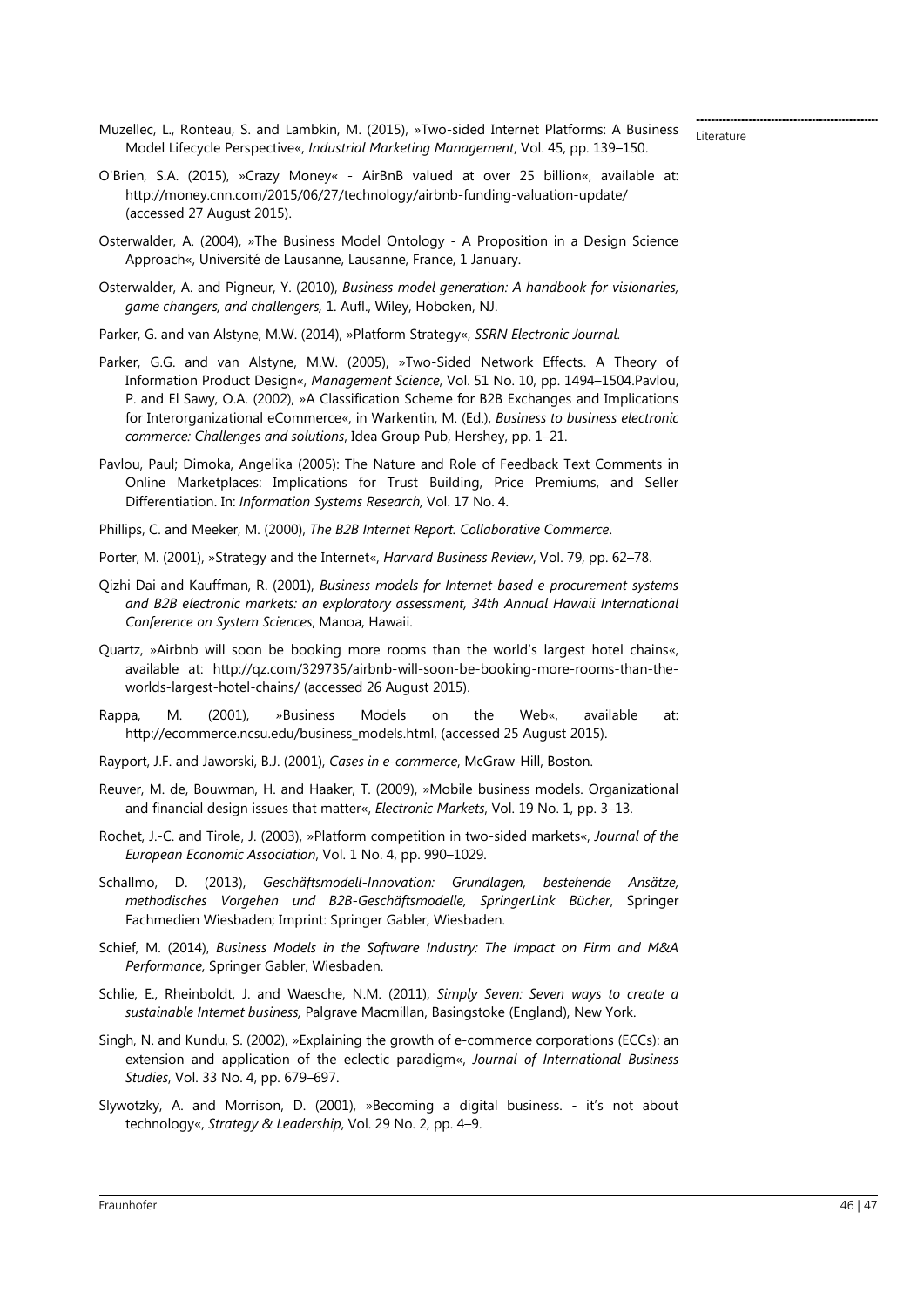Muzellec, L., Ronteau, S. and Lambkin, M. (2015), »Two-sided Internet Platforms: A Business Model Lifecycle Perspective«, *Industrial Marketing Management*, Vol. 45, pp. 139–150.

O'Brien, S.A. (2015), »Crazy Money« - AirBnB valued at over 25 billion«, available at: http://money.cnn.com/2015/06/27/technology/airbnb-funding-valuation-update/ (accessed 27 August 2015).

Osterwalder, A. (2004), »The Business Model Ontology - A Proposition in a Design Science Approach«, Université de Lausanne, Lausanne, France, 1 January.

Osterwalder, A. and Pigneur, Y. (2010), *Business model generation: A handbook for visionaries, game changers, and challengers,* 1. Aufl., Wiley, Hoboken, NJ.

Parker, G. and van Alstyne, M.W. (2014), »Platform Strategy«, *SSRN Electronic Journal*.

Parker, G.G. and van Alstyne, M.W. (2005), »Two-Sided Network Effects. A Theory of Information Product Design«, *Management Science*, Vol. 51 No. 10, pp. 1494–1504.Pavlou, P. and El Sawy, O.A. (2002), »A Classification Scheme for B2B Exchanges and Implications for Interorganizational eCommerce«, in Warkentin, M. (Ed.), *Business to business electronic commerce: Challenges and solutions*, Idea Group Pub, Hershey, pp. 1–21.

Pavlou, Paul; Dimoka, Angelika (2005): The Nature and Role of Feedback Text Comments in Online Marketplaces: Implications for Trust Building, Price Premiums, and Seller Differentiation. In: *Information Systems Research,* Vol. 17 No. 4.

Phillips, C. and Meeker, M. (2000), *The B2B Internet Report. Collaborative Commerce*.

Porter, M. (2001), »Strategy and the Internet«, *Harvard Business Review*, Vol. 79, pp. 62–78.

Qizhi Dai and Kauffman, R. (2001), *Business models for Internet-based e-procurement systems and B2B electronic markets: an exploratory assessment, 34th Annual Hawaii International Conference on System Sciences*, Manoa, Hawaii.

Quartz, »Airbnb will soon be booking more rooms than the world's largest hotel chains«, available at: http://qz.com/329735/airbnb-will-soon-be-booking-more-rooms-than-the-worlds-largest-hotel-chains/ (accessed 26 August 2015).

Rappa, M. (2001), »Business Models on the Web«, available at: http://ecommerce.ncsu.edu/business_models.html, (accessed 25 August 2015).

Rayport, J.F. and Jaworski, B.J. (2001), *Cases in e-commerce*, McGraw-Hill, Boston.

Reuver, M. de, Bouwman, H. and Haaker, T. (2009), »Mobile business models. Organizational and financial design issues that matter«, *Electronic Markets*, Vol. 19 No. 1, pp. 3–13.

Rochet, J.-C. and Tirole, J. (2003), »Platform competition in two-sided markets«, *Journal of the European Economic Association*, Vol. 1 No. 4, pp. 990–1029.

Schallmo, D. (2013), *Geschäftsmodell-Innovation: Grundlagen, bestehende Ansätze, methodisches Vorgehen und B2B-Geschäftsmodelle, SpringerLink Bücher*, Springer Fachmedien Wiesbaden; Imprint: Springer Gabler, Wiesbaden.

Schief, M. (2014), *Business Models in the Software Industry: The Impact on Firm and M&A Performance,* Springer Gabler, Wiesbaden.

Schlie, E., Rheinboldt, J. and Waesche, N.M. (2011), *Simply Seven: Seven ways to create a sustainable Internet business,* Palgrave Macmillan, Basingstoke (England), New York.

Singh, N. and Kundu, S. (2002), »Explaining the growth of e-commerce corporations (ECCs): an extension and application of the eclectic paradigm«, *Journal of International Business Studies*, Vol. 33 No. 4, pp. 679–697.

Slywotzky, A. and Morrison, D. (2001), »Becoming a digital business. - it's not about technology«, *Strategy & Leadership*, Vol. 29 No. 2, pp. 4–9.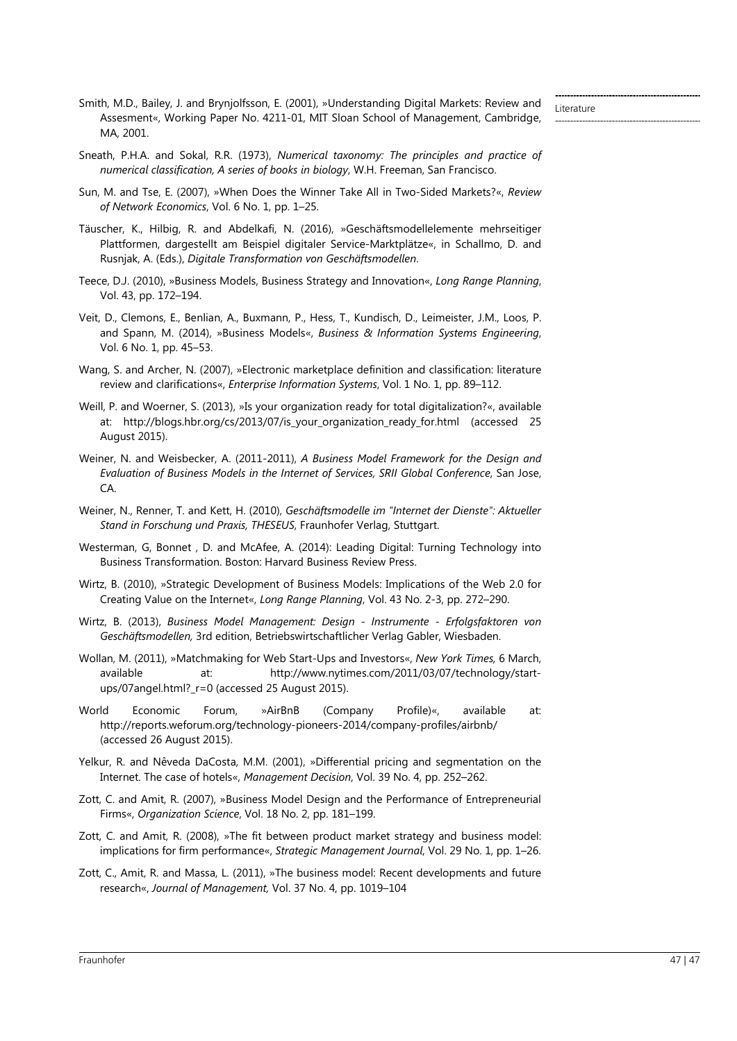Smith, M.D., Bailey, J. and Brynjolfsson, E. (2001), »Understanding Digital Markets: Review and Assesment«, Working Paper No. 4211-01, MIT Sloan School of Management, Cambridge, MA, 2001.

Sneath, P.H.A. and Sokal, R.R. (1973), *Numerical taxonomy: The principles and practice of numerical classification, A series of books in biology*, W.H. Freeman, San Francisco.

Sun, M. and Tse, E. (2007), »When Does the Winner Take All in Two-Sided Markets?«, *Review of Network Economics*, Vol. 6 No. 1, pp. 1–25.

Täuscher, K., Hilbig, R. and Abdelkafi, N. (2016), »Geschäftsmodellelemente mehrseitiger Plattformen, dargestellt am Beispiel digitaler Service-Marktplätze«, in Schallmo, D. and Rusnjak, A. (Eds.), *Digitale Transformation von Geschäftsmodellen*.

Teece, D.J. (2010), »Business Models, Business Strategy and Innovation«, *Long Range Planning*, Vol. 43, pp. 172–194.

Veit, D., Clemons, E., Benlian, A., Buxmann, P., Hess, T., Kundisch, D., Leimeister, J.M., Loos, P. and Spann, M. (2014), »Business Models«, *Business & Information Systems Engineering*, Vol. 6 No. 1, pp. 45–53.

Wang, S. and Archer, N. (2007), »Electronic marketplace definition and classification: literature review and clarifications«, *Enterprise Information Systems*, Vol. 1 No. 1, pp. 89–112.

Weill, P. and Woerner, S. (2013), »Is your organization ready for total digitalization?«, available at: http://blogs.hbr.org/cs/2013/07/is_your_organization_ready_for.html (accessed 25 August 2015).

Weiner, N. and Weisbecker, A. (2011-2011), *A Business Model Framework for the Design and Evaluation of Business Models in the Internet of Services, SRII Global Conference*, San Jose, CA.

Weiner, N., Renner, T. and Kett, H. (2010), *Geschäftsmodelle im "Internet der Dienste": Aktueller Stand in Forschung und Praxis, THESEUS*, Fraunhofer Verlag, Stuttgart.

Westerman, G, Bonnet , D. and McAfee, A. (2014): Leading Digital: Turning Technology into Business Transformation. Boston: Harvard Business Review Press.

Wirtz, B. (2010), »Strategic Development of Business Models: Implications of the Web 2.0 for Creating Value on the Internet«, *Long Range Planning*, Vol. 43 No. 2-3, pp. 272–290.

Wirtz, B. (2013), *Business Model Management: Design - Instrumente - Erfolgsfaktoren von Geschäftsmodellen,* 3rd edition, Betriebswirtschaftlicher Verlag Gabler, Wiesbaden.

Wollan, M. (2011), »Matchmaking for Web Start-Ups and Investors«, *New York Times,* 6 March, available at: http://www.nytimes.com/2011/03/07/technology/start-ups/07angel.html?_r=0 (accessed 25 August 2015).

World Economic Forum, »AirBnB (Company Profile)«, available at: http://reports.weforum.org/technology-pioneers-2014/company-profiles/airbnb/ (accessed 26 August 2015).

Yelkur, R. and Nêveda DaCosta, M.M. (2001), »Differential pricing and segmentation on the Internet. The case of hotels«, *Management Decision*, Vol. 39 No. 4, pp. 252–262.

Zott, C. and Amit, R. (2007), »Business Model Design and the Performance of Entrepreneurial Firms«, *Organization Science*, Vol. 18 No. 2, pp. 181–199.

Zott, C. and Amit, R. (2008), »The fit between product market strategy and business model: implications for firm performance«, *Strategic Management Journal*, Vol. 29 No. 1, pp. 1–26.

Zott, C., Amit, R. and Massa, L. (2011), »The business model: Recent developments and future research«, *Journal of Management,* Vol. 37 No. 4, pp. 1019–104